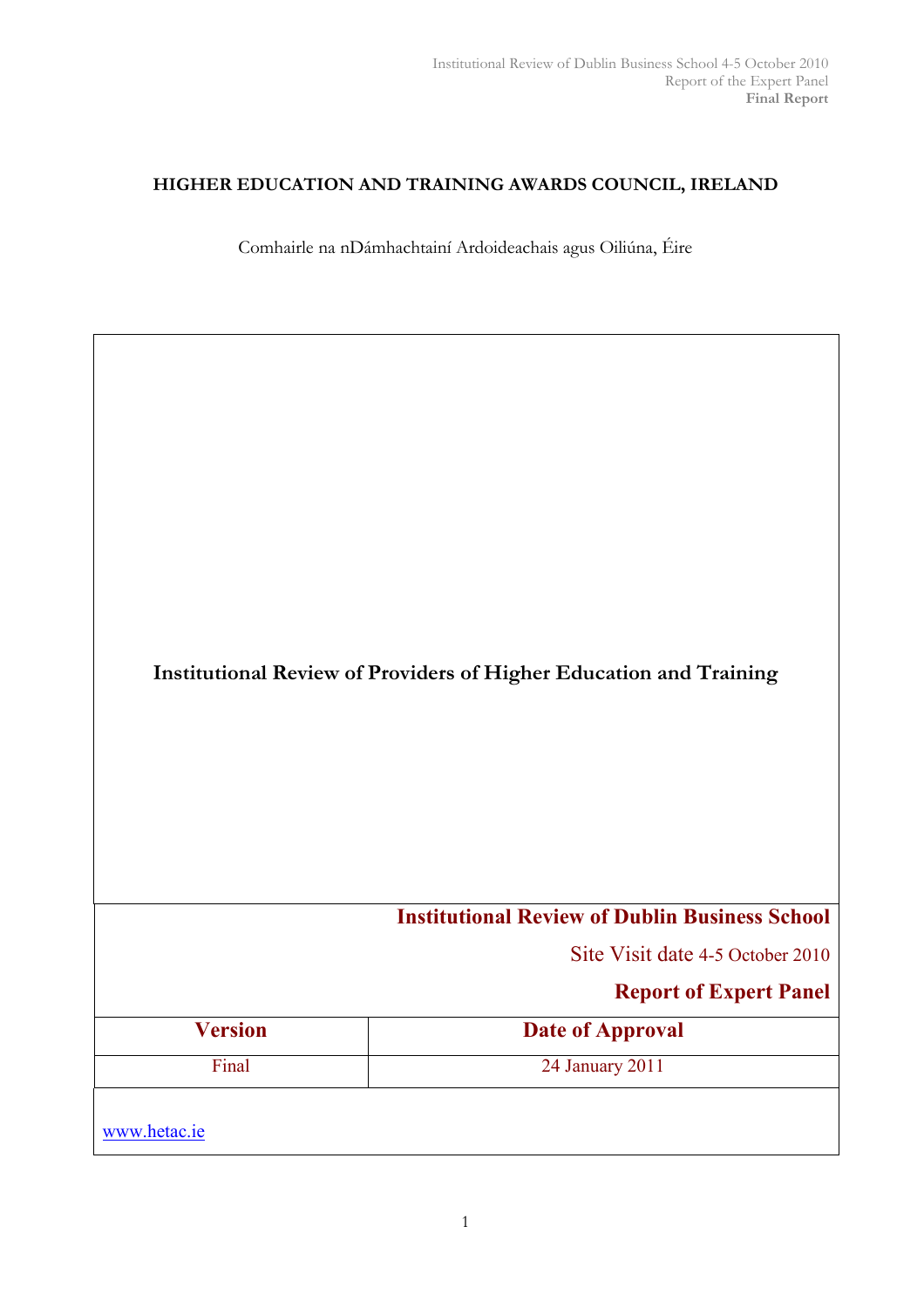**HIGHER EDUCATION AND TRAINING AWARDS COUNCIL, IRELAND**

Comhairle na nDámhachtainí Ardoideachais agus Oiliúna, Éire

# Institutional Review of Providers of Higher Education and Training

**Institutional Review of Dublin Business School**

Site Visit date 4-5 October 2010

**Report of Expert Panel**

| Version | Date of Approval |
|---|---|
| Final | 24 January 2011 |

www.hetac.ie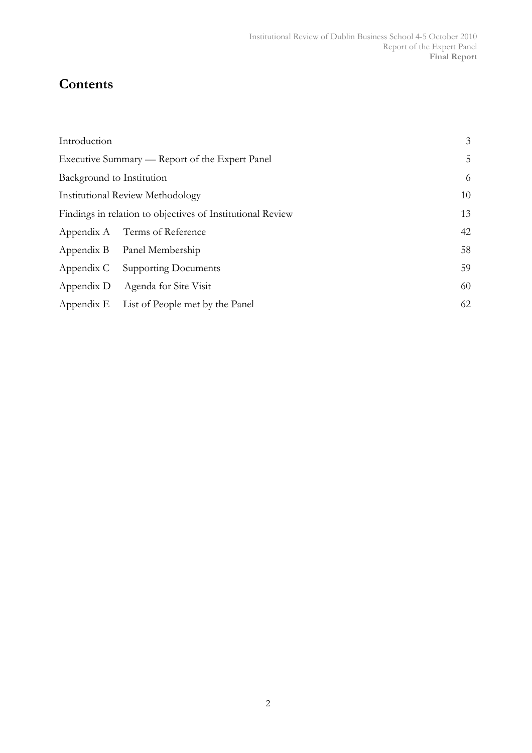# Contents

| | |
|---|---|
| Introduction | 3 |
| Executive Summary — Report of the Expert Panel | 5 |
| Background to Institution | 6 |
| Institutional Review Methodology | 10 |
| Findings in relation to objectives of Institutional Review | 13 |
| Appendix A Terms of Reference | 42 |
| Appendix B Panel Membership | 58 |
| Appendix C Supporting Documents | 59 |
| Appendix D Agenda for Site Visit | 60 |
| Appendix E List of People met by the Panel | 62 |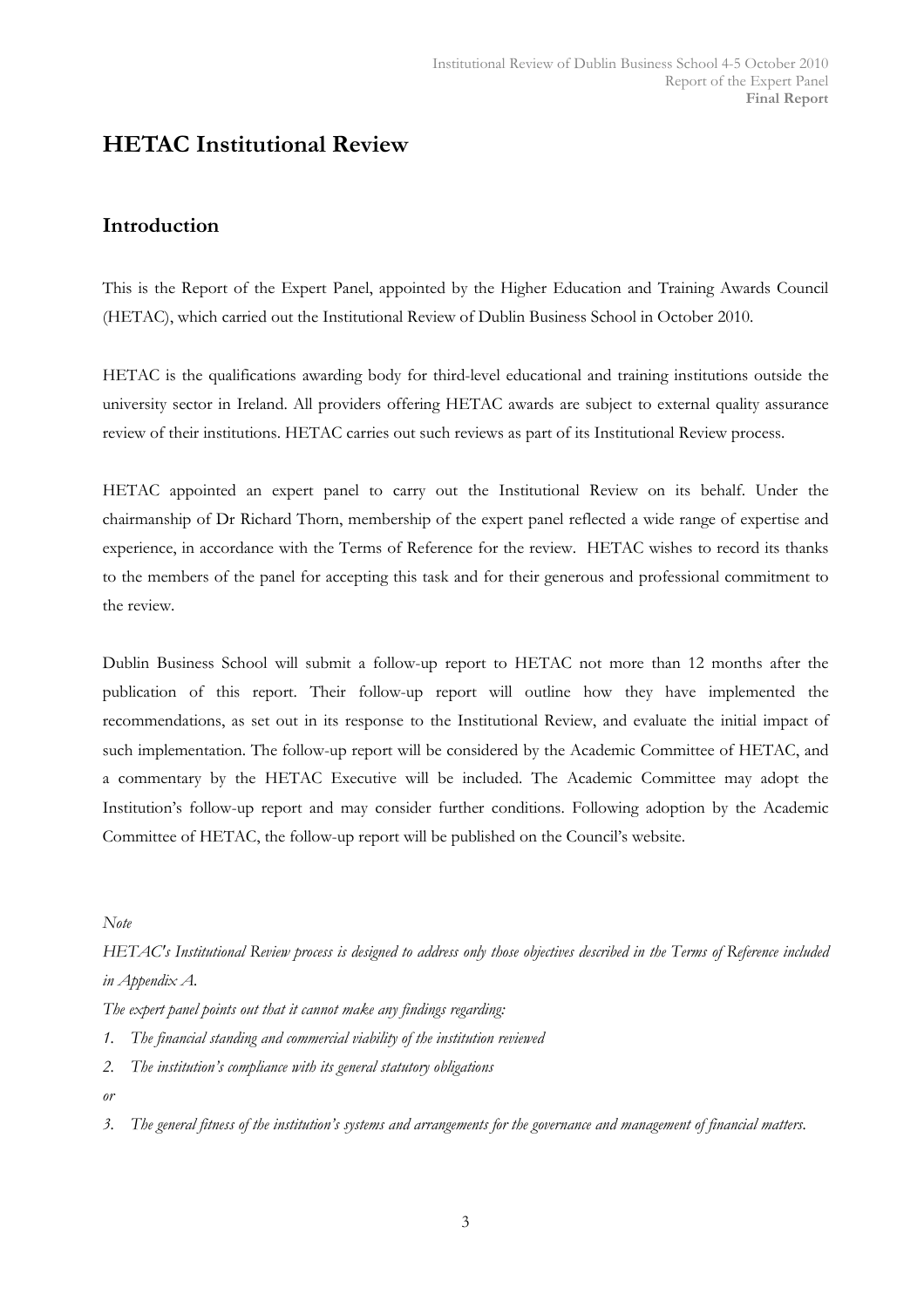# HETAC Institutional Review

## Introduction

This is the Report of the Expert Panel, appointed by the Higher Education and Training Awards Council (HETAC), which carried out the Institutional Review of Dublin Business School in October 2010.

HETAC is the qualifications awarding body for third-level educational and training institutions outside the university sector in Ireland. All providers offering HETAC awards are subject to external quality assurance review of their institutions. HETAC carries out such reviews as part of its Institutional Review process.

HETAC appointed an expert panel to carry out the Institutional Review on its behalf. Under the chairmanship of Dr Richard Thorn, membership of the expert panel reflected a wide range of expertise and experience, in accordance with the Terms of Reference for the review. HETAC wishes to record its thanks to the members of the panel for accepting this task and for their generous and professional commitment to the review.

Dublin Business School will submit a follow-up report to HETAC not more than 12 months after the publication of this report. Their follow-up report will outline how they have implemented the recommendations, as set out in its response to the Institutional Review, and evaluate the initial impact of such implementation. The follow-up report will be considered by the Academic Committee of HETAC, and a commentary by the HETAC Executive will be included. The Academic Committee may adopt the Institution's follow-up report and may consider further conditions. Following adoption by the Academic Committee of HETAC, the follow-up report will be published on the Council's website.

*Note*

*HETAC's Institutional Review process is designed to address only those objectives described in the Terms of Reference included in Appendix A.*

*The expert panel points out that it cannot make any findings regarding:*

1. *The financial standing and commercial viability of the institution reviewed*
2. *The institution's compliance with its general statutory obligations*

*or*

3. *The general fitness of the institution's systems and arrangements for the governance and management of financial matters.*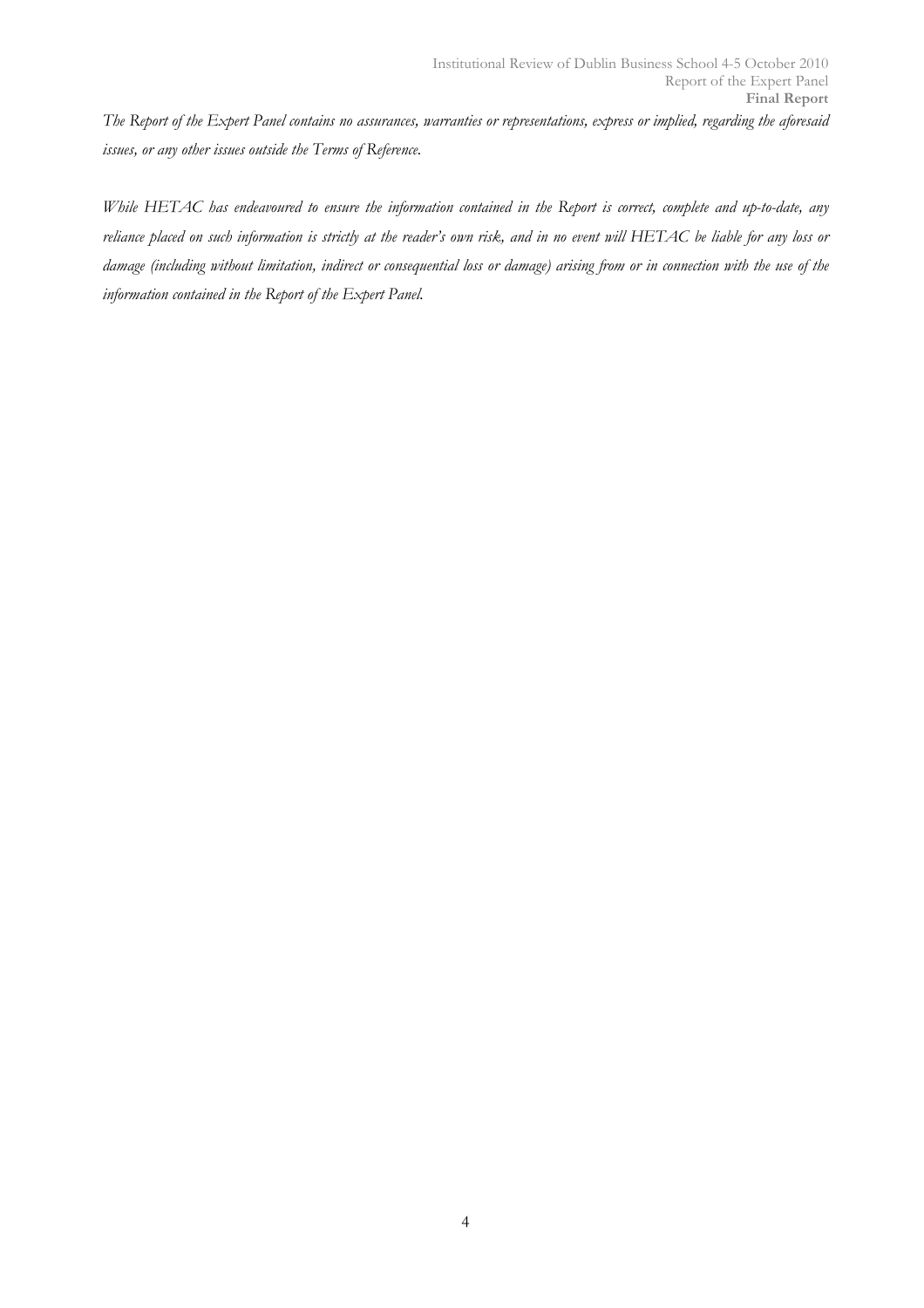*The Report of the Expert Panel contains no assurances, warranties or representations, express or implied, regarding the aforesaid issues, or any other issues outside the Terms of Reference.*

*While HETAC has endeavoured to ensure the information contained in the Report is correct, complete and up-to-date, any reliance placed on such information is strictly at the reader's own risk, and in no event will HETAC be liable for any loss or damage (including without limitation, indirect or consequential loss or damage) arising from or in connection with the use of the information contained in the Report of the Expert Panel.*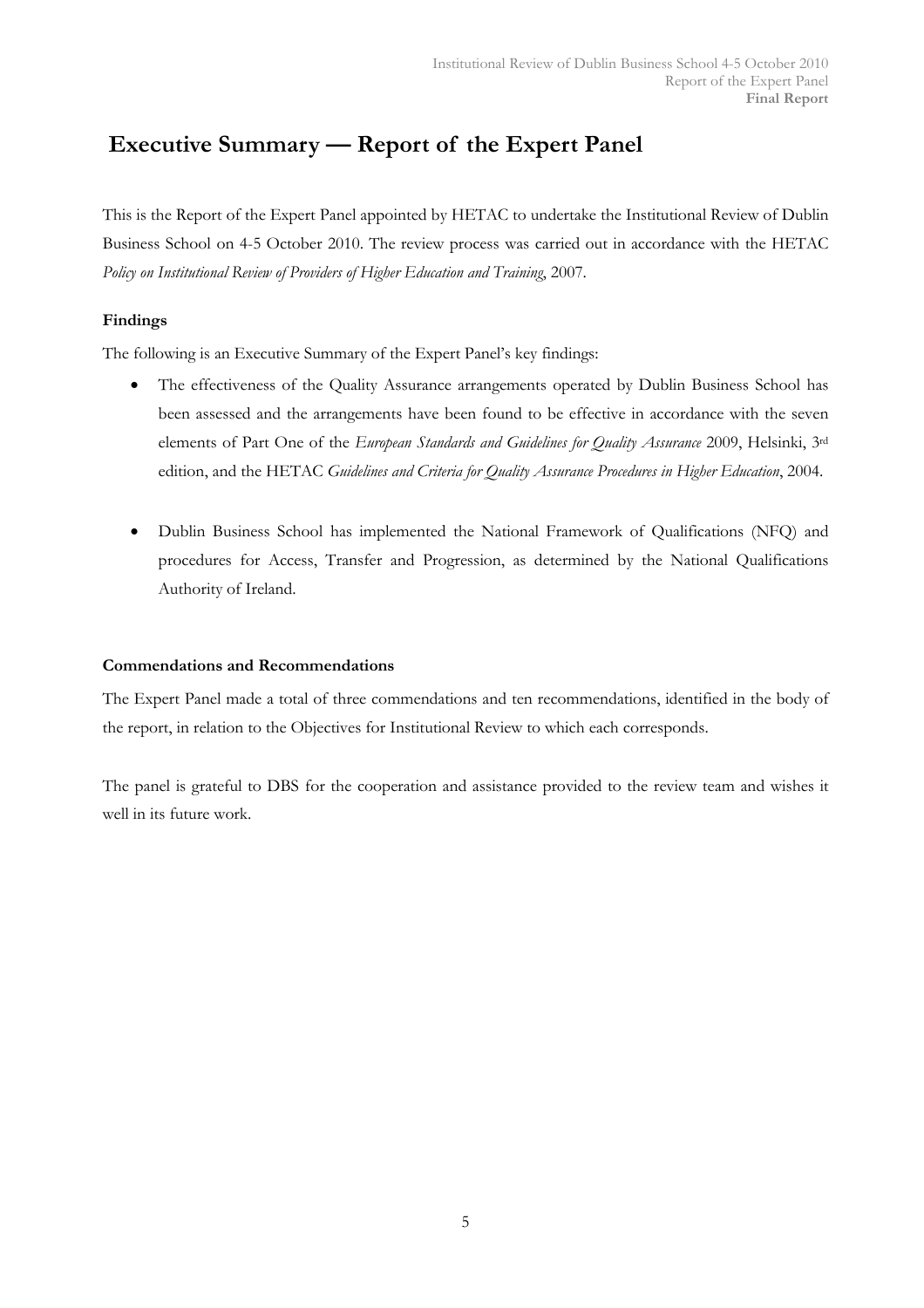# Executive Summary — Report of the Expert Panel

This is the Report of the Expert Panel appointed by HETAC to undertake the Institutional Review of Dublin Business School on 4-5 October 2010. The review process was carried out in accordance with the HETAC *Policy on Institutional Review of Providers of Higher Education and Training*, 2007.

**Findings**

The following is an Executive Summary of the Expert Panel's key findings:

- The effectiveness of the Quality Assurance arrangements operated by Dublin Business School has been assessed and the arrangements have been found to be effective in accordance with the seven elements of Part One of the *European Standards and Guidelines for Quality Assurance* 2009, Helsinki, 3rd edition, and the HETAC *Guidelines and Criteria for Quality Assurance Procedures in Higher Education*, 2004.

- Dublin Business School has implemented the National Framework of Qualifications (NFQ) and procedures for Access, Transfer and Progression, as determined by the National Qualifications Authority of Ireland.

**Commendations and Recommendations**

The Expert Panel made a total of three commendations and ten recommendations, identified in the body of the report, in relation to the Objectives for Institutional Review to which each corresponds.

The panel is grateful to DBS for the cooperation and assistance provided to the review team and wishes it well in its future work.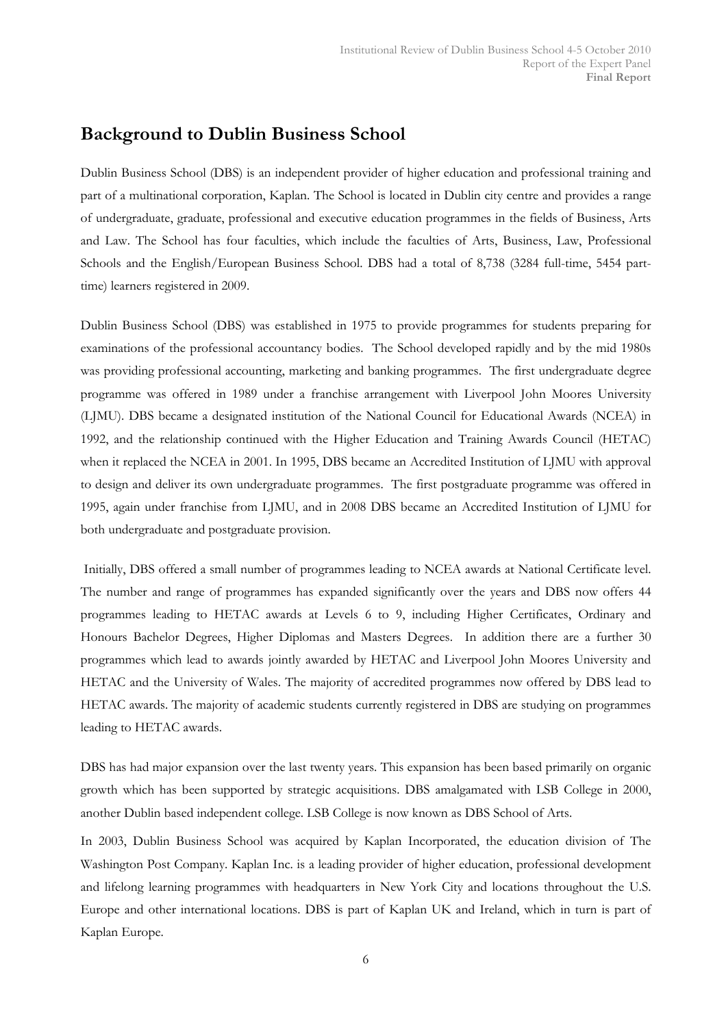## Background to Dublin Business School

Dublin Business School (DBS) is an independent provider of higher education and professional training and part of a multinational corporation, Kaplan. The School is located in Dublin city centre and provides a range of undergraduate, graduate, professional and executive education programmes in the fields of Business, Arts and Law. The School has four faculties, which include the faculties of Arts, Business, Law, Professional Schools and the English/European Business School. DBS had a total of 8,738 (3284 full-time, 5454 part-time) learners registered in 2009.

Dublin Business School (DBS) was established in 1975 to provide programmes for students preparing for examinations of the professional accountancy bodies. The School developed rapidly and by the mid 1980s was providing professional accounting, marketing and banking programmes. The first undergraduate degree programme was offered in 1989 under a franchise arrangement with Liverpool John Moores University (LJMU). DBS became a designated institution of the National Council for Educational Awards (NCEA) in 1992, and the relationship continued with the Higher Education and Training Awards Council (HETAC) when it replaced the NCEA in 2001. In 1995, DBS became an Accredited Institution of LJMU with approval to design and deliver its own undergraduate programmes. The first postgraduate programme was offered in 1995, again under franchise from LJMU, and in 2008 DBS became an Accredited Institution of LJMU for both undergraduate and postgraduate provision.

Initially, DBS offered a small number of programmes leading to NCEA awards at National Certificate level. The number and range of programmes has expanded significantly over the years and DBS now offers 44 programmes leading to HETAC awards at Levels 6 to 9, including Higher Certificates, Ordinary and Honours Bachelor Degrees, Higher Diplomas and Masters Degrees. In addition there are a further 30 programmes which lead to awards jointly awarded by HETAC and Liverpool John Moores University and HETAC and the University of Wales. The majority of accredited programmes now offered by DBS lead to HETAC awards. The majority of academic students currently registered in DBS are studying on programmes leading to HETAC awards.

DBS has had major expansion over the last twenty years. This expansion has been based primarily on organic growth which has been supported by strategic acquisitions. DBS amalgamated with LSB College in 2000, another Dublin based independent college. LSB College is now known as DBS School of Arts.

In 2003, Dublin Business School was acquired by Kaplan Incorporated, the education division of The Washington Post Company. Kaplan Inc. is a leading provider of higher education, professional development and lifelong learning programmes with headquarters in New York City and locations throughout the U.S. Europe and other international locations. DBS is part of Kaplan UK and Ireland, which in turn is part of Kaplan Europe.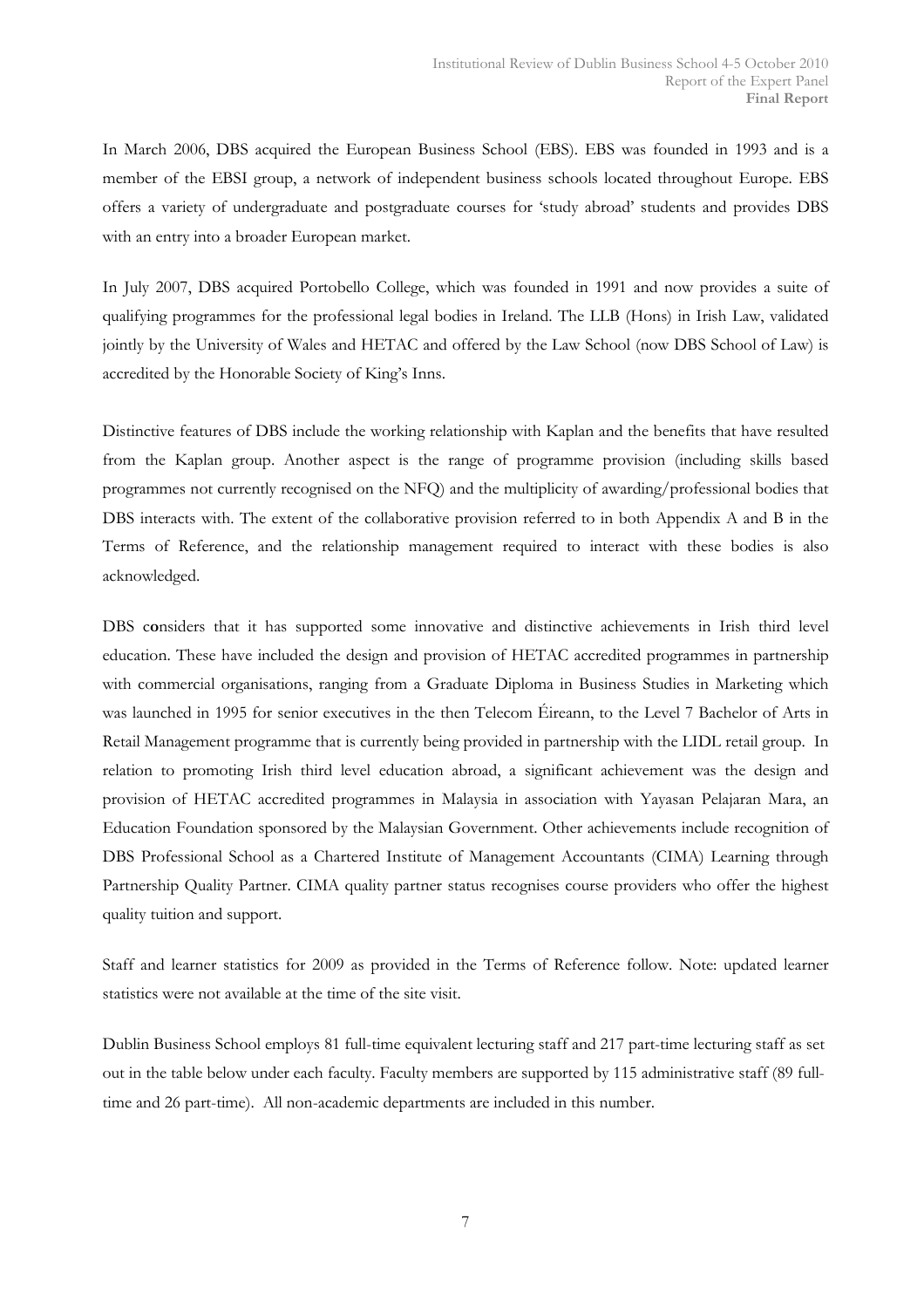In March 2006, DBS acquired the European Business School (EBS). EBS was founded in 1993 and is a member of the EBSI group, a network of independent business schools located throughout Europe. EBS offers a variety of undergraduate and postgraduate courses for 'study abroad' students and provides DBS with an entry into a broader European market.

In July 2007, DBS acquired Portobello College, which was founded in 1991 and now provides a suite of qualifying programmes for the professional legal bodies in Ireland. The LLB (Hons) in Irish Law, validated jointly by the University of Wales and HETAC and offered by the Law School (now DBS School of Law) is accredited by the Honorable Society of King's Inns.

Distinctive features of DBS include the working relationship with Kaplan and the benefits that have resulted from the Kaplan group. Another aspect is the range of programme provision (including skills based programmes not currently recognised on the NFQ) and the multiplicity of awarding/professional bodies that DBS interacts with. The extent of the collaborative provision referred to in both Appendix A and B in the Terms of Reference, and the relationship management required to interact with these bodies is also acknowledged.

DBS considers that it has supported some innovative and distinctive achievements in Irish third level education. These have included the design and provision of HETAC accredited programmes in partnership with commercial organisations, ranging from a Graduate Diploma in Business Studies in Marketing which was launched in 1995 for senior executives in the then Telecom Éireann, to the Level 7 Bachelor of Arts in Retail Management programme that is currently being provided in partnership with the LIDL retail group. In relation to promoting Irish third level education abroad, a significant achievement was the design and provision of HETAC accredited programmes in Malaysia in association with Yayasan Pelajaran Mara, an Education Foundation sponsored by the Malaysian Government. Other achievements include recognition of DBS Professional School as a Chartered Institute of Management Accountants (CIMA) Learning through Partnership Quality Partner. CIMA quality partner status recognises course providers who offer the highest quality tuition and support.

Staff and learner statistics for 2009 as provided in the Terms of Reference follow. Note: updated learner statistics were not available at the time of the site visit.

Dublin Business School employs 81 full-time equivalent lecturing staff and 217 part-time lecturing staff as set out in the table below under each faculty. Faculty members are supported by 115 administrative staff (89 full-time and 26 part-time). All non-academic departments are included in this number.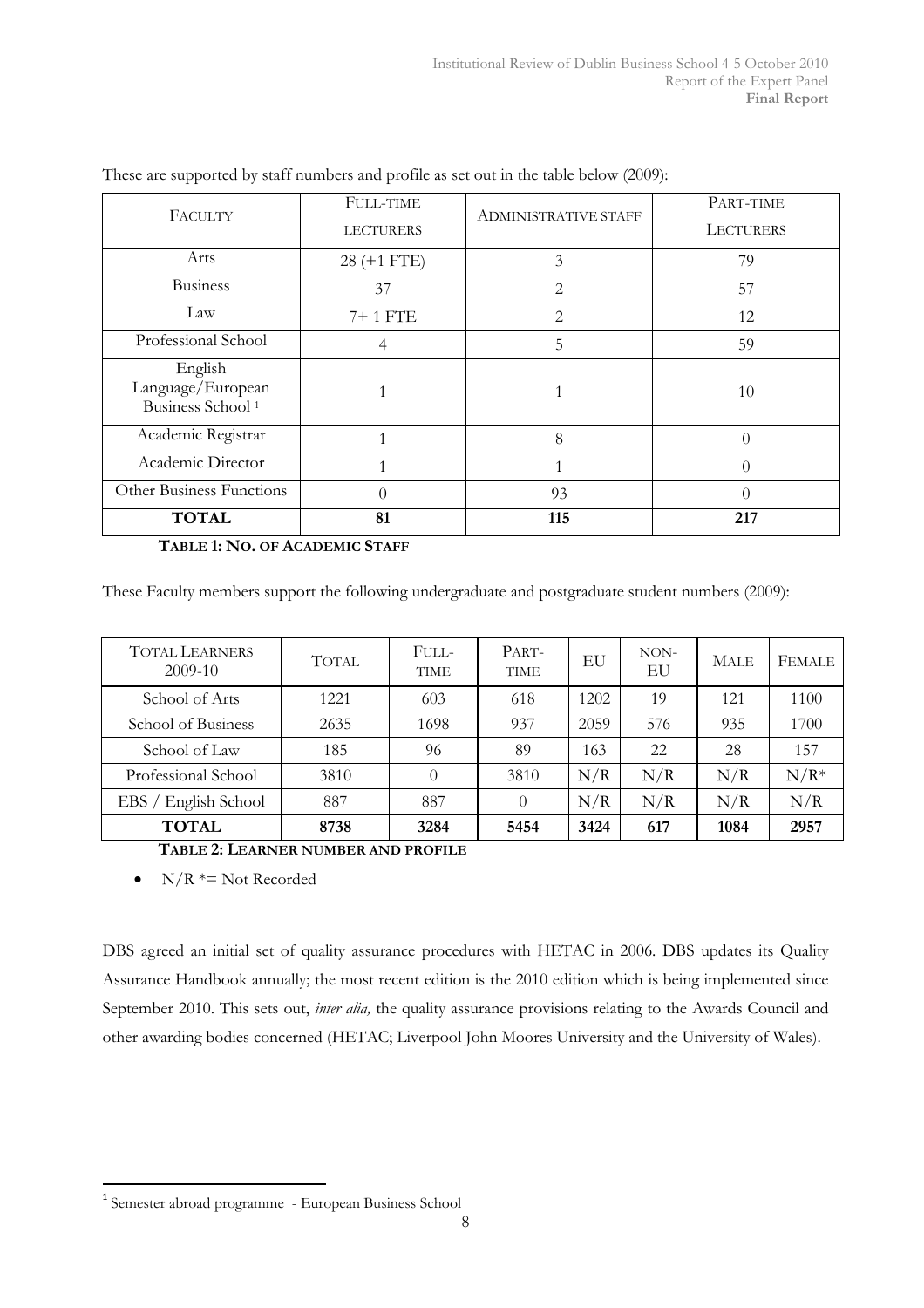These are supported by staff numbers and profile as set out in the table below (2009):

| FACULTY | FULL-TIME LECTURERS | ADMINISTRATIVE STAFF | PART-TIME LECTURERS |
|---|---|---|---|
| Arts | 28 (+1 FTE) | 3 | 79 |
| Business | 37 | 2 | 57 |
| Law | 7+ 1 FTE | 2 | 12 |
| Professional School | 4 | 5 | 59 |
| English Language/European Business School [1] | 1 | 1 | 10 |
| Academic Registrar | 1 | 8 | 0 |
| Academic Director | 1 | 1 | 0 |
| Other Business Functions | 0 | 93 | 0 |
| **TOTAL** | **81** | **115** | **217** |

**TABLE 1: NO. OF ACADEMIC STAFF**

These Faculty members support the following undergraduate and postgraduate student numbers (2009):

| TOTAL LEARNERS 2009-10 | TOTAL | FULL-TIME | PART-TIME | EU | NON-EU | MALE | FEMALE |
|---|---|---|---|---|---|---|---|
| School of Arts | 1221 | 603 | 618 | 1202 | 19 | 121 | 1100 |
| School of Business | 2635 | 1698 | 937 | 2059 | 576 | 935 | 1700 |
| School of Law | 185 | 96 | 89 | 163 | 22 | 28 | 157 |
| Professional School | 3810 | 0 | 3810 | N/R | N/R | N/R | N/R* |
| EBS / English School | 887 | 887 | 0 | N/R | N/R | N/R | N/R |
| **TOTAL** | **8738** | **3284** | **5454** | **3424** | **617** | **1084** | **2957** |

**TABLE 2: LEARNER NUMBER AND PROFILE**

- N/R *= Not Recorded

DBS agreed an initial set of quality assurance procedures with HETAC in 2006. DBS updates its Quality Assurance Handbook annually; the most recent edition is the 2010 edition which is being implemented since September 2010. This sets out, *inter alia,* the quality assurance provisions relating to the Awards Council and other awarding bodies concerned (HETAC; Liverpool John Moores University and the University of Wales).

[1] Semester abroad programme - European Business School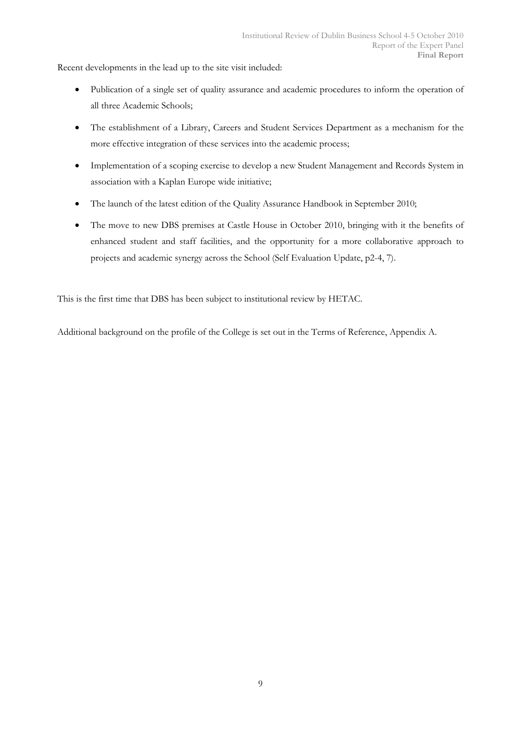Recent developments in the lead up to the site visit included:

- Publication of a single set of quality assurance and academic procedures to inform the operation of all three Academic Schools;
- The establishment of a Library, Careers and Student Services Department as a mechanism for the more effective integration of these services into the academic process;
- Implementation of a scoping exercise to develop a new Student Management and Records System in association with a Kaplan Europe wide initiative;
- The launch of the latest edition of the Quality Assurance Handbook in September 2010;
- The move to new DBS premises at Castle House in October 2010, bringing with it the benefits of enhanced student and staff facilities, and the opportunity for a more collaborative approach to projects and academic synergy across the School (Self Evaluation Update, p2-4, 7).

This is the first time that DBS has been subject to institutional review by HETAC.

Additional background on the profile of the College is set out in the Terms of Reference, Appendix A.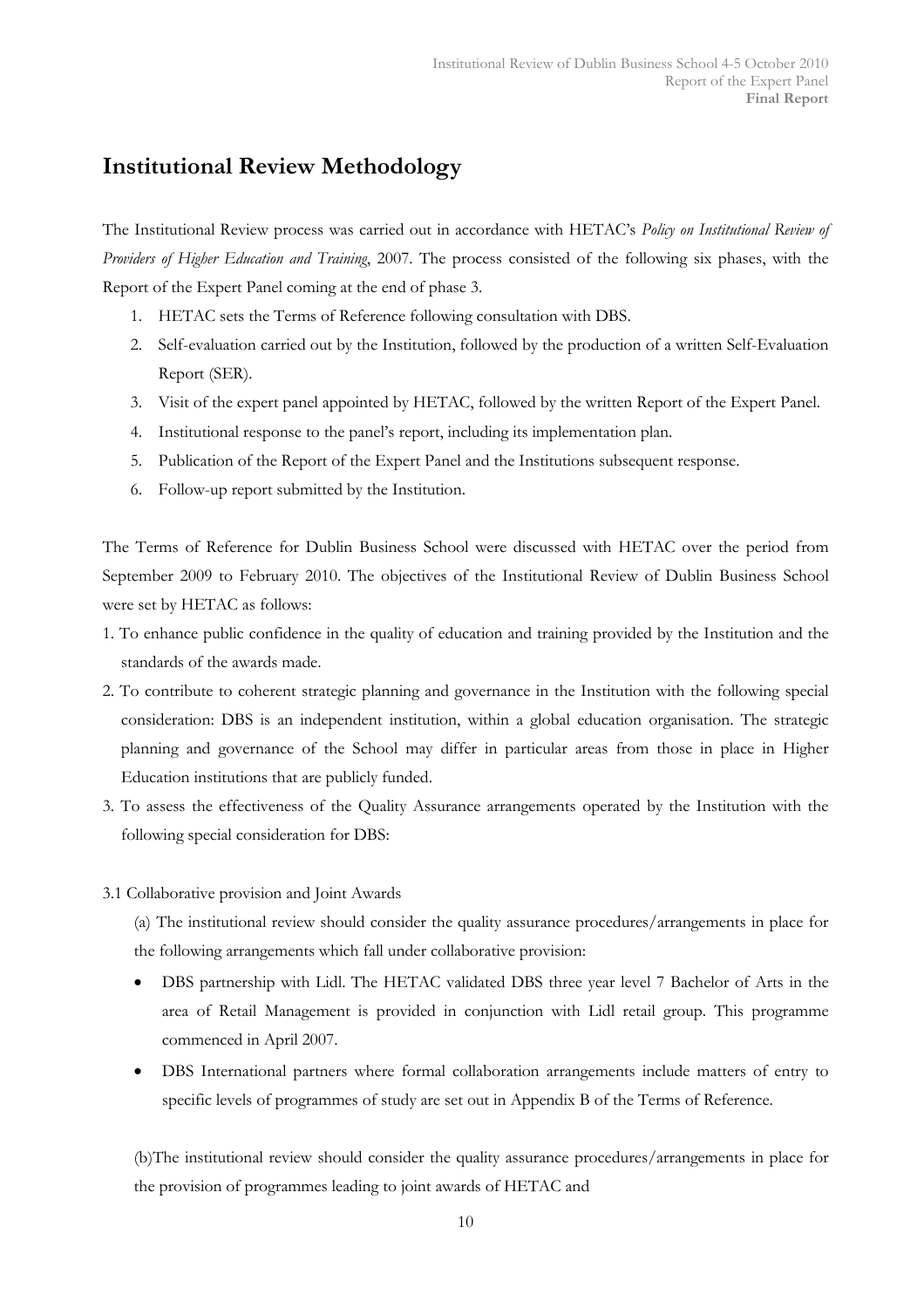## Institutional Review Methodology

The Institutional Review process was carried out in accordance with HETAC's *Policy on Institutional Review of Providers of Higher Education and Training*, 2007. The process consisted of the following six phases, with the Report of the Expert Panel coming at the end of phase 3.

1. HETAC sets the Terms of Reference following consultation with DBS.
2. Self-evaluation carried out by the Institution, followed by the production of a written Self-Evaluation Report (SER).
3. Visit of the expert panel appointed by HETAC, followed by the written Report of the Expert Panel.
4. Institutional response to the panel's report, including its implementation plan.
5. Publication of the Report of the Expert Panel and the Institutions subsequent response.
6. Follow-up report submitted by the Institution.

The Terms of Reference for Dublin Business School were discussed with HETAC over the period from September 2009 to February 2010. The objectives of the Institutional Review of Dublin Business School were set by HETAC as follows:

1. To enhance public confidence in the quality of education and training provided by the Institution and the standards of the awards made.
2. To contribute to coherent strategic planning and governance in the Institution with the following special consideration: DBS is an independent institution, within a global education organisation. The strategic planning and governance of the School may differ in particular areas from those in place in Higher Education institutions that are publicly funded.
3. To assess the effectiveness of the Quality Assurance arrangements operated by the Institution with the following special consideration for DBS:

3.1 Collaborative provision and Joint Awards

(a) The institutional review should consider the quality assurance procedures/arrangements in place for the following arrangements which fall under collaborative provision:

- DBS partnership with Lidl. The HETAC validated DBS three year level 7 Bachelor of Arts in the area of Retail Management is provided in conjunction with Lidl retail group. This programme commenced in April 2007.
- DBS International partners where formal collaboration arrangements include matters of entry to specific levels of programmes of study are set out in Appendix B of the Terms of Reference.

(b)The institutional review should consider the quality assurance procedures/arrangements in place for the provision of programmes leading to joint awards of HETAC and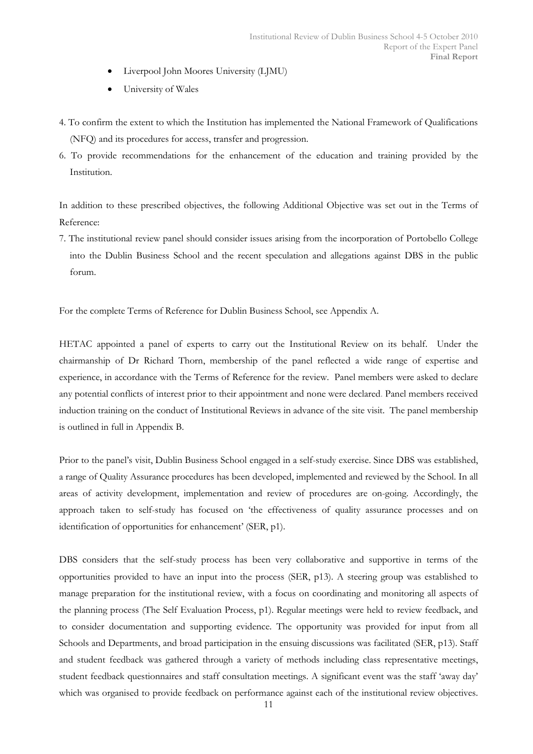- Liverpool John Moores University (LJMU)
- University of Wales

4. To confirm the extent to which the Institution has implemented the National Framework of Qualifications (NFQ) and its procedures for access, transfer and progression.
6. To provide recommendations for the enhancement of the education and training provided by the Institution.

In addition to these prescribed objectives, the following Additional Objective was set out in the Terms of Reference:

7. The institutional review panel should consider issues arising from the incorporation of Portobello College into the Dublin Business School and the recent speculation and allegations against DBS in the public forum.

For the complete Terms of Reference for Dublin Business School, see Appendix A.

HETAC appointed a panel of experts to carry out the Institutional Review on its behalf. Under the chairmanship of Dr Richard Thorn, membership of the panel reflected a wide range of expertise and experience, in accordance with the Terms of Reference for the review. Panel members were asked to declare any potential conflicts of interest prior to their appointment and none were declared. Panel members received induction training on the conduct of Institutional Reviews in advance of the site visit. The panel membership is outlined in full in Appendix B.

Prior to the panel's visit, Dublin Business School engaged in a self-study exercise. Since DBS was established, a range of Quality Assurance procedures has been developed, implemented and reviewed by the School. In all areas of activity development, implementation and review of procedures are on-going. Accordingly, the approach taken to self-study has focused on 'the effectiveness of quality assurance processes and on identification of opportunities for enhancement' (SER, p1).

DBS considers that the self-study process has been very collaborative and supportive in terms of the opportunities provided to have an input into the process (SER, p13). A steering group was established to manage preparation for the institutional review, with a focus on coordinating and monitoring all aspects of the planning process (The Self Evaluation Process, p1). Regular meetings were held to review feedback, and to consider documentation and supporting evidence. The opportunity was provided for input from all Schools and Departments, and broad participation in the ensuing discussions was facilitated (SER, p13). Staff and student feedback was gathered through a variety of methods including class representative meetings, student feedback questionnaires and staff consultation meetings. A significant event was the staff 'away day' which was organised to provide feedback on performance against each of the institutional review objectives.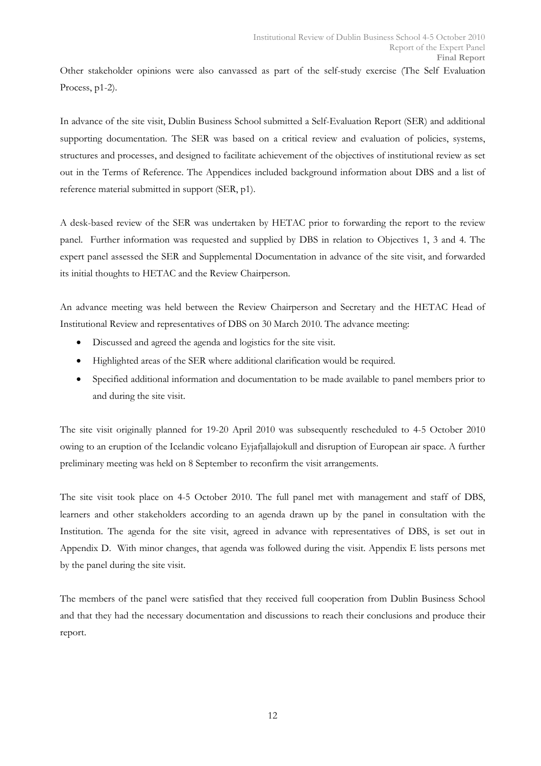Other stakeholder opinions were also canvassed as part of the self-study exercise (The Self Evaluation Process, p1-2).

In advance of the site visit, Dublin Business School submitted a Self-Evaluation Report (SER) and additional supporting documentation. The SER was based on a critical review and evaluation of policies, systems, structures and processes, and designed to facilitate achievement of the objectives of institutional review as set out in the Terms of Reference. The Appendices included background information about DBS and a list of reference material submitted in support (SER, p1).

A desk-based review of the SER was undertaken by HETAC prior to forwarding the report to the review panel. Further information was requested and supplied by DBS in relation to Objectives 1, 3 and 4. The expert panel assessed the SER and Supplemental Documentation in advance of the site visit, and forwarded its initial thoughts to HETAC and the Review Chairperson.

An advance meeting was held between the Review Chairperson and Secretary and the HETAC Head of Institutional Review and representatives of DBS on 30 March 2010. The advance meeting:

- Discussed and agreed the agenda and logistics for the site visit.
- Highlighted areas of the SER where additional clarification would be required.
- Specified additional information and documentation to be made available to panel members prior to and during the site visit.

The site visit originally planned for 19-20 April 2010 was subsequently rescheduled to 4-5 October 2010 owing to an eruption of the Icelandic volcano Eyjafjallajokull and disruption of European air space. A further preliminary meeting was held on 8 September to reconfirm the visit arrangements.

The site visit took place on 4-5 October 2010. The full panel met with management and staff of DBS, learners and other stakeholders according to an agenda drawn up by the panel in consultation with the Institution. The agenda for the site visit, agreed in advance with representatives of DBS, is set out in Appendix D. With minor changes, that agenda was followed during the visit. Appendix E lists persons met by the panel during the site visit.

The members of the panel were satisfied that they received full cooperation from Dublin Business School and that they had the necessary documentation and discussions to reach their conclusions and produce their report.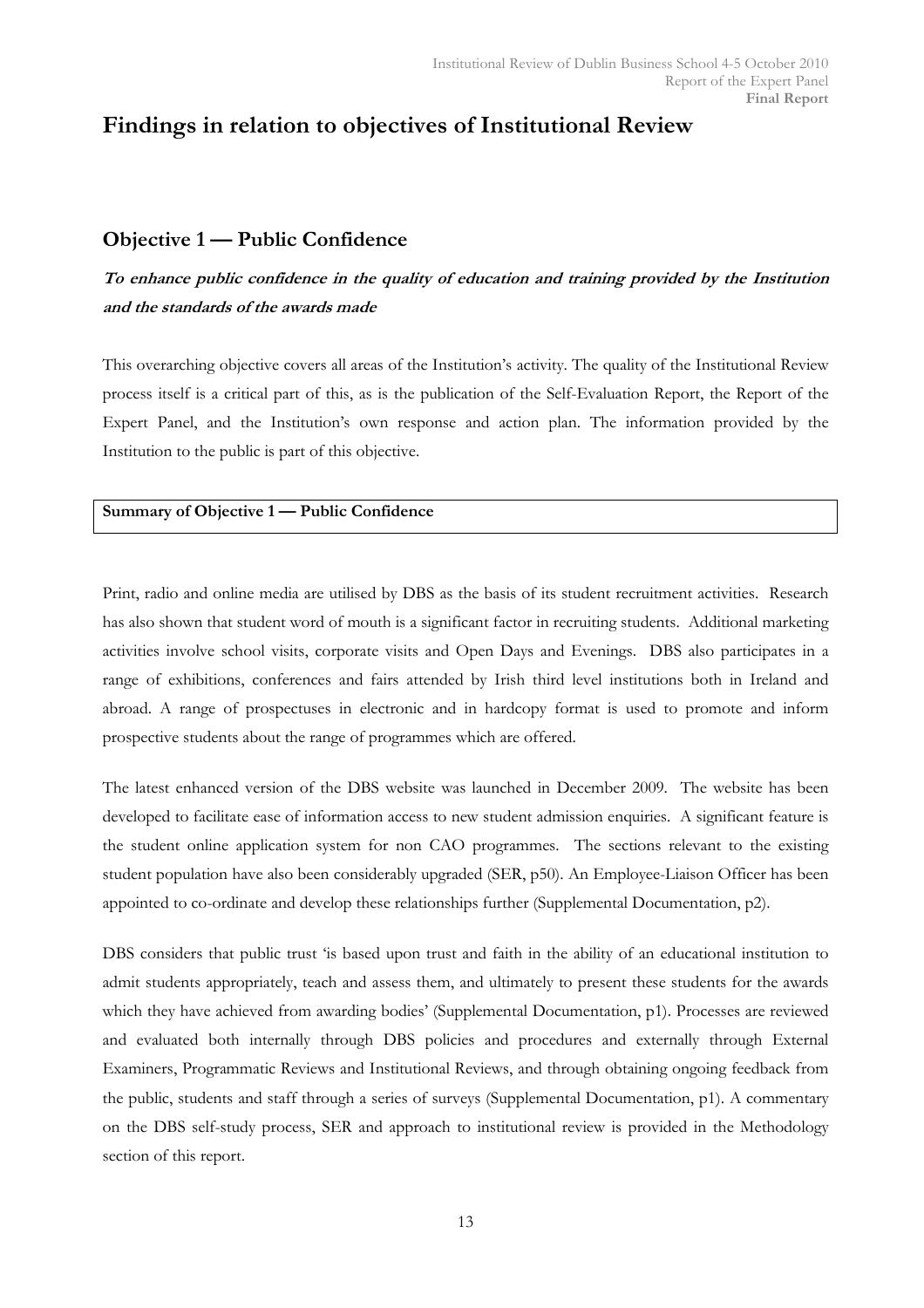# Findings in relation to objectives of Institutional Review

## Objective 1 — Public Confidence

### *To enhance public confidence in the quality of education and training provided by the Institution and the standards of the awards made*

This overarching objective covers all areas of the Institution's activity. The quality of the Institutional Review process itself is a critical part of this, as is the publication of the Self-Evaluation Report, the Report of the Expert Panel, and the Institution's own response and action plan. The information provided by the Institution to the public is part of this objective.

| **Summary of Objective 1 — Public Confidence** |
|---|

Print, radio and online media are utilised by DBS as the basis of its student recruitment activities. Research has also shown that student word of mouth is a significant factor in recruiting students. Additional marketing activities involve school visits, corporate visits and Open Days and Evenings. DBS also participates in a range of exhibitions, conferences and fairs attended by Irish third level institutions both in Ireland and abroad. A range of prospectuses in electronic and in hardcopy format is used to promote and inform prospective students about the range of programmes which are offered.

The latest enhanced version of the DBS website was launched in December 2009. The website has been developed to facilitate ease of information access to new student admission enquiries. A significant feature is the student online application system for non CAO programmes. The sections relevant to the existing student population have also been considerably upgraded (SER, p50). An Employee-Liaison Officer has been appointed to co-ordinate and develop these relationships further (Supplemental Documentation, p2).

DBS considers that public trust 'is based upon trust and faith in the ability of an educational institution to admit students appropriately, teach and assess them, and ultimately to present these students for the awards which they have achieved from awarding bodies' (Supplemental Documentation, p1). Processes are reviewed and evaluated both internally through DBS policies and procedures and externally through External Examiners, Programmatic Reviews and Institutional Reviews, and through obtaining ongoing feedback from the public, students and staff through a series of surveys (Supplemental Documentation, p1). A commentary on the DBS self-study process, SER and approach to institutional review is provided in the Methodology section of this report.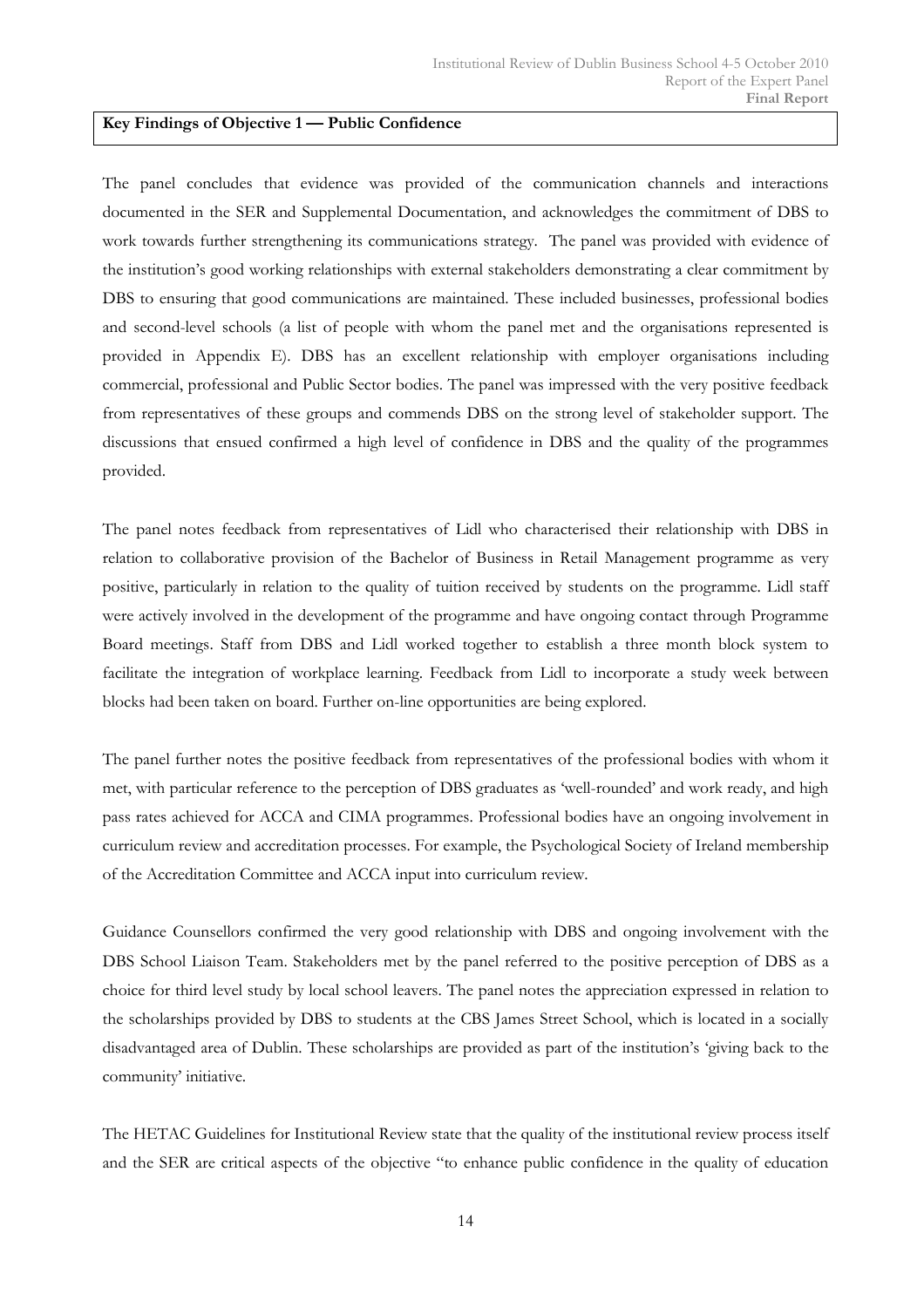**Key Findings of Objective 1 — Public Confidence**

The panel concludes that evidence was provided of the communication channels and interactions documented in the SER and Supplemental Documentation, and acknowledges the commitment of DBS to work towards further strengthening its communications strategy. The panel was provided with evidence of the institution's good working relationships with external stakeholders demonstrating a clear commitment by DBS to ensuring that good communications are maintained. These included businesses, professional bodies and second-level schools (a list of people with whom the panel met and the organisations represented is provided in Appendix E). DBS has an excellent relationship with employer organisations including commercial, professional and Public Sector bodies. The panel was impressed with the very positive feedback from representatives of these groups and commends DBS on the strong level of stakeholder support. The discussions that ensued confirmed a high level of confidence in DBS and the quality of the programmes provided.

The panel notes feedback from representatives of Lidl who characterised their relationship with DBS in relation to collaborative provision of the Bachelor of Business in Retail Management programme as very positive, particularly in relation to the quality of tuition received by students on the programme. Lidl staff were actively involved in the development of the programme and have ongoing contact through Programme Board meetings. Staff from DBS and Lidl worked together to establish a three month block system to facilitate the integration of workplace learning. Feedback from Lidl to incorporate a study week between blocks had been taken on board. Further on-line opportunities are being explored.

The panel further notes the positive feedback from representatives of the professional bodies with whom it met, with particular reference to the perception of DBS graduates as 'well-rounded' and work ready, and high pass rates achieved for ACCA and CIMA programmes. Professional bodies have an ongoing involvement in curriculum review and accreditation processes. For example, the Psychological Society of Ireland membership of the Accreditation Committee and ACCA input into curriculum review.

Guidance Counsellors confirmed the very good relationship with DBS and ongoing involvement with the DBS School Liaison Team. Stakeholders met by the panel referred to the positive perception of DBS as a choice for third level study by local school leavers. The panel notes the appreciation expressed in relation to the scholarships provided by DBS to students at the CBS James Street School, which is located in a socially disadvantaged area of Dublin. These scholarships are provided as part of the institution's 'giving back to the community' initiative.

The HETAC Guidelines for Institutional Review state that the quality of the institutional review process itself and the SER are critical aspects of the objective "to enhance public confidence in the quality of education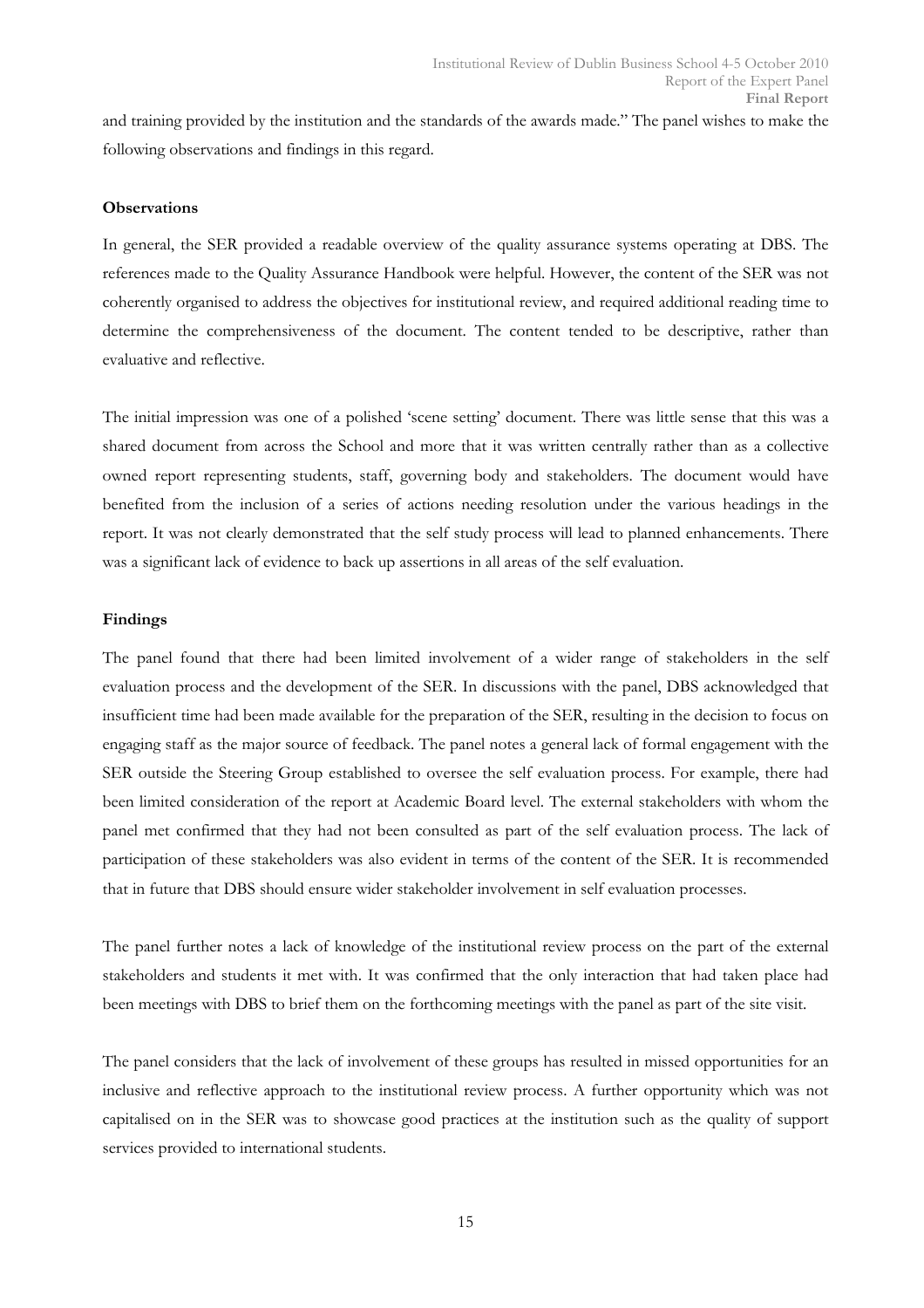and training provided by the institution and the standards of the awards made." The panel wishes to make the following observations and findings in this regard.

**Observations**

In general, the SER provided a readable overview of the quality assurance systems operating at DBS. The references made to the Quality Assurance Handbook were helpful. However, the content of the SER was not coherently organised to address the objectives for institutional review, and required additional reading time to determine the comprehensiveness of the document. The content tended to be descriptive, rather than evaluative and reflective.

The initial impression was one of a polished 'scene setting' document. There was little sense that this was a shared document from across the School and more that it was written centrally rather than as a collective owned report representing students, staff, governing body and stakeholders. The document would have benefited from the inclusion of a series of actions needing resolution under the various headings in the report. It was not clearly demonstrated that the self study process will lead to planned enhancements. There was a significant lack of evidence to back up assertions in all areas of the self evaluation.

**Findings**

The panel found that there had been limited involvement of a wider range of stakeholders in the self evaluation process and the development of the SER. In discussions with the panel, DBS acknowledged that insufficient time had been made available for the preparation of the SER, resulting in the decision to focus on engaging staff as the major source of feedback. The panel notes a general lack of formal engagement with the SER outside the Steering Group established to oversee the self evaluation process. For example, there had been limited consideration of the report at Academic Board level. The external stakeholders with whom the panel met confirmed that they had not been consulted as part of the self evaluation process. The lack of participation of these stakeholders was also evident in terms of the content of the SER. It is recommended that in future that DBS should ensure wider stakeholder involvement in self evaluation processes.

The panel further notes a lack of knowledge of the institutional review process on the part of the external stakeholders and students it met with. It was confirmed that the only interaction that had taken place had been meetings with DBS to brief them on the forthcoming meetings with the panel as part of the site visit.

The panel considers that the lack of involvement of these groups has resulted in missed opportunities for an inclusive and reflective approach to the institutional review process. A further opportunity which was not capitalised on in the SER was to showcase good practices at the institution such as the quality of support services provided to international students.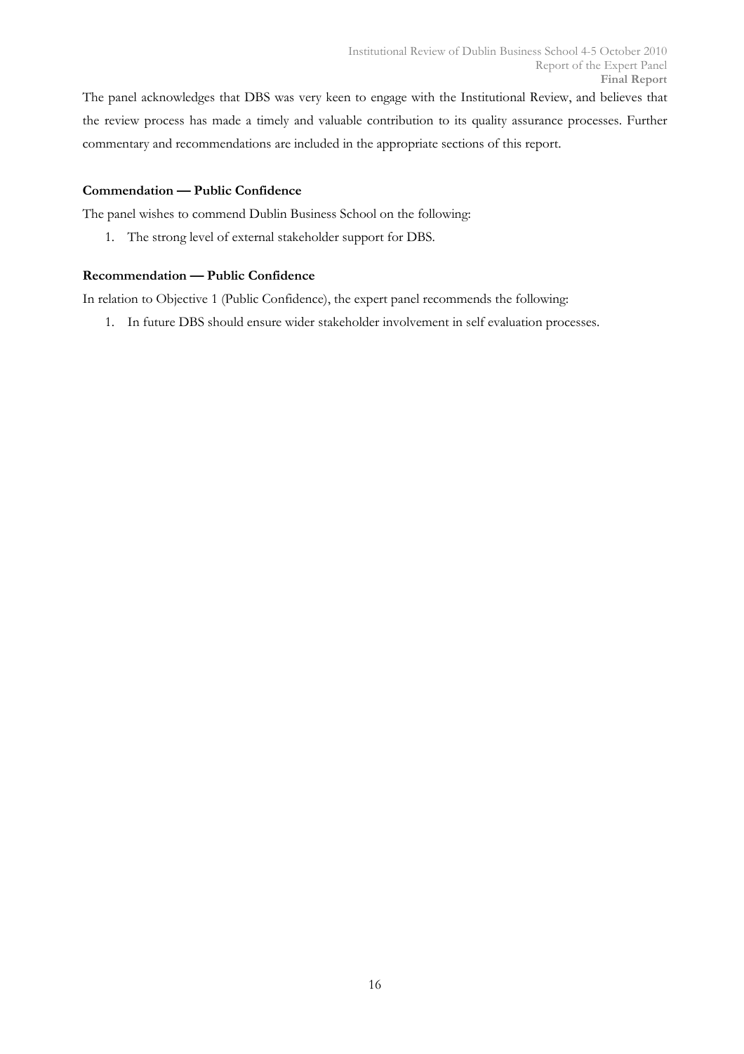The panel acknowledges that DBS was very keen to engage with the Institutional Review, and believes that the review process has made a timely and valuable contribution to its quality assurance processes. Further commentary and recommendations are included in the appropriate sections of this report.

**Commendation — Public Confidence**

The panel wishes to commend Dublin Business School on the following:

1. The strong level of external stakeholder support for DBS.

**Recommendation — Public Confidence**

In relation to Objective 1 (Public Confidence), the expert panel recommends the following:

1. In future DBS should ensure wider stakeholder involvement in self evaluation processes.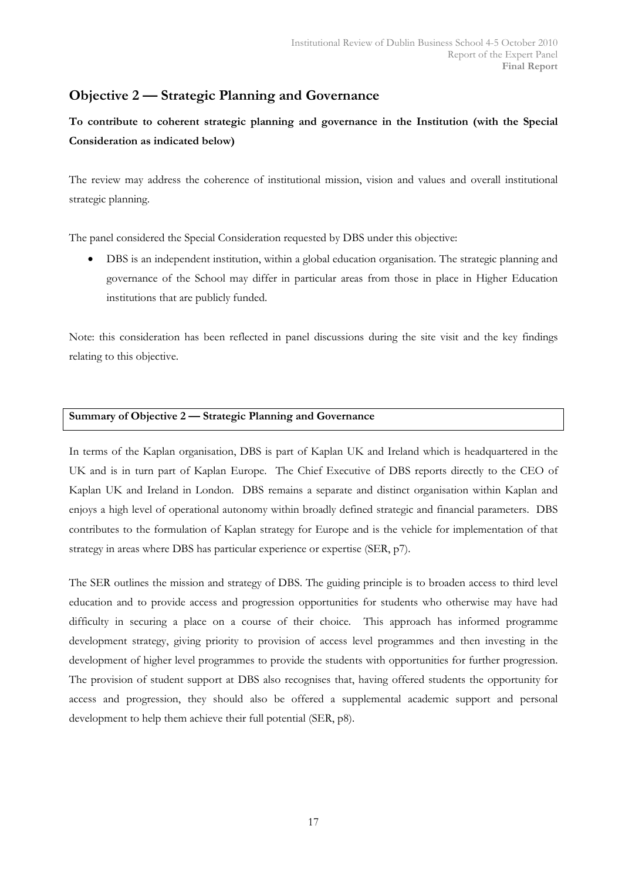## Objective 2 — Strategic Planning and Governance

**To contribute to coherent strategic planning and governance in the Institution (with the Special Consideration as indicated below)**

The review may address the coherence of institutional mission, vision and values and overall institutional strategic planning.

The panel considered the Special Consideration requested by DBS under this objective:

- DBS is an independent institution, within a global education organisation. The strategic planning and governance of the School may differ in particular areas from those in place in Higher Education institutions that are publicly funded.

Note: this consideration has been reflected in panel discussions during the site visit and the key findings relating to this objective.

| **Summary of Objective 2 — Strategic Planning and Governance** |
| --- |

In terms of the Kaplan organisation, DBS is part of Kaplan UK and Ireland which is headquartered in the UK and is in turn part of Kaplan Europe. The Chief Executive of DBS reports directly to the CEO of Kaplan UK and Ireland in London. DBS remains a separate and distinct organisation within Kaplan and enjoys a high level of operational autonomy within broadly defined strategic and financial parameters. DBS contributes to the formulation of Kaplan strategy for Europe and is the vehicle for implementation of that strategy in areas where DBS has particular experience or expertise (SER, p7).

The SER outlines the mission and strategy of DBS. The guiding principle is to broaden access to third level education and to provide access and progression opportunities for students who otherwise may have had difficulty in securing a place on a course of their choice. This approach has informed programme development strategy, giving priority to provision of access level programmes and then investing in the development of higher level programmes to provide the students with opportunities for further progression. The provision of student support at DBS also recognises that, having offered students the opportunity for access and progression, they should also be offered a supplemental academic support and personal development to help them achieve their full potential (SER, p8).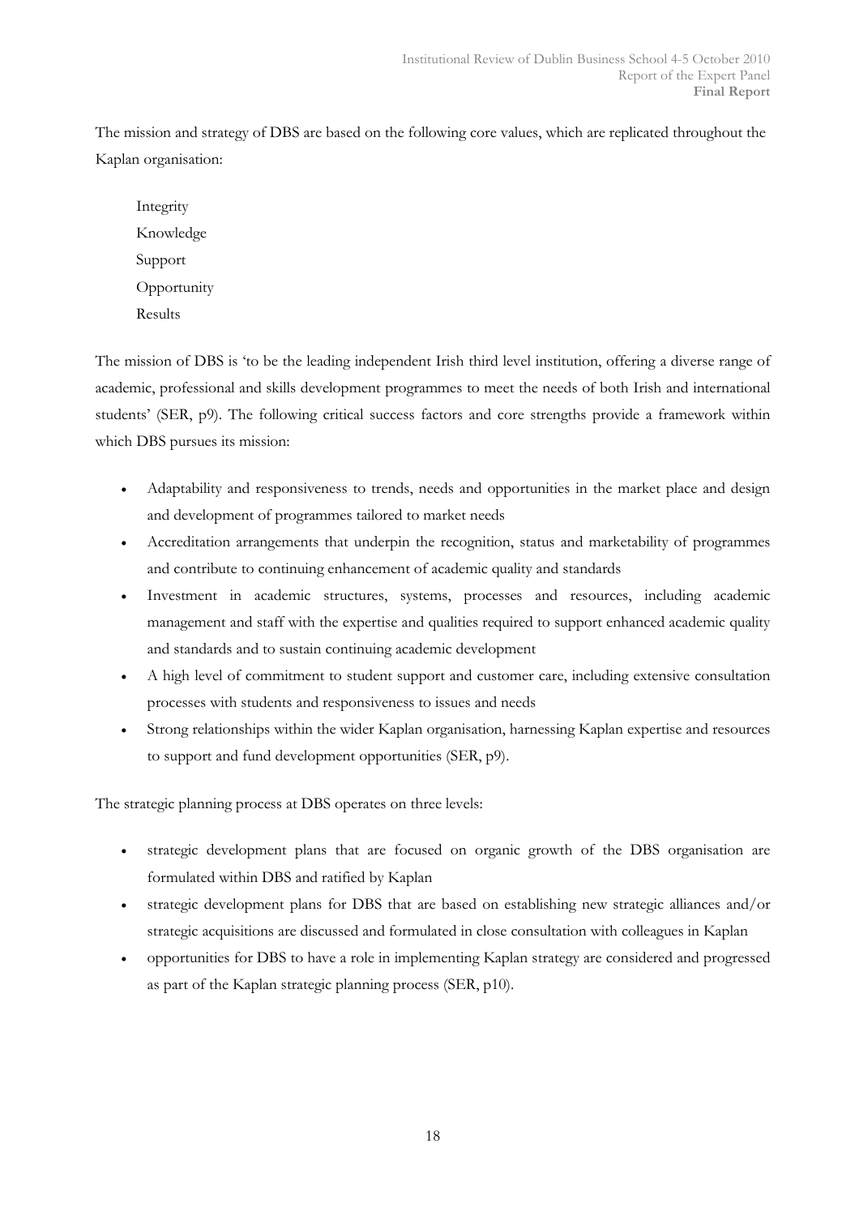The mission and strategy of DBS are based on the following core values, which are replicated throughout the Kaplan organisation:

Integrity  
Knowledge  
Support  
Opportunity  
Results

The mission of DBS is 'to be the leading independent Irish third level institution, offering a diverse range of academic, professional and skills development programmes to meet the needs of both Irish and international students' (SER, p9). The following critical success factors and core strengths provide a framework within which DBS pursues its mission:

- Adaptability and responsiveness to trends, needs and opportunities in the market place and design and development of programmes tailored to market needs
- Accreditation arrangements that underpin the recognition, status and marketability of programmes and contribute to continuing enhancement of academic quality and standards
- Investment in academic structures, systems, processes and resources, including academic management and staff with the expertise and qualities required to support enhanced academic quality and standards and to sustain continuing academic development
- A high level of commitment to student support and customer care, including extensive consultation processes with students and responsiveness to issues and needs
- Strong relationships within the wider Kaplan organisation, harnessing Kaplan expertise and resources to support and fund development opportunities (SER, p9).

The strategic planning process at DBS operates on three levels:

- strategic development plans that are focused on organic growth of the DBS organisation are formulated within DBS and ratified by Kaplan
- strategic development plans for DBS that are based on establishing new strategic alliances and/or strategic acquisitions are discussed and formulated in close consultation with colleagues in Kaplan
- opportunities for DBS to have a role in implementing Kaplan strategy are considered and progressed as part of the Kaplan strategic planning process (SER, p10).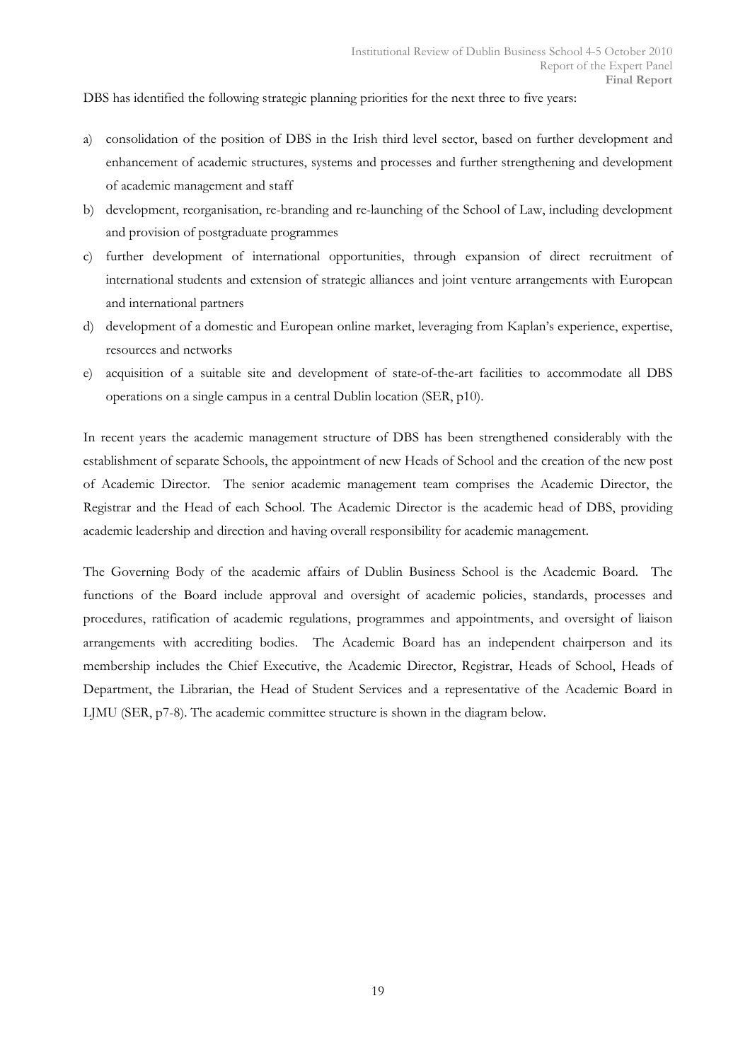DBS has identified the following strategic planning priorities for the next three to five years:

a) consolidation of the position of DBS in the Irish third level sector, based on further development and enhancement of academic structures, systems and processes and further strengthening and development of academic management and staff
b) development, reorganisation, re-branding and re-launching of the School of Law, including development and provision of postgraduate programmes
c) further development of international opportunities, through expansion of direct recruitment of international students and extension of strategic alliances and joint venture arrangements with European and international partners
d) development of a domestic and European online market, leveraging from Kaplan's experience, expertise, resources and networks
e) acquisition of a suitable site and development of state-of-the-art facilities to accommodate all DBS operations on a single campus in a central Dublin location (SER, p10).

In recent years the academic management structure of DBS has been strengthened considerably with the establishment of separate Schools, the appointment of new Heads of School and the creation of the new post of Academic Director. The senior academic management team comprises the Academic Director, the Registrar and the Head of each School. The Academic Director is the academic head of DBS, providing academic leadership and direction and having overall responsibility for academic management.

The Governing Body of the academic affairs of Dublin Business School is the Academic Board. The functions of the Board include approval and oversight of academic policies, standards, processes and procedures, ratification of academic regulations, programmes and appointments, and oversight of liaison arrangements with accrediting bodies. The Academic Board has an independent chairperson and its membership includes the Chief Executive, the Academic Director, Registrar, Heads of School, Heads of Department, the Librarian, the Head of Student Services and a representative of the Academic Board in LJMU (SER, p7-8). The academic committee structure is shown in the diagram below.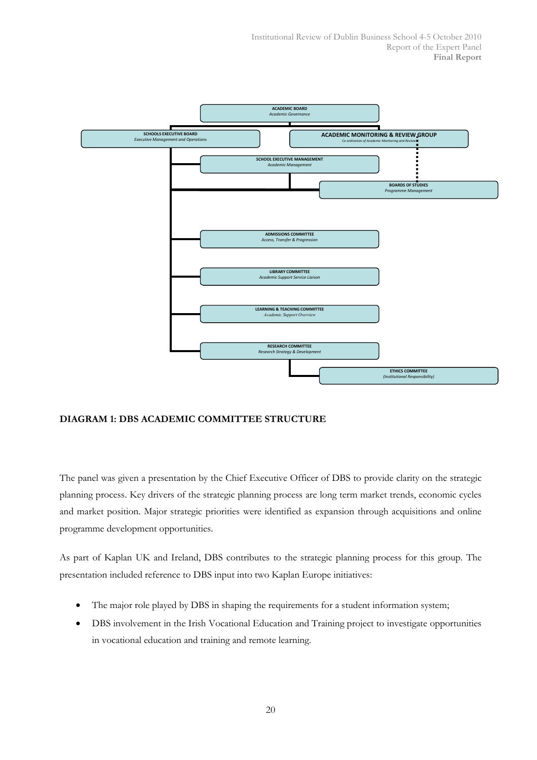ACADEMIC BOARD
*Academic Governance*

SCHOOLS EXECUTIVE BOARD
*Executive Management and Operations*

ACADEMIC MONITORING & REVIEW GROUP
*Co-ordination of Academic Monitoring and Review*

SCHOOL EXECUTIVE MANAGEMENT
*Academic Management*

BOARDS OF STUDIES
*Programme Management*

ADMISSIONS COMMITTEE
*Access, Transfer & Progression*

LIBRARY COMMITTEE
*Academic Support Service Liaison*

LEARNING & TEACHING COMMITTEE
*Academic Support Overview*

RESEARCH COMMITTEE
*Research Strategy & Development*

ETHICS COMMITTEE
*(Institutional Responsibility)*

**DIAGRAM 1: DBS ACADEMIC COMMITTEE STRUCTURE**

The panel was given a presentation by the Chief Executive Officer of DBS to provide clarity on the strategic planning process. Key drivers of the strategic planning process are long term market trends, economic cycles and market position. Major strategic priorities were identified as expansion through acquisitions and online programme development opportunities.

As part of Kaplan UK and Ireland, DBS contributes to the strategic planning process for this group. The presentation included reference to DBS input into two Kaplan Europe initiatives:

- The major role played by DBS in shaping the requirements for a student information system;
- DBS involvement in the Irish Vocational Education and Training project to investigate opportunities in vocational education and training and remote learning.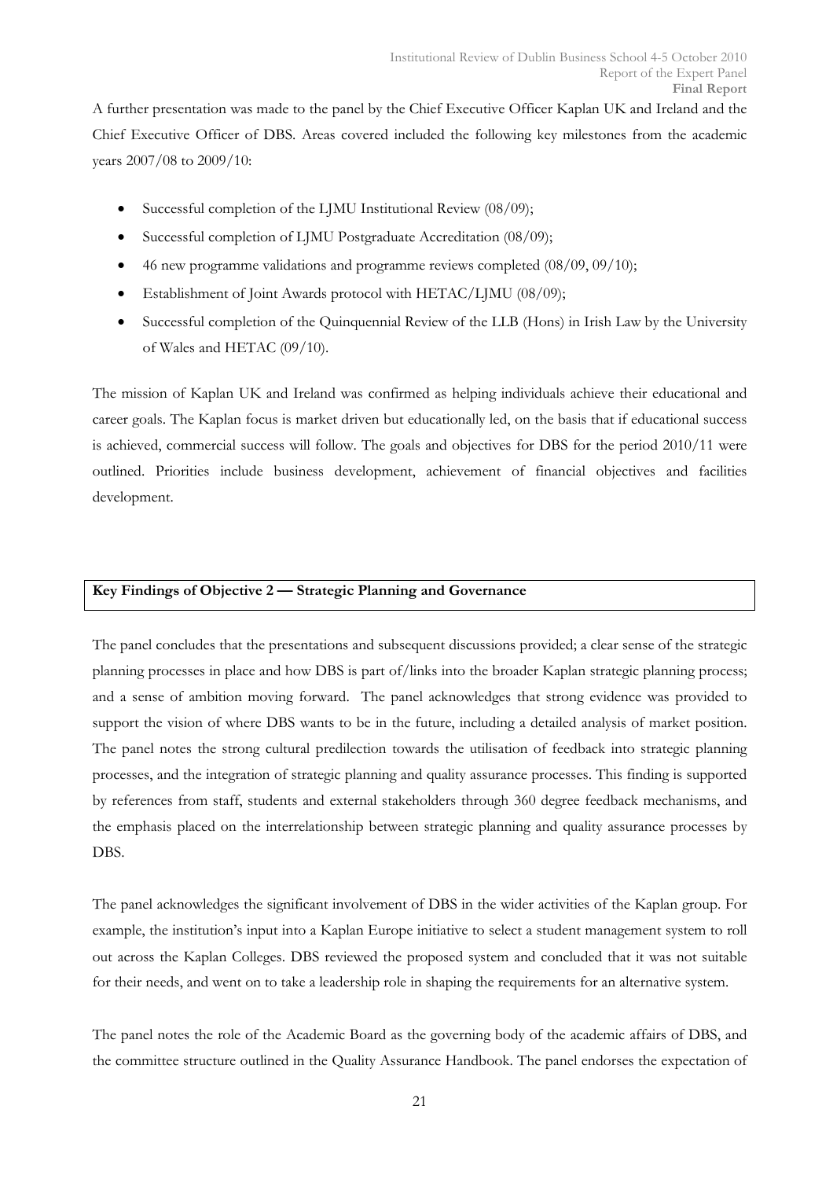A further presentation was made to the panel by the Chief Executive Officer Kaplan UK and Ireland and the Chief Executive Officer of DBS. Areas covered included the following key milestones from the academic years 2007/08 to 2009/10:

- Successful completion of the LJMU Institutional Review (08/09);
- Successful completion of LJMU Postgraduate Accreditation (08/09);
- 46 new programme validations and programme reviews completed (08/09, 09/10);
- Establishment of Joint Awards protocol with HETAC/LJMU (08/09);
- Successful completion of the Quinquennial Review of the LLB (Hons) in Irish Law by the University of Wales and HETAC (09/10).

The mission of Kaplan UK and Ireland was confirmed as helping individuals achieve their educational and career goals. The Kaplan focus is market driven but educationally led, on the basis that if educational success is achieved, commercial success will follow. The goals and objectives for DBS for the period 2010/11 were outlined. Priorities include business development, achievement of financial objectives and facilities development.

**Key Findings of Objective 2 — Strategic Planning and Governance**

The panel concludes that the presentations and subsequent discussions provided; a clear sense of the strategic planning processes in place and how DBS is part of/links into the broader Kaplan strategic planning process; and a sense of ambition moving forward. The panel acknowledges that strong evidence was provided to support the vision of where DBS wants to be in the future, including a detailed analysis of market position. The panel notes the strong cultural predilection towards the utilisation of feedback into strategic planning processes, and the integration of strategic planning and quality assurance processes. This finding is supported by references from staff, students and external stakeholders through 360 degree feedback mechanisms, and the emphasis placed on the interrelationship between strategic planning and quality assurance processes by DBS.

The panel acknowledges the significant involvement of DBS in the wider activities of the Kaplan group. For example, the institution's input into a Kaplan Europe initiative to select a student management system to roll out across the Kaplan Colleges. DBS reviewed the proposed system and concluded that it was not suitable for their needs, and went on to take a leadership role in shaping the requirements for an alternative system.

The panel notes the role of the Academic Board as the governing body of the academic affairs of DBS, and the committee structure outlined in the Quality Assurance Handbook. The panel endorses the expectation of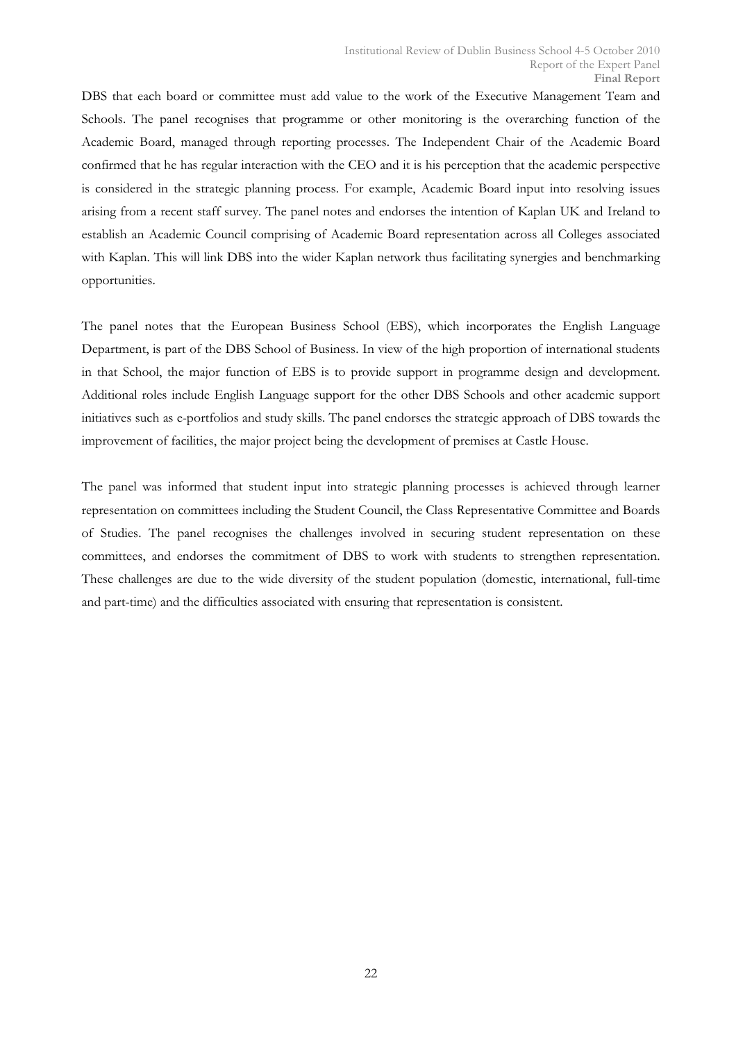DBS that each board or committee must add value to the work of the Executive Management Team and Schools. The panel recognises that programme or other monitoring is the overarching function of the Academic Board, managed through reporting processes. The Independent Chair of the Academic Board confirmed that he has regular interaction with the CEO and it is his perception that the academic perspective is considered in the strategic planning process. For example, Academic Board input into resolving issues arising from a recent staff survey. The panel notes and endorses the intention of Kaplan UK and Ireland to establish an Academic Council comprising of Academic Board representation across all Colleges associated with Kaplan. This will link DBS into the wider Kaplan network thus facilitating synergies and benchmarking opportunities.

The panel notes that the European Business School (EBS), which incorporates the English Language Department, is part of the DBS School of Business. In view of the high proportion of international students in that School, the major function of EBS is to provide support in programme design and development. Additional roles include English Language support for the other DBS Schools and other academic support initiatives such as e-portfolios and study skills. The panel endorses the strategic approach of DBS towards the improvement of facilities, the major project being the development of premises at Castle House.

The panel was informed that student input into strategic planning processes is achieved through learner representation on committees including the Student Council, the Class Representative Committee and Boards of Studies. The panel recognises the challenges involved in securing student representation on these committees, and endorses the commitment of DBS to work with students to strengthen representation. These challenges are due to the wide diversity of the student population (domestic, international, full-time and part-time) and the difficulties associated with ensuring that representation is consistent.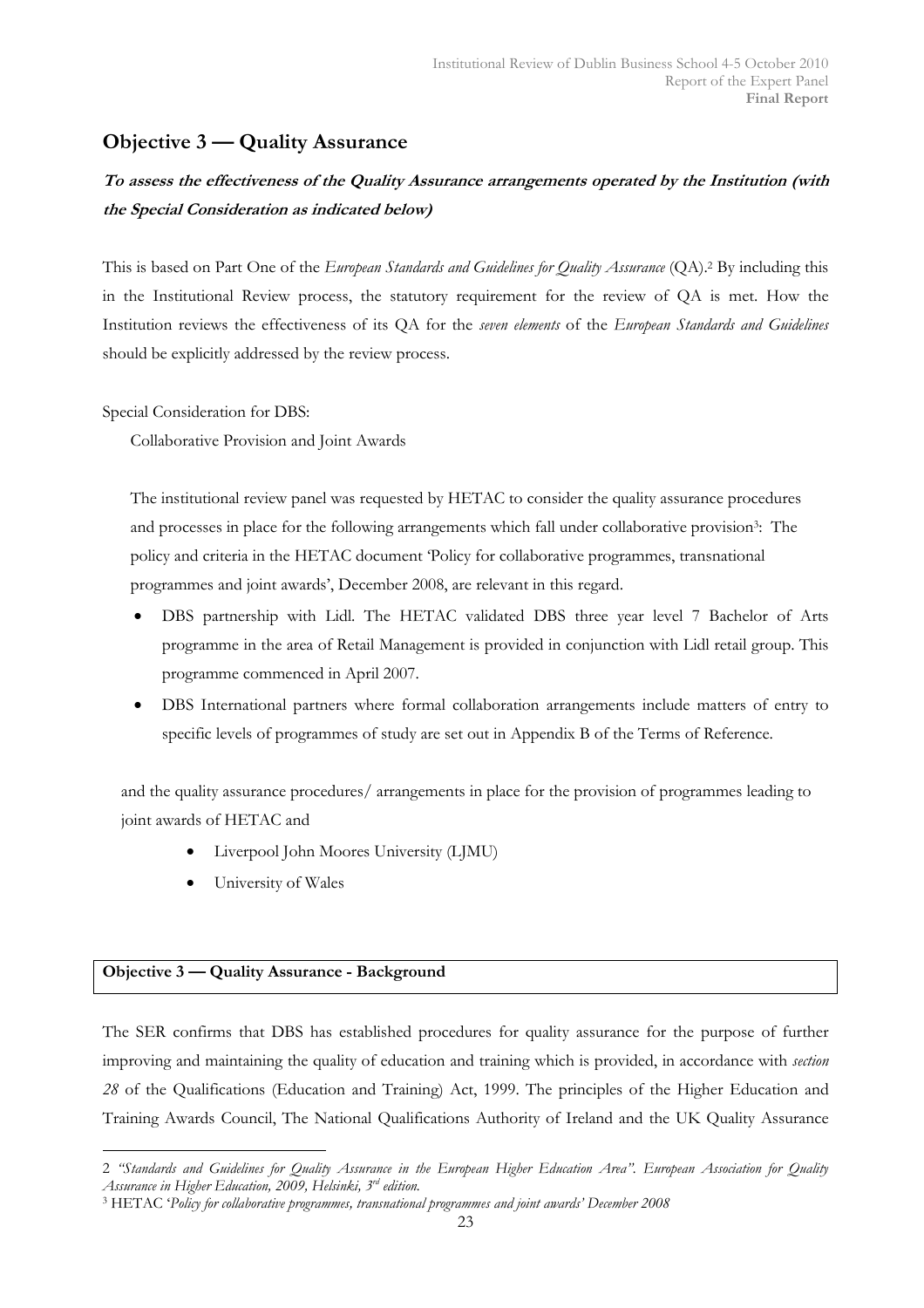## Objective 3 — Quality Assurance

***To assess the effectiveness of the Quality Assurance arrangements operated by the Institution (with the Special Consideration as indicated below)***

This is based on Part One of the *European Standards and Guidelines for Quality Assurance* (QA).[2] By including this in the Institutional Review process, the statutory requirement for the review of QA is met. How the Institution reviews the effectiveness of its QA for the *seven elements* of the *European Standards and Guidelines* should be explicitly addressed by the review process.

Special Consideration for DBS:

Collaborative Provision and Joint Awards

The institutional review panel was requested by HETAC to consider the quality assurance procedures and processes in place for the following arrangements which fall under collaborative provision[3]: The policy and criteria in the HETAC document 'Policy for collaborative programmes, transnational programmes and joint awards', December 2008, are relevant in this regard.

- DBS partnership with Lidl. The HETAC validated DBS three year level 7 Bachelor of Arts programme in the area of Retail Management is provided in conjunction with Lidl retail group. This programme commenced in April 2007.
- DBS International partners where formal collaboration arrangements include matters of entry to specific levels of programmes of study are set out in Appendix B of the Terms of Reference.

and the quality assurance procedures/ arrangements in place for the provision of programmes leading to joint awards of HETAC and

- Liverpool John Moores University (LJMU)
- University of Wales

**Objective 3 — Quality Assurance - Background**

The SER confirms that DBS has established procedures for quality assurance for the purpose of further improving and maintaining the quality of education and training which is provided, in accordance with *section 28* of the Qualifications (Education and Training) Act, 1999. The principles of the Higher Education and Training Awards Council, The National Qualifications Authority of Ireland and the UK Quality Assurance

---

2 *"Standards and Guidelines for Quality Assurance in the European Higher Education Area". European Association for Quality Assurance in Higher Education, 2009, Helsinki, 3rd edition.*

3 HETAC *'Policy for collaborative programmes, transnational programmes and joint awards' December 2008*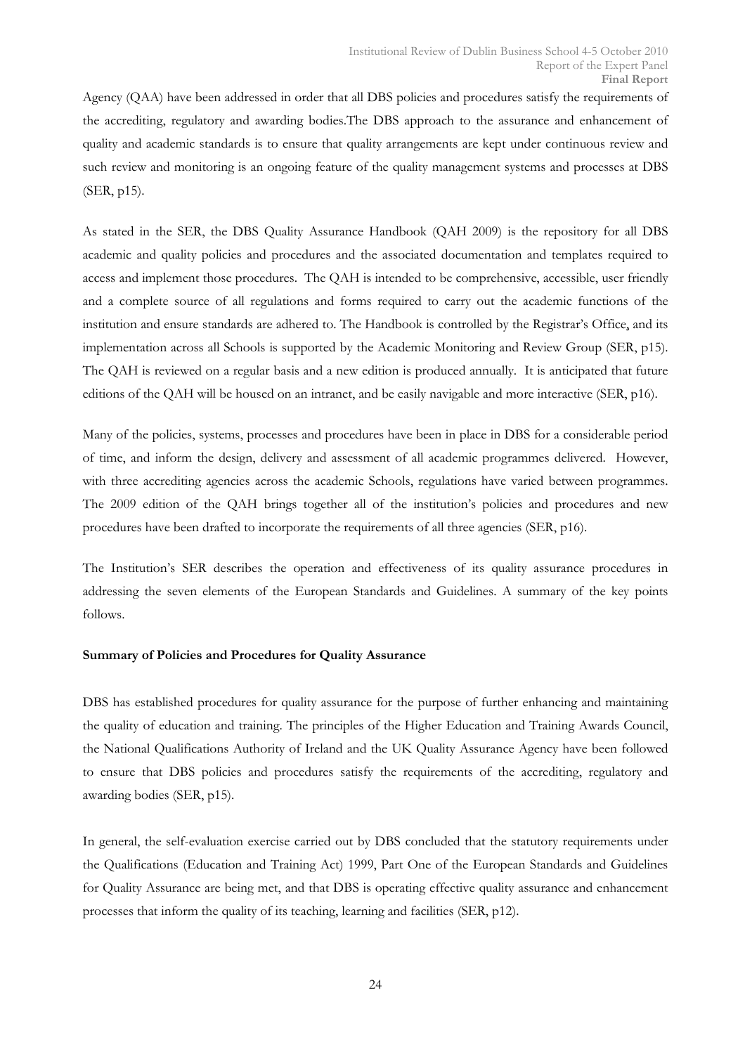Agency (QAA) have been addressed in order that all DBS policies and procedures satisfy the requirements of the accrediting, regulatory and awarding bodies.The DBS approach to the assurance and enhancement of quality and academic standards is to ensure that quality arrangements are kept under continuous review and such review and monitoring is an ongoing feature of the quality management systems and processes at DBS (SER, p15).

As stated in the SER, the DBS Quality Assurance Handbook (QAH 2009) is the repository for all DBS academic and quality policies and procedures and the associated documentation and templates required to access and implement those procedures. The QAH is intended to be comprehensive, accessible, user friendly and a complete source of all regulations and forms required to carry out the academic functions of the institution and ensure standards are adhered to. The Handbook is controlled by the Registrar's Office, and its implementation across all Schools is supported by the Academic Monitoring and Review Group (SER, p15). The QAH is reviewed on a regular basis and a new edition is produced annually. It is anticipated that future editions of the QAH will be housed on an intranet, and be easily navigable and more interactive (SER, p16).

Many of the policies, systems, processes and procedures have been in place in DBS for a considerable period of time, and inform the design, delivery and assessment of all academic programmes delivered. However, with three accrediting agencies across the academic Schools, regulations have varied between programmes. The 2009 edition of the QAH brings together all of the institution's policies and procedures and new procedures have been drafted to incorporate the requirements of all three agencies (SER, p16).

The Institution's SER describes the operation and effectiveness of its quality assurance procedures in addressing the seven elements of the European Standards and Guidelines. A summary of the key points follows.

**Summary of Policies and Procedures for Quality Assurance**

DBS has established procedures for quality assurance for the purpose of further enhancing and maintaining the quality of education and training. The principles of the Higher Education and Training Awards Council, the National Qualifications Authority of Ireland and the UK Quality Assurance Agency have been followed to ensure that DBS policies and procedures satisfy the requirements of the accrediting, regulatory and awarding bodies (SER, p15).

In general, the self-evaluation exercise carried out by DBS concluded that the statutory requirements under the Qualifications (Education and Training Act) 1999, Part One of the European Standards and Guidelines for Quality Assurance are being met, and that DBS is operating effective quality assurance and enhancement processes that inform the quality of its teaching, learning and facilities (SER, p12).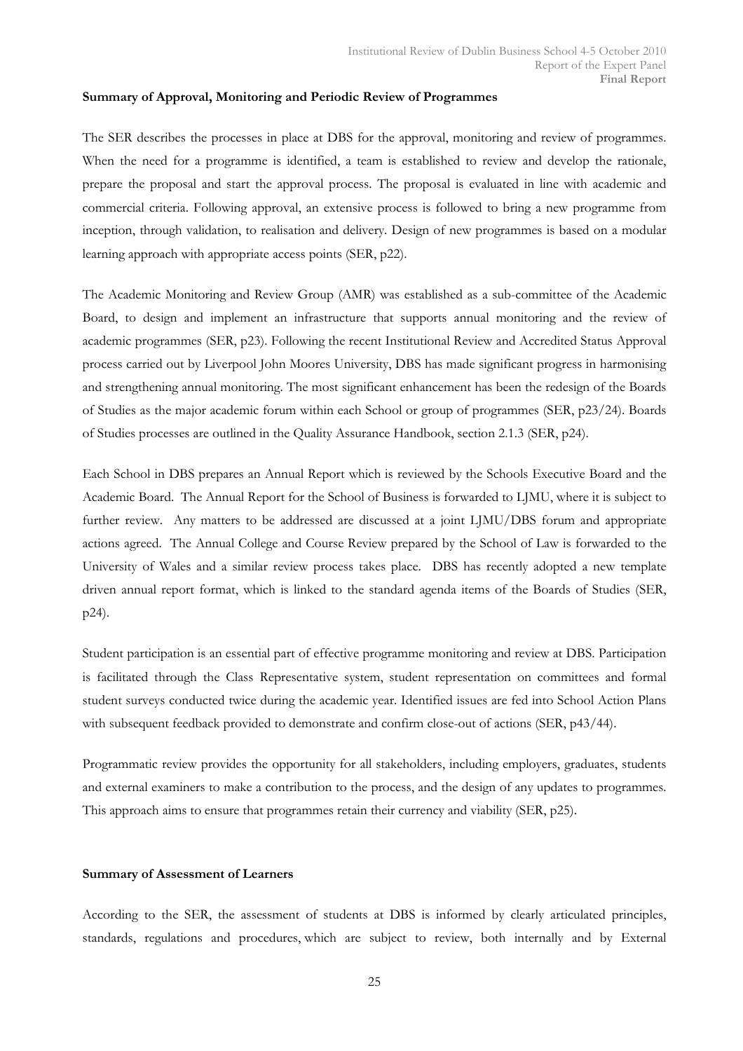**Summary of Approval, Monitoring and Periodic Review of Programmes**

The SER describes the processes in place at DBS for the approval, monitoring and review of programmes. When the need for a programme is identified, a team is established to review and develop the rationale, prepare the proposal and start the approval process. The proposal is evaluated in line with academic and commercial criteria. Following approval, an extensive process is followed to bring a new programme from inception, through validation, to realisation and delivery. Design of new programmes is based on a modular learning approach with appropriate access points (SER, p22).

The Academic Monitoring and Review Group (AMR) was established as a sub-committee of the Academic Board, to design and implement an infrastructure that supports annual monitoring and the review of academic programmes (SER, p23). Following the recent Institutional Review and Accredited Status Approval process carried out by Liverpool John Moores University, DBS has made significant progress in harmonising and strengthening annual monitoring. The most significant enhancement has been the redesign of the Boards of Studies as the major academic forum within each School or group of programmes (SER, p23/24). Boards of Studies processes are outlined in the Quality Assurance Handbook, section 2.1.3 (SER, p24).

Each School in DBS prepares an Annual Report which is reviewed by the Schools Executive Board and the Academic Board. The Annual Report for the School of Business is forwarded to LJMU, where it is subject to further review. Any matters to be addressed are discussed at a joint LJMU/DBS forum and appropriate actions agreed. The Annual College and Course Review prepared by the School of Law is forwarded to the University of Wales and a similar review process takes place. DBS has recently adopted a new template driven annual report format, which is linked to the standard agenda items of the Boards of Studies (SER, p24).

Student participation is an essential part of effective programme monitoring and review at DBS. Participation is facilitated through the Class Representative system, student representation on committees and formal student surveys conducted twice during the academic year. Identified issues are fed into School Action Plans with subsequent feedback provided to demonstrate and confirm close-out of actions (SER, p43/44).

Programmatic review provides the opportunity for all stakeholders, including employers, graduates, students and external examiners to make a contribution to the process, and the design of any updates to programmes. This approach aims to ensure that programmes retain their currency and viability (SER, p25).

**Summary of Assessment of Learners**

According to the SER, the assessment of students at DBS is informed by clearly articulated principles, standards, regulations and procedures, which are subject to review, both internally and by External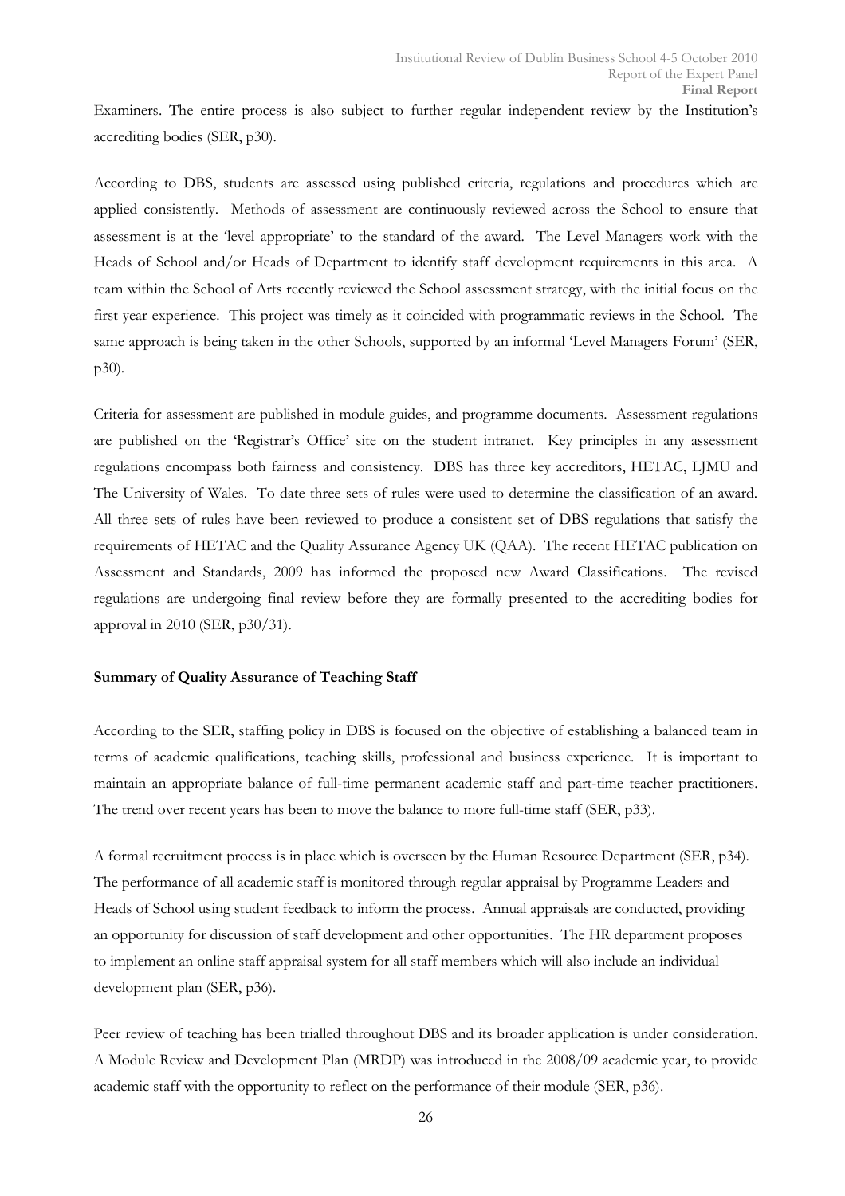Examiners. The entire process is also subject to further regular independent review by the Institution's accrediting bodies (SER, p30).

According to DBS, students are assessed using published criteria, regulations and procedures which are applied consistently. Methods of assessment are continuously reviewed across the School to ensure that assessment is at the 'level appropriate' to the standard of the award. The Level Managers work with the Heads of School and/or Heads of Department to identify staff development requirements in this area. A team within the School of Arts recently reviewed the School assessment strategy, with the initial focus on the first year experience. This project was timely as it coincided with programmatic reviews in the School. The same approach is being taken in the other Schools, supported by an informal 'Level Managers Forum' (SER, p30).

Criteria for assessment are published in module guides, and programme documents. Assessment regulations are published on the 'Registrar's Office' site on the student intranet. Key principles in any assessment regulations encompass both fairness and consistency. DBS has three key accreditors, HETAC, LJMU and The University of Wales. To date three sets of rules were used to determine the classification of an award. All three sets of rules have been reviewed to produce a consistent set of DBS regulations that satisfy the requirements of HETAC and the Quality Assurance Agency UK (QAA). The recent HETAC publication on Assessment and Standards, 2009 has informed the proposed new Award Classifications. The revised regulations are undergoing final review before they are formally presented to the accrediting bodies for approval in 2010 (SER, p30/31).

**Summary of Quality Assurance of Teaching Staff**

According to the SER, staffing policy in DBS is focused on the objective of establishing a balanced team in terms of academic qualifications, teaching skills, professional and business experience. It is important to maintain an appropriate balance of full-time permanent academic staff and part-time teacher practitioners. The trend over recent years has been to move the balance to more full-time staff (SER, p33).

A formal recruitment process is in place which is overseen by the Human Resource Department (SER, p34). The performance of all academic staff is monitored through regular appraisal by Programme Leaders and Heads of School using student feedback to inform the process. Annual appraisals are conducted, providing an opportunity for discussion of staff development and other opportunities. The HR department proposes to implement an online staff appraisal system for all staff members which will also include an individual development plan (SER, p36).

Peer review of teaching has been trialled throughout DBS and its broader application is under consideration. A Module Review and Development Plan (MRDP) was introduced in the 2008/09 academic year, to provide academic staff with the opportunity to reflect on the performance of their module (SER, p36).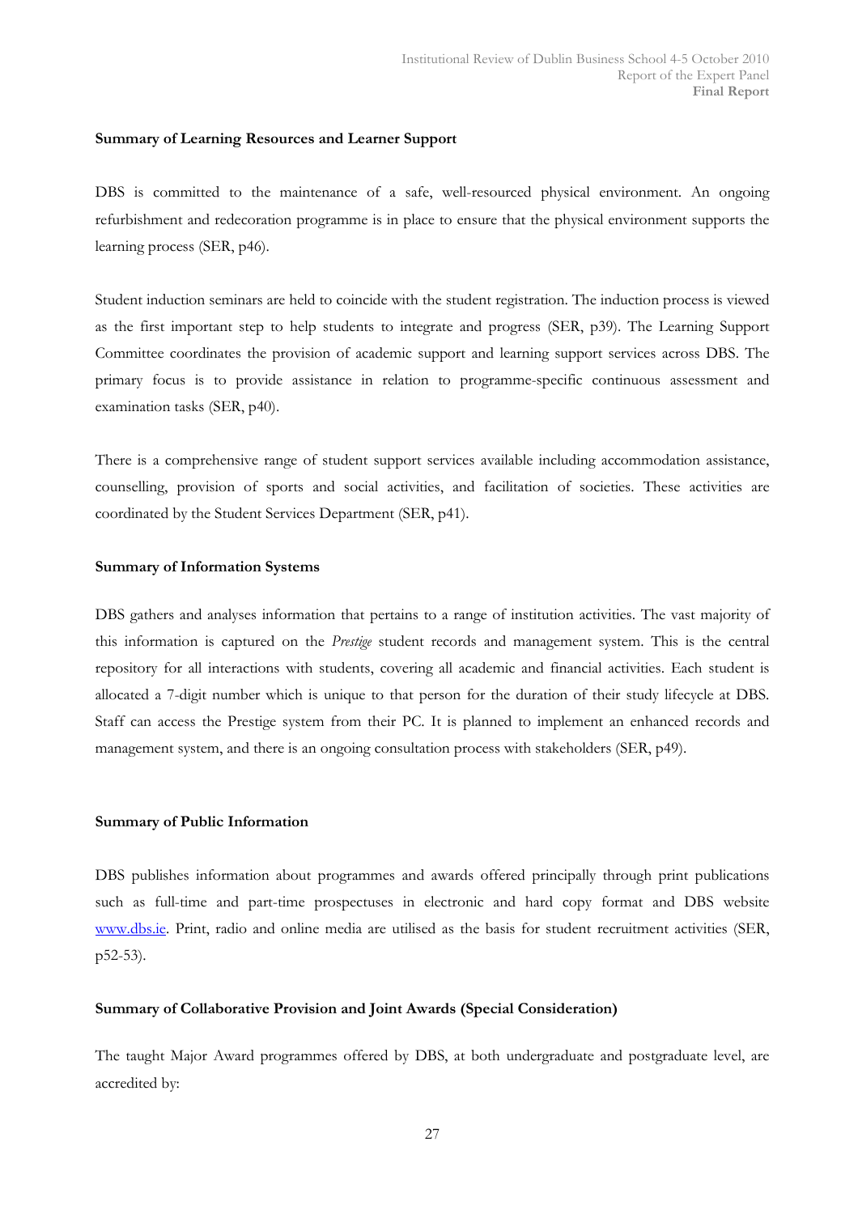**Summary of Learning Resources and Learner Support**

DBS is committed to the maintenance of a safe, well-resourced physical environment. An ongoing refurbishment and redecoration programme is in place to ensure that the physical environment supports the learning process (SER, p46).

Student induction seminars are held to coincide with the student registration. The induction process is viewed as the first important step to help students to integrate and progress (SER, p39). The Learning Support Committee coordinates the provision of academic support and learning support services across DBS. The primary focus is to provide assistance in relation to programme-specific continuous assessment and examination tasks (SER, p40).

There is a comprehensive range of student support services available including accommodation assistance, counselling, provision of sports and social activities, and facilitation of societies. These activities are coordinated by the Student Services Department (SER, p41).

**Summary of Information Systems**

DBS gathers and analyses information that pertains to a range of institution activities. The vast majority of this information is captured on the *Prestige* student records and management system. This is the central repository for all interactions with students, covering all academic and financial activities. Each student is allocated a 7-digit number which is unique to that person for the duration of their study lifecycle at DBS. Staff can access the Prestige system from their PC. It is planned to implement an enhanced records and management system, and there is an ongoing consultation process with stakeholders (SER, p49).

**Summary of Public Information**

DBS publishes information about programmes and awards offered principally through print publications such as full-time and part-time prospectuses in electronic and hard copy format and DBS website www.dbs.ie. Print, radio and online media are utilised as the basis for student recruitment activities (SER, p52-53).

**Summary of Collaborative Provision and Joint Awards (Special Consideration)**

The taught Major Award programmes offered by DBS, at both undergraduate and postgraduate level, are accredited by: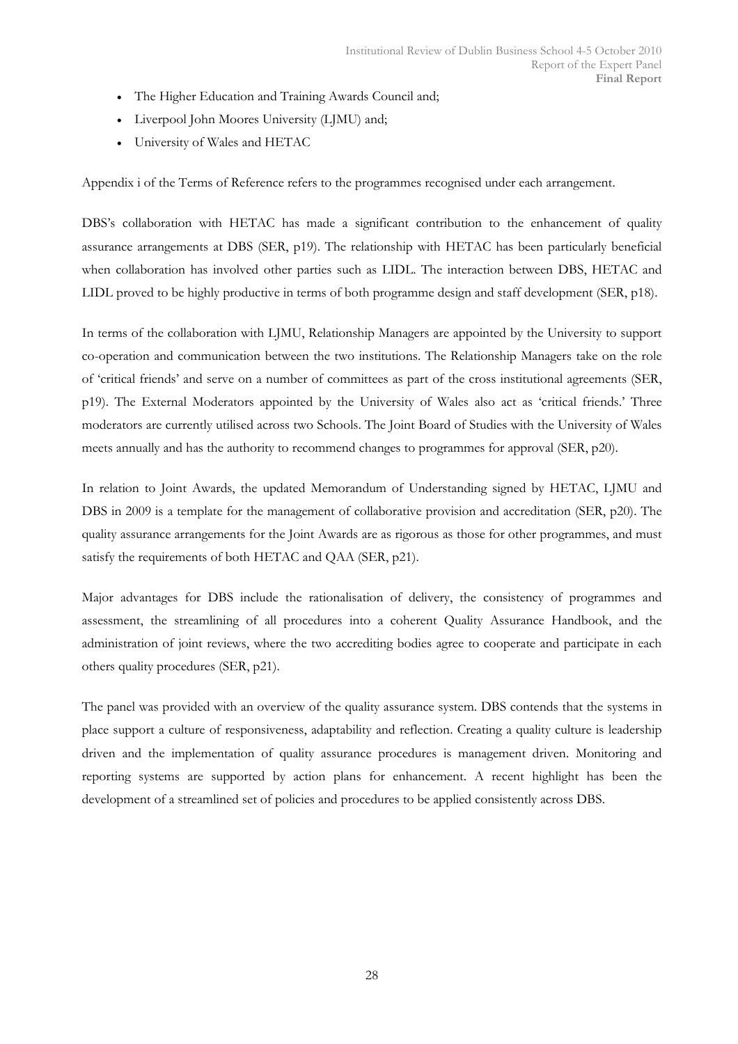- The Higher Education and Training Awards Council and;
- Liverpool John Moores University (LJMU) and;
- University of Wales and HETAC

Appendix i of the Terms of Reference refers to the programmes recognised under each arrangement.

DBS's collaboration with HETAC has made a significant contribution to the enhancement of quality assurance arrangements at DBS (SER, p19). The relationship with HETAC has been particularly beneficial when collaboration has involved other parties such as LIDL. The interaction between DBS, HETAC and LIDL proved to be highly productive in terms of both programme design and staff development (SER, p18).

In terms of the collaboration with LJMU, Relationship Managers are appointed by the University to support co-operation and communication between the two institutions. The Relationship Managers take on the role of 'critical friends' and serve on a number of committees as part of the cross institutional agreements (SER, p19). The External Moderators appointed by the University of Wales also act as 'critical friends.' Three moderators are currently utilised across two Schools. The Joint Board of Studies with the University of Wales meets annually and has the authority to recommend changes to programmes for approval (SER, p20).

In relation to Joint Awards, the updated Memorandum of Understanding signed by HETAC, LJMU and DBS in 2009 is a template for the management of collaborative provision and accreditation (SER, p20). The quality assurance arrangements for the Joint Awards are as rigorous as those for other programmes, and must satisfy the requirements of both HETAC and QAA (SER, p21).

Major advantages for DBS include the rationalisation of delivery, the consistency of programmes and assessment, the streamlining of all procedures into a coherent Quality Assurance Handbook, and the administration of joint reviews, where the two accrediting bodies agree to cooperate and participate in each others quality procedures (SER, p21).

The panel was provided with an overview of the quality assurance system. DBS contends that the systems in place support a culture of responsiveness, adaptability and reflection. Creating a quality culture is leadership driven and the implementation of quality assurance procedures is management driven. Monitoring and reporting systems are supported by action plans for enhancement. A recent highlight has been the development of a streamlined set of policies and procedures to be applied consistently across DBS.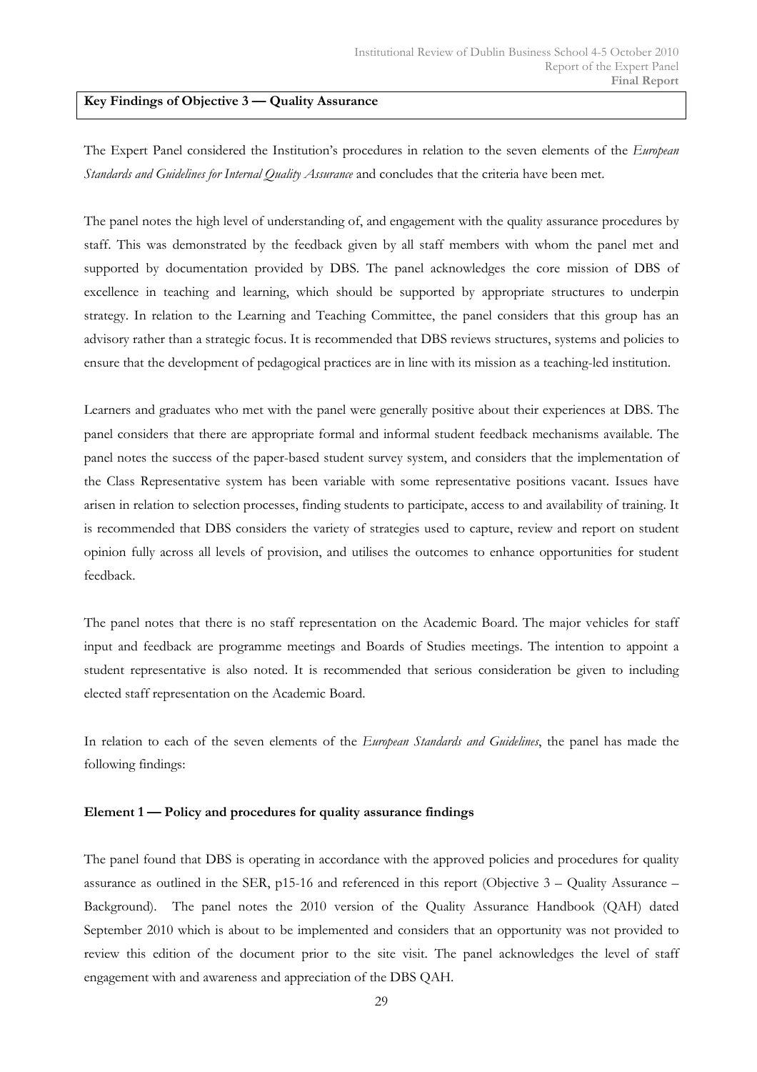**Key Findings of Objective 3 — Quality Assurance**

The Expert Panel considered the Institution's procedures in relation to the seven elements of the *European Standards and Guidelines for Internal Quality Assurance* and concludes that the criteria have been met.

The panel notes the high level of understanding of, and engagement with the quality assurance procedures by staff. This was demonstrated by the feedback given by all staff members with whom the panel met and supported by documentation provided by DBS. The panel acknowledges the core mission of DBS of excellence in teaching and learning, which should be supported by appropriate structures to underpin strategy. In relation to the Learning and Teaching Committee, the panel considers that this group has an advisory rather than a strategic focus. It is recommended that DBS reviews structures, systems and policies to ensure that the development of pedagogical practices are in line with its mission as a teaching-led institution.

Learners and graduates who met with the panel were generally positive about their experiences at DBS. The panel considers that there are appropriate formal and informal student feedback mechanisms available. The panel notes the success of the paper-based student survey system, and considers that the implementation of the Class Representative system has been variable with some representative positions vacant. Issues have arisen in relation to selection processes, finding students to participate, access to and availability of training. It is recommended that DBS considers the variety of strategies used to capture, review and report on student opinion fully across all levels of provision, and utilises the outcomes to enhance opportunities for student feedback.

The panel notes that there is no staff representation on the Academic Board. The major vehicles for staff input and feedback are programme meetings and Boards of Studies meetings. The intention to appoint a student representative is also noted. It is recommended that serious consideration be given to including elected staff representation on the Academic Board.

In relation to each of the seven elements of the *European Standards and Guidelines*, the panel has made the following findings:

**Element 1 — Policy and procedures for quality assurance findings**

The panel found that DBS is operating in accordance with the approved policies and procedures for quality assurance as outlined in the SER, p15-16 and referenced in this report (Objective 3 – Quality Assurance – Background). The panel notes the 2010 version of the Quality Assurance Handbook (QAH) dated September 2010 which is about to be implemented and considers that an opportunity was not provided to review this edition of the document prior to the site visit. The panel acknowledges the level of staff engagement with and awareness and appreciation of the DBS QAH.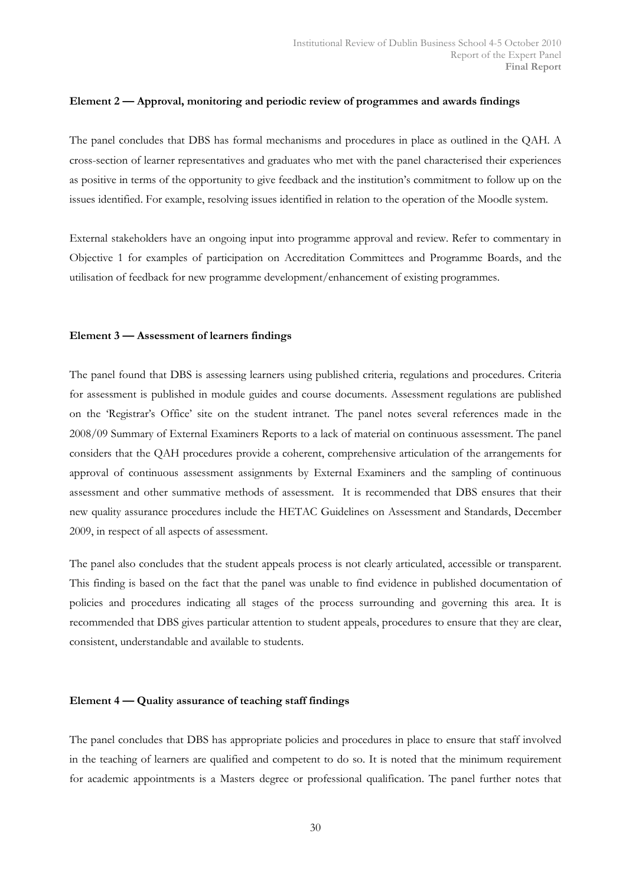**Element 2 — Approval, monitoring and periodic review of programmes and awards findings**

The panel concludes that DBS has formal mechanisms and procedures in place as outlined in the QAH. A cross-section of learner representatives and graduates who met with the panel characterised their experiences as positive in terms of the opportunity to give feedback and the institution's commitment to follow up on the issues identified. For example, resolving issues identified in relation to the operation of the Moodle system.

External stakeholders have an ongoing input into programme approval and review. Refer to commentary in Objective 1 for examples of participation on Accreditation Committees and Programme Boards, and the utilisation of feedback for new programme development/enhancement of existing programmes.

**Element 3 — Assessment of learners findings**

The panel found that DBS is assessing learners using published criteria, regulations and procedures. Criteria for assessment is published in module guides and course documents. Assessment regulations are published on the 'Registrar's Office' site on the student intranet. The panel notes several references made in the 2008/09 Summary of External Examiners Reports to a lack of material on continuous assessment. The panel considers that the QAH procedures provide a coherent, comprehensive articulation of the arrangements for approval of continuous assessment assignments by External Examiners and the sampling of continuous assessment and other summative methods of assessment. It is recommended that DBS ensures that their new quality assurance procedures include the HETAC Guidelines on Assessment and Standards, December 2009, in respect of all aspects of assessment.

The panel also concludes that the student appeals process is not clearly articulated, accessible or transparent. This finding is based on the fact that the panel was unable to find evidence in published documentation of policies and procedures indicating all stages of the process surrounding and governing this area. It is recommended that DBS gives particular attention to student appeals, procedures to ensure that they are clear, consistent, understandable and available to students.

**Element 4 — Quality assurance of teaching staff findings**

The panel concludes that DBS has appropriate policies and procedures in place to ensure that staff involved in the teaching of learners are qualified and competent to do so. It is noted that the minimum requirement for academic appointments is a Masters degree or professional qualification. The panel further notes that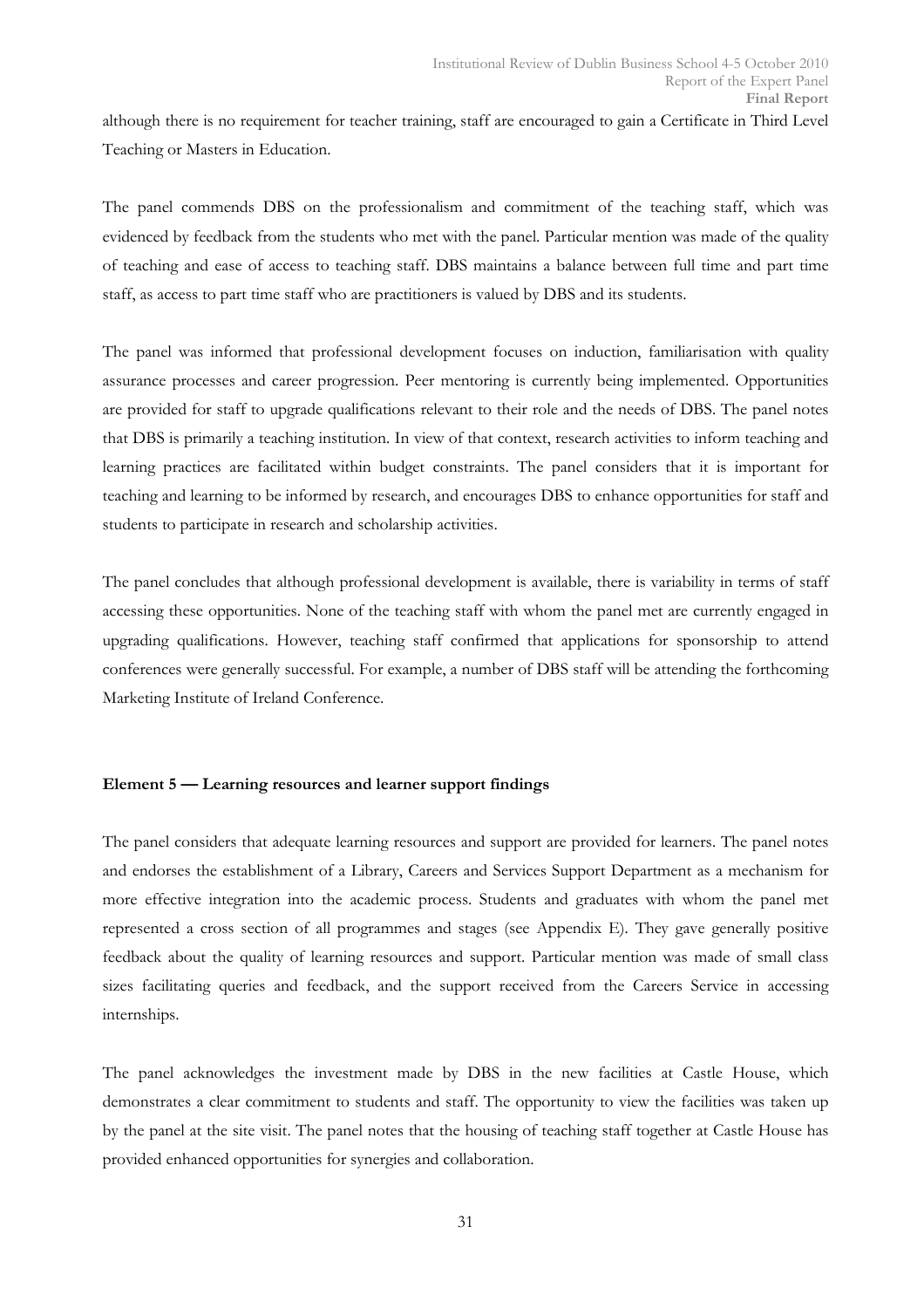although there is no requirement for teacher training, staff are encouraged to gain a Certificate in Third Level Teaching or Masters in Education.

The panel commends DBS on the professionalism and commitment of the teaching staff, which was evidenced by feedback from the students who met with the panel. Particular mention was made of the quality of teaching and ease of access to teaching staff. DBS maintains a balance between full time and part time staff, as access to part time staff who are practitioners is valued by DBS and its students.

The panel was informed that professional development focuses on induction, familiarisation with quality assurance processes and career progression. Peer mentoring is currently being implemented. Opportunities are provided for staff to upgrade qualifications relevant to their role and the needs of DBS. The panel notes that DBS is primarily a teaching institution. In view of that context, research activities to inform teaching and learning practices are facilitated within budget constraints. The panel considers that it is important for teaching and learning to be informed by research, and encourages DBS to enhance opportunities for staff and students to participate in research and scholarship activities.

The panel concludes that although professional development is available, there is variability in terms of staff accessing these opportunities. None of the teaching staff with whom the panel met are currently engaged in upgrading qualifications. However, teaching staff confirmed that applications for sponsorship to attend conferences were generally successful. For example, a number of DBS staff will be attending the forthcoming Marketing Institute of Ireland Conference.

**Element 5 — Learning resources and learner support findings**

The panel considers that adequate learning resources and support are provided for learners. The panel notes and endorses the establishment of a Library, Careers and Services Support Department as a mechanism for more effective integration into the academic process. Students and graduates with whom the panel met represented a cross section of all programmes and stages (see Appendix E). They gave generally positive feedback about the quality of learning resources and support. Particular mention was made of small class sizes facilitating queries and feedback, and the support received from the Careers Service in accessing internships.

The panel acknowledges the investment made by DBS in the new facilities at Castle House, which demonstrates a clear commitment to students and staff. The opportunity to view the facilities was taken up by the panel at the site visit. The panel notes that the housing of teaching staff together at Castle House has provided enhanced opportunities for synergies and collaboration.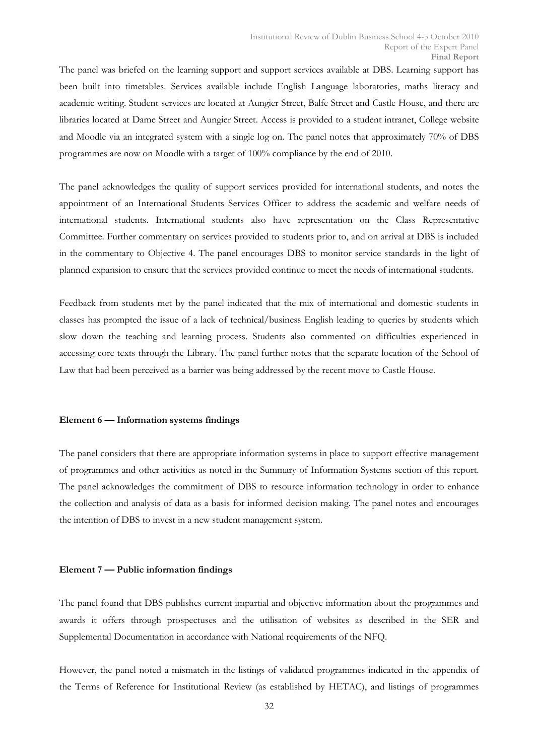The panel was briefed on the learning support and support services available at DBS. Learning support has been built into timetables. Services available include English Language laboratories, maths literacy and academic writing. Student services are located at Aungier Street, Balfe Street and Castle House, and there are libraries located at Dame Street and Aungier Street. Access is provided to a student intranet, College website and Moodle via an integrated system with a single log on. The panel notes that approximately 70% of DBS programmes are now on Moodle with a target of 100% compliance by the end of 2010.

The panel acknowledges the quality of support services provided for international students, and notes the appointment of an International Students Services Officer to address the academic and welfare needs of international students. International students also have representation on the Class Representative Committee. Further commentary on services provided to students prior to, and on arrival at DBS is included in the commentary to Objective 4. The panel encourages DBS to monitor service standards in the light of planned expansion to ensure that the services provided continue to meet the needs of international students.

Feedback from students met by the panel indicated that the mix of international and domestic students in classes has prompted the issue of a lack of technical/business English leading to queries by students which slow down the teaching and learning process. Students also commented on difficulties experienced in accessing core texts through the Library. The panel further notes that the separate location of the School of Law that had been perceived as a barrier was being addressed by the recent move to Castle House.

**Element 6 — Information systems findings**

The panel considers that there are appropriate information systems in place to support effective management of programmes and other activities as noted in the Summary of Information Systems section of this report. The panel acknowledges the commitment of DBS to resource information technology in order to enhance the collection and analysis of data as a basis for informed decision making. The panel notes and encourages the intention of DBS to invest in a new student management system.

**Element 7 — Public information findings**

The panel found that DBS publishes current impartial and objective information about the programmes and awards it offers through prospectuses and the utilisation of websites as described in the SER and Supplemental Documentation in accordance with National requirements of the NFQ.

However, the panel noted a mismatch in the listings of validated programmes indicated in the appendix of the Terms of Reference for Institutional Review (as established by HETAC), and listings of programmes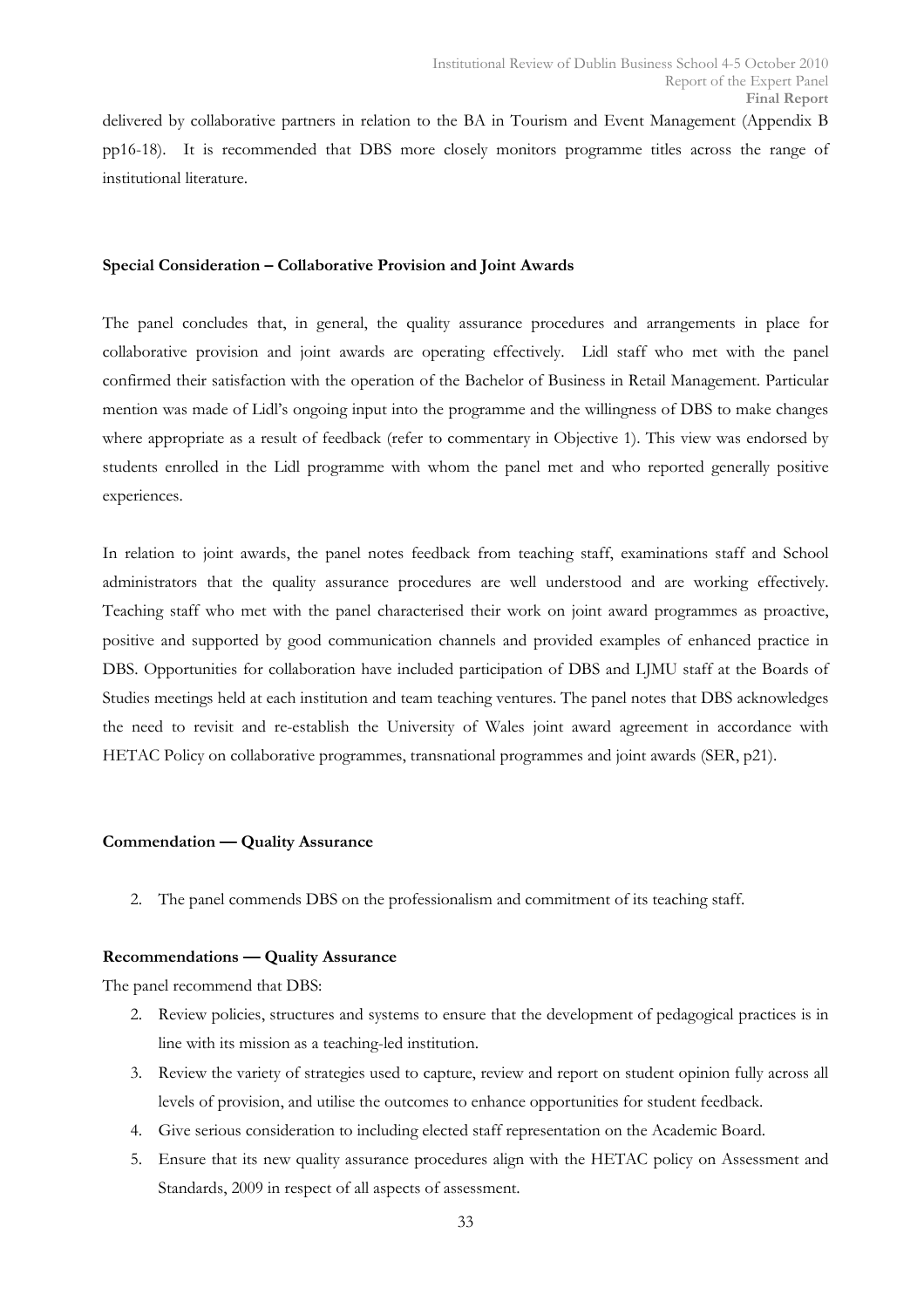delivered by collaborative partners in relation to the BA in Tourism and Event Management (Appendix B pp16-18). It is recommended that DBS more closely monitors programme titles across the range of institutional literature.

**Special Consideration – Collaborative Provision and Joint Awards**

The panel concludes that, in general, the quality assurance procedures and arrangements in place for collaborative provision and joint awards are operating effectively. Lidl staff who met with the panel confirmed their satisfaction with the operation of the Bachelor of Business in Retail Management. Particular mention was made of Lidl's ongoing input into the programme and the willingness of DBS to make changes where appropriate as a result of feedback (refer to commentary in Objective 1). This view was endorsed by students enrolled in the Lidl programme with whom the panel met and who reported generally positive experiences.

In relation to joint awards, the panel notes feedback from teaching staff, examinations staff and School administrators that the quality assurance procedures are well understood and are working effectively. Teaching staff who met with the panel characterised their work on joint award programmes as proactive, positive and supported by good communication channels and provided examples of enhanced practice in DBS. Opportunities for collaboration have included participation of DBS and LJMU staff at the Boards of Studies meetings held at each institution and team teaching ventures. The panel notes that DBS acknowledges the need to revisit and re-establish the University of Wales joint award agreement in accordance with HETAC Policy on collaborative programmes, transnational programmes and joint awards (SER, p21).

**Commendation — Quality Assurance**

2. The panel commends DBS on the professionalism and commitment of its teaching staff.

**Recommendations — Quality Assurance**

The panel recommend that DBS:

2. Review policies, structures and systems to ensure that the development of pedagogical practices is in line with its mission as a teaching-led institution.
3. Review the variety of strategies used to capture, review and report on student opinion fully across all levels of provision, and utilise the outcomes to enhance opportunities for student feedback.
4. Give serious consideration to including elected staff representation on the Academic Board.
5. Ensure that its new quality assurance procedures align with the HETAC policy on Assessment and Standards, 2009 in respect of all aspects of assessment.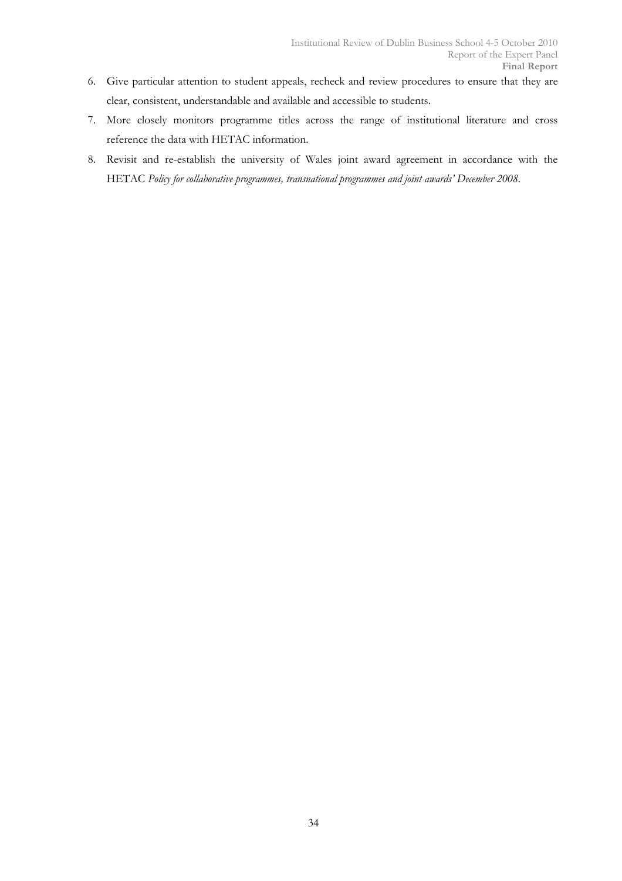6. Give particular attention to student appeals, recheck and review procedures to ensure that they are clear, consistent, understandable and available and accessible to students.
7. More closely monitors programme titles across the range of institutional literature and cross reference the data with HETAC information.
8. Revisit and re-establish the university of Wales joint award agreement in accordance with the HETAC *Policy for collaborative programmes, transnational programmes and joint awards' December 2008*.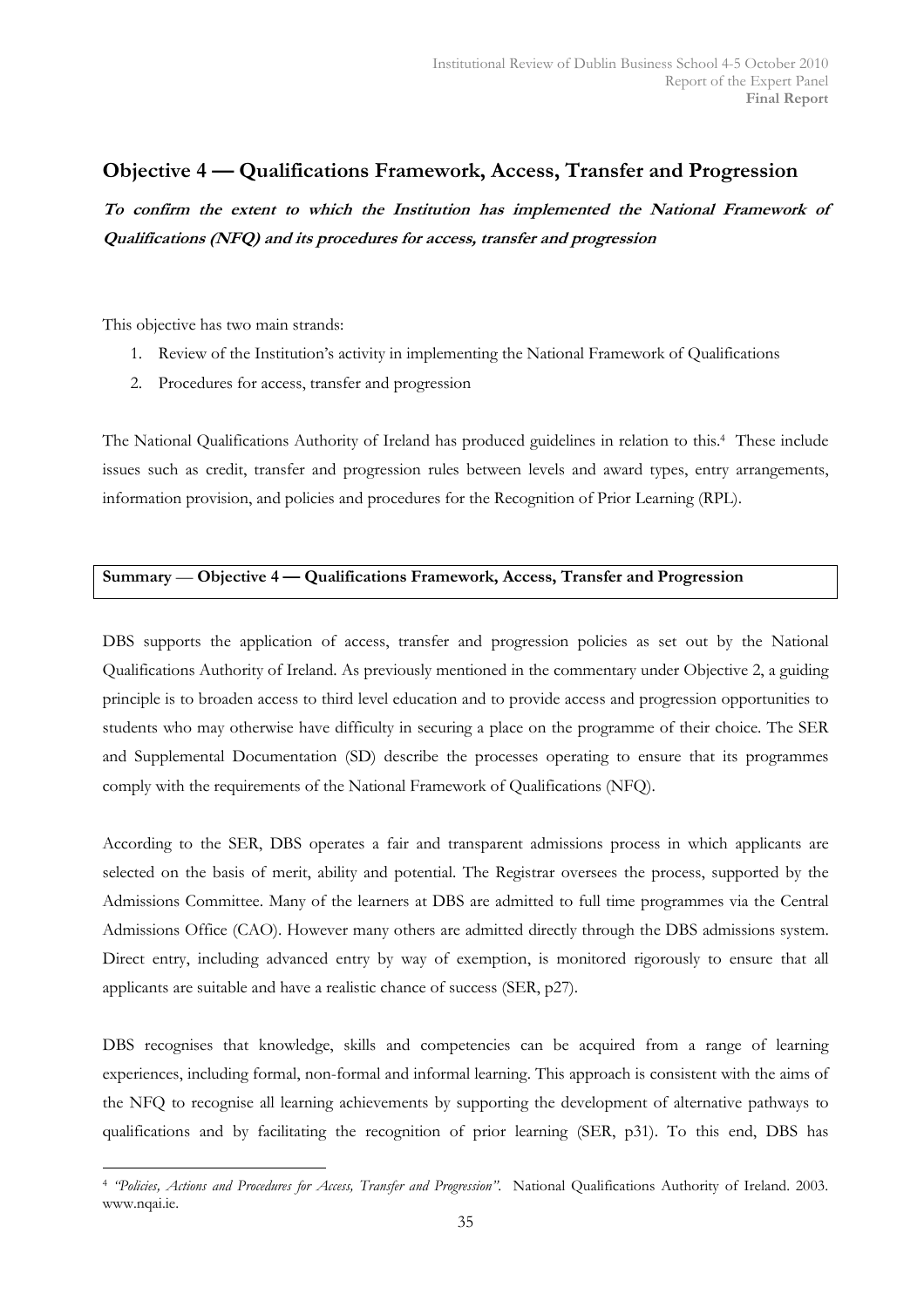## Objective 4 — Qualifications Framework, Access, Transfer and Progression

***To confirm the extent to which the Institution has implemented the National Framework of Qualifications (NFQ) and its procedures for access, transfer and progression***

This objective has two main strands:

1. Review of the Institution's activity in implementing the National Framework of Qualifications
2. Procedures for access, transfer and progression

The National Qualifications Authority of Ireland has produced guidelines in relation to this.[4] These include issues such as credit, transfer and progression rules between levels and award types, entry arrangements, information provision, and policies and procedures for the Recognition of Prior Learning (RPL).

**Summary — Objective 4 — Qualifications Framework, Access, Transfer and Progression**

DBS supports the application of access, transfer and progression policies as set out by the National Qualifications Authority of Ireland. As previously mentioned in the commentary under Objective 2, a guiding principle is to broaden access to third level education and to provide access and progression opportunities to students who may otherwise have difficulty in securing a place on the programme of their choice. The SER and Supplemental Documentation (SD) describe the processes operating to ensure that its programmes comply with the requirements of the National Framework of Qualifications (NFQ).

According to the SER, DBS operates a fair and transparent admissions process in which applicants are selected on the basis of merit, ability and potential. The Registrar oversees the process, supported by the Admissions Committee. Many of the learners at DBS are admitted to full time programmes via the Central Admissions Office (CAO). However many others are admitted directly through the DBS admissions system. Direct entry, including advanced entry by way of exemption, is monitored rigorously to ensure that all applicants are suitable and have a realistic chance of success (SER, p27).

DBS recognises that knowledge, skills and competencies can be acquired from a range of learning experiences, including formal, non-formal and informal learning. This approach is consistent with the aims of the NFQ to recognise all learning achievements by supporting the development of alternative pathways to qualifications and by facilitating the recognition of prior learning (SER, p31). To this end, DBS has

---

[4] *"Policies, Actions and Procedures for Access, Transfer and Progression".* National Qualifications Authority of Ireland. 2003. www.nqai.ie.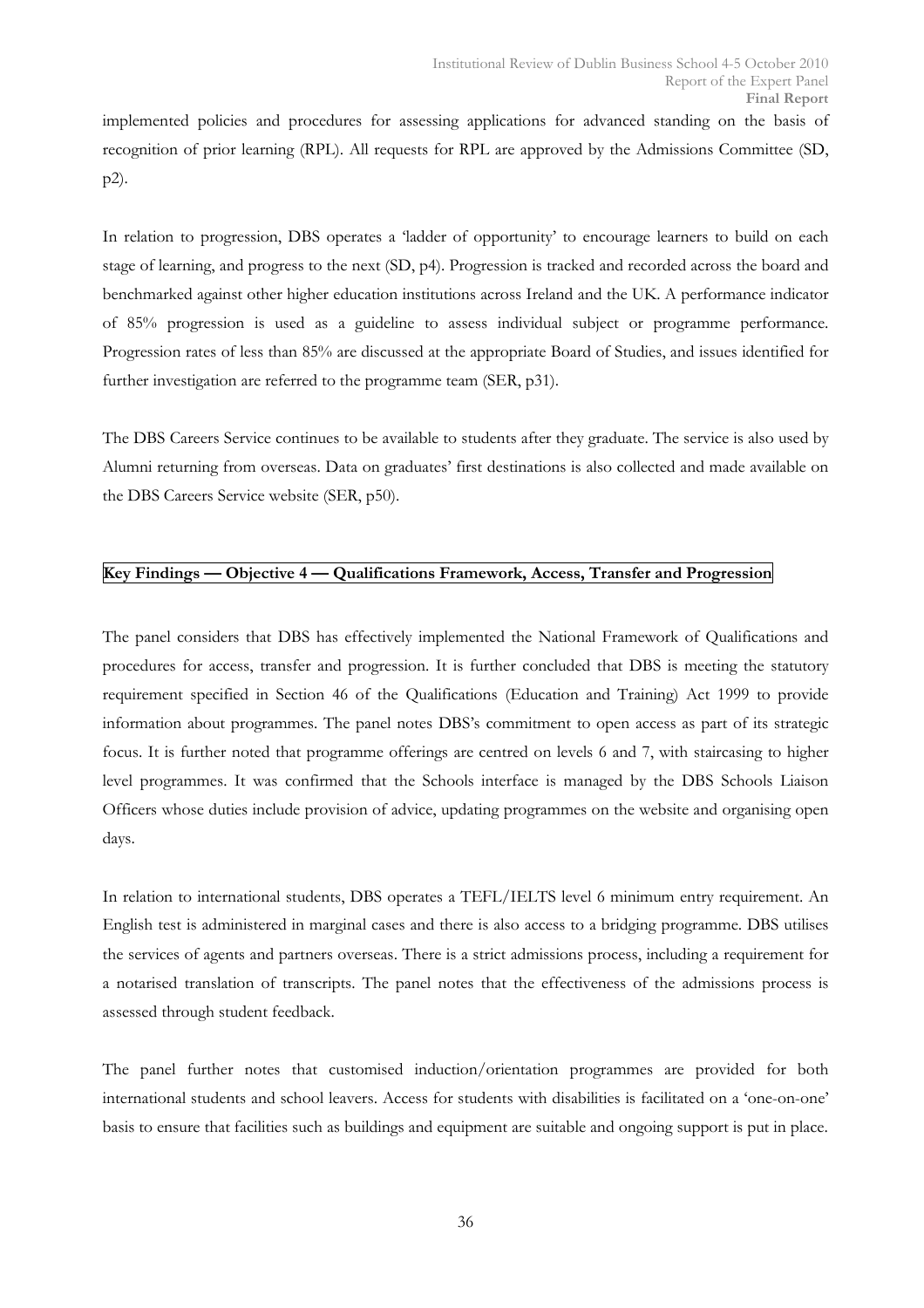implemented policies and procedures for assessing applications for advanced standing on the basis of recognition of prior learning (RPL). All requests for RPL are approved by the Admissions Committee (SD, p2).

In relation to progression, DBS operates a 'ladder of opportunity' to encourage learners to build on each stage of learning, and progress to the next (SD, p4). Progression is tracked and recorded across the board and benchmarked against other higher education institutions across Ireland and the UK. A performance indicator of 85% progression is used as a guideline to assess individual subject or programme performance. Progression rates of less than 85% are discussed at the appropriate Board of Studies, and issues identified for further investigation are referred to the programme team (SER, p31).

The DBS Careers Service continues to be available to students after they graduate. The service is also used by Alumni returning from overseas. Data on graduates' first destinations is also collected and made available on the DBS Careers Service website (SER, p50).

**Key Findings — Objective 4 — Qualifications Framework, Access, Transfer and Progression**

The panel considers that DBS has effectively implemented the National Framework of Qualifications and procedures for access, transfer and progression. It is further concluded that DBS is meeting the statutory requirement specified in Section 46 of the Qualifications (Education and Training) Act 1999 to provide information about programmes. The panel notes DBS's commitment to open access as part of its strategic focus. It is further noted that programme offerings are centred on levels 6 and 7, with staircasing to higher level programmes. It was confirmed that the Schools interface is managed by the DBS Schools Liaison Officers whose duties include provision of advice, updating programmes on the website and organising open days.

In relation to international students, DBS operates a TEFL/IELTS level 6 minimum entry requirement. An English test is administered in marginal cases and there is also access to a bridging programme. DBS utilises the services of agents and partners overseas. There is a strict admissions process, including a requirement for a notarised translation of transcripts. The panel notes that the effectiveness of the admissions process is assessed through student feedback.

The panel further notes that customised induction/orientation programmes are provided for both international students and school leavers. Access for students with disabilities is facilitated on a 'one-on-one' basis to ensure that facilities such as buildings and equipment are suitable and ongoing support is put in place.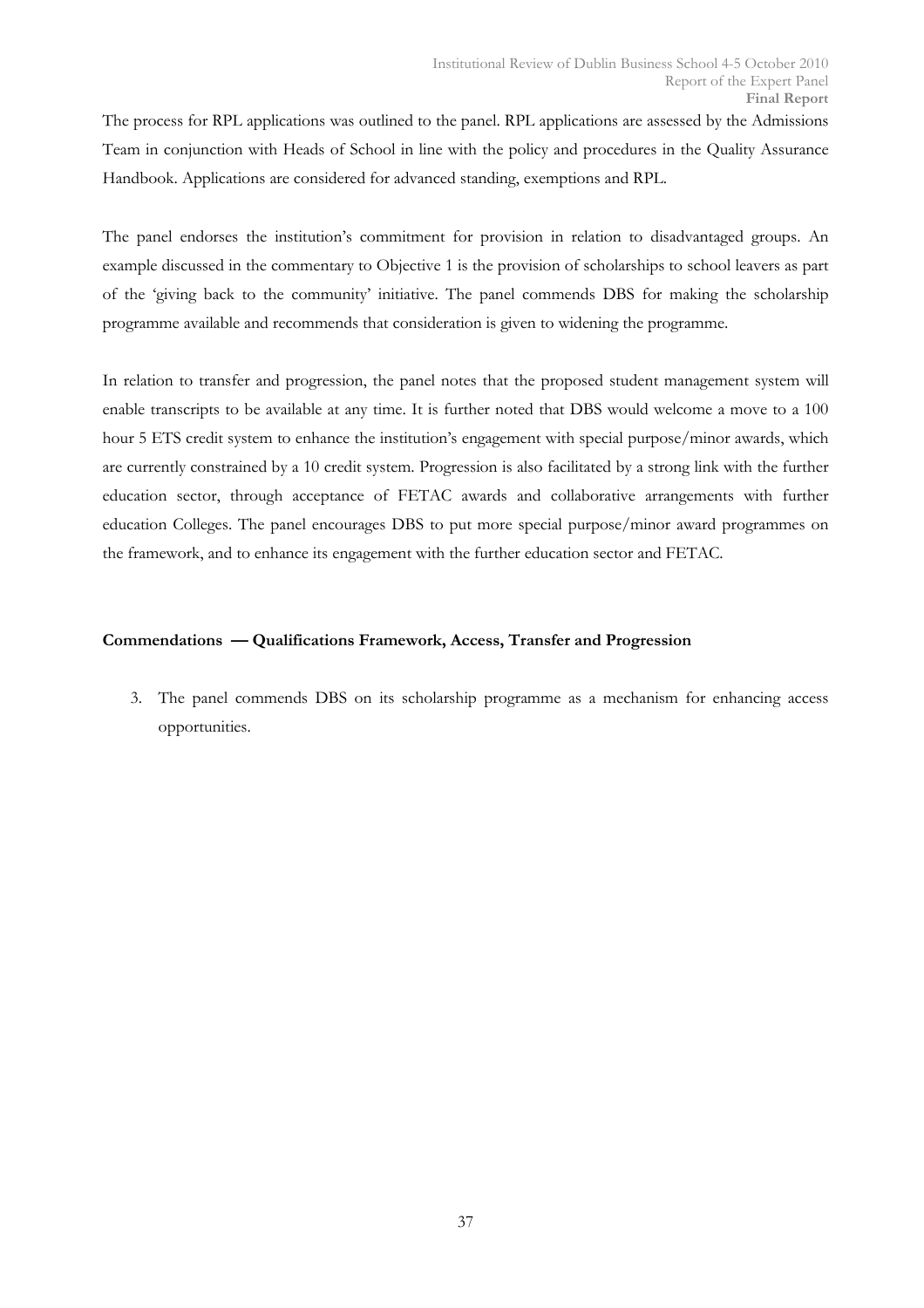The process for RPL applications was outlined to the panel. RPL applications are assessed by the Admissions Team in conjunction with Heads of School in line with the policy and procedures in the Quality Assurance Handbook. Applications are considered for advanced standing, exemptions and RPL.

The panel endorses the institution's commitment for provision in relation to disadvantaged groups. An example discussed in the commentary to Objective 1 is the provision of scholarships to school leavers as part of the 'giving back to the community' initiative. The panel commends DBS for making the scholarship programme available and recommends that consideration is given to widening the programme.

In relation to transfer and progression, the panel notes that the proposed student management system will enable transcripts to be available at any time. It is further noted that DBS would welcome a move to a 100 hour 5 ETS credit system to enhance the institution's engagement with special purpose/minor awards, which are currently constrained by a 10 credit system. Progression is also facilitated by a strong link with the further education sector, through acceptance of FETAC awards and collaborative arrangements with further education Colleges. The panel encourages DBS to put more special purpose/minor award programmes on the framework, and to enhance its engagement with the further education sector and FETAC.

**Commendations — Qualifications Framework, Access, Transfer and Progression**

3. The panel commends DBS on its scholarship programme as a mechanism for enhancing access opportunities.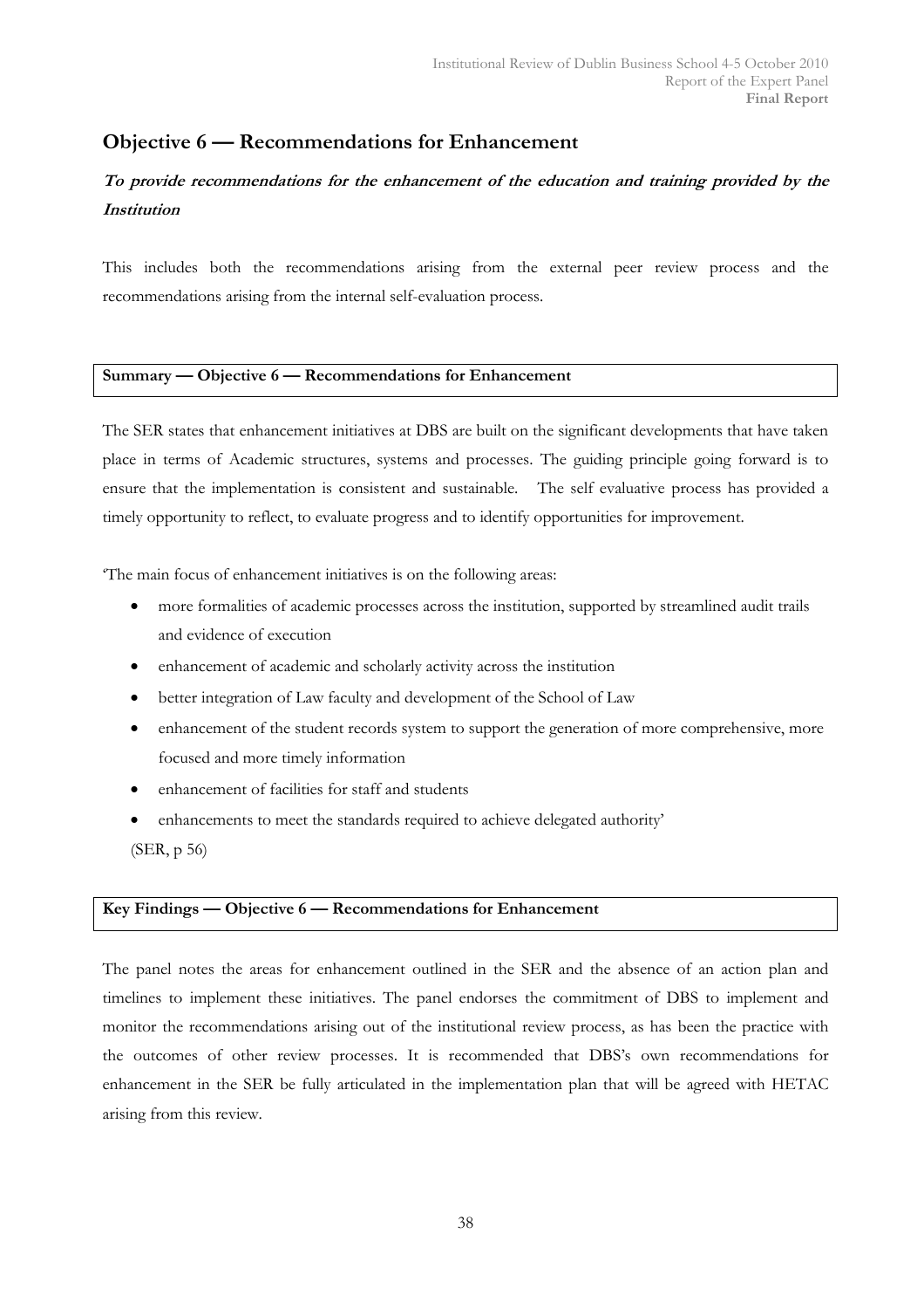## Objective 6 — Recommendations for Enhancement

***To provide recommendations for the enhancement of the education and training provided by the Institution***

This includes both the recommendations arising from the external peer review process and the recommendations arising from the internal self-evaluation process.

**Summary — Objective 6 — Recommendations for Enhancement**

The SER states that enhancement initiatives at DBS are built on the significant developments that have taken place in terms of Academic structures, systems and processes. The guiding principle going forward is to ensure that the implementation is consistent and sustainable. The self evaluative process has provided a timely opportunity to reflect, to evaluate progress and to identify opportunities for improvement.

'The main focus of enhancement initiatives is on the following areas:

- more formalities of academic processes across the institution, supported by streamlined audit trails and evidence of execution
- enhancement of academic and scholarly activity across the institution
- better integration of Law faculty and development of the School of Law
- enhancement of the student records system to support the generation of more comprehensive, more focused and more timely information
- enhancement of facilities for staff and students
- enhancements to meet the standards required to achieve delegated authority'

(SER, p 56)

**Key Findings — Objective 6 — Recommendations for Enhancement**

The panel notes the areas for enhancement outlined in the SER and the absence of an action plan and timelines to implement these initiatives. The panel endorses the commitment of DBS to implement and monitor the recommendations arising out of the institutional review process, as has been the practice with the outcomes of other review processes. It is recommended that DBS's own recommendations for enhancement in the SER be fully articulated in the implementation plan that will be agreed with HETAC arising from this review.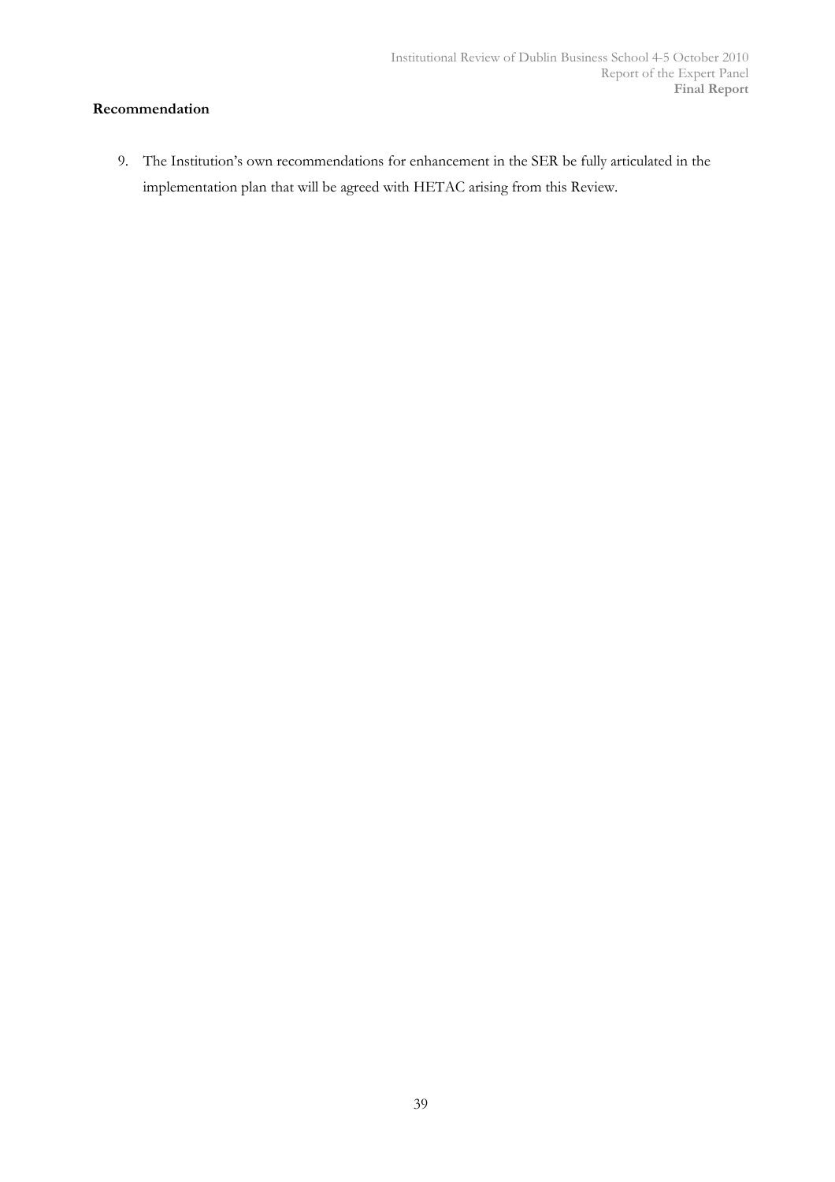**Recommendation**

9. The Institution's own recommendations for enhancement in the SER be fully articulated in the implementation plan that will be agreed with HETAC arising from this Review.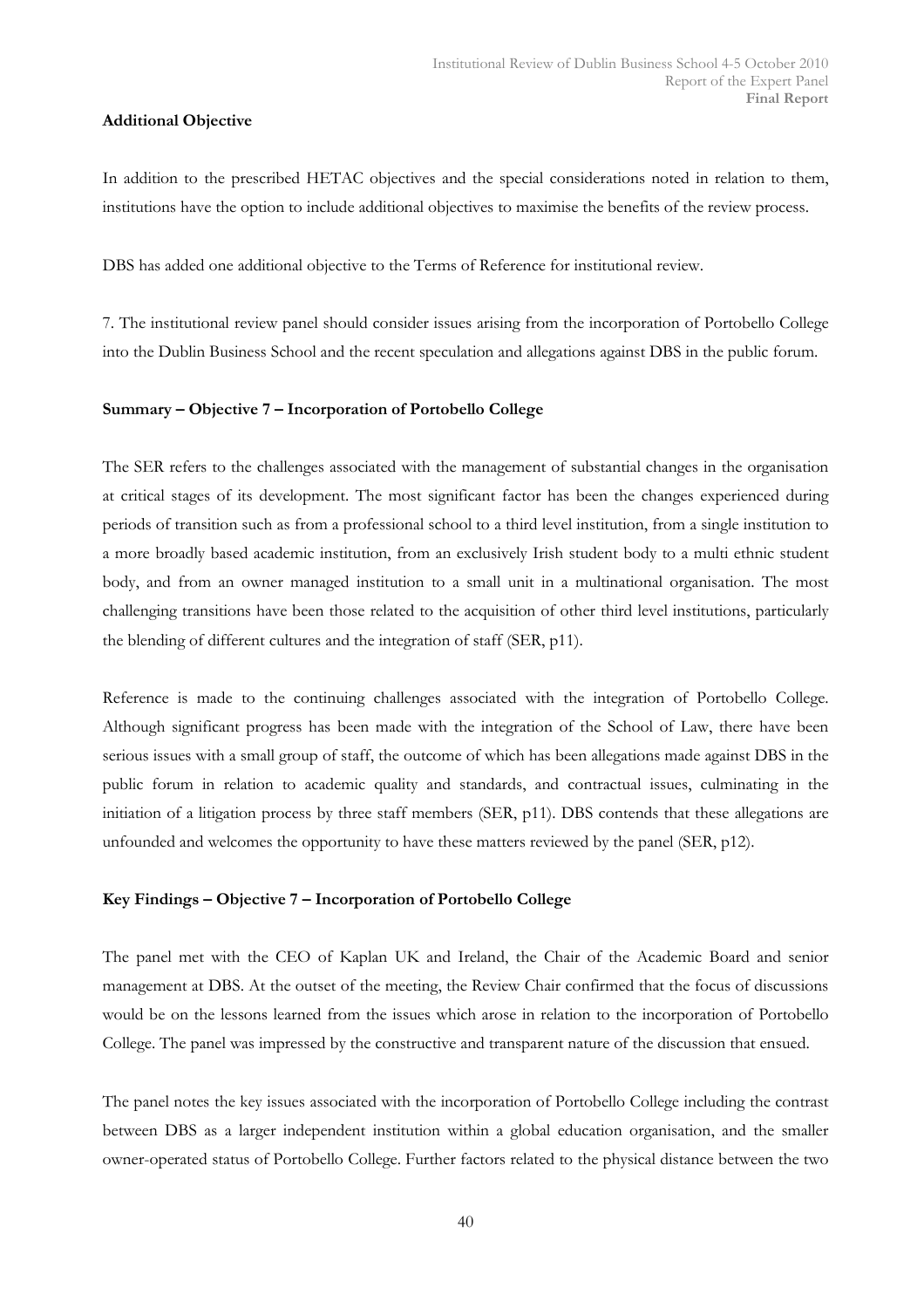**Additional Objective**

In addition to the prescribed HETAC objectives and the special considerations noted in relation to them, institutions have the option to include additional objectives to maximise the benefits of the review process.

DBS has added one additional objective to the Terms of Reference for institutional review.

7. The institutional review panel should consider issues arising from the incorporation of Portobello College into the Dublin Business School and the recent speculation and allegations against DBS in the public forum.

**Summary – Objective 7 – Incorporation of Portobello College**

The SER refers to the challenges associated with the management of substantial changes in the organisation at critical stages of its development. The most significant factor has been the changes experienced during periods of transition such as from a professional school to a third level institution, from a single institution to a more broadly based academic institution, from an exclusively Irish student body to a multi ethnic student body, and from an owner managed institution to a small unit in a multinational organisation. The most challenging transitions have been those related to the acquisition of other third level institutions, particularly the blending of different cultures and the integration of staff (SER, p11).

Reference is made to the continuing challenges associated with the integration of Portobello College. Although significant progress has been made with the integration of the School of Law, there have been serious issues with a small group of staff, the outcome of which has been allegations made against DBS in the public forum in relation to academic quality and standards, and contractual issues, culminating in the initiation of a litigation process by three staff members (SER, p11). DBS contends that these allegations are unfounded and welcomes the opportunity to have these matters reviewed by the panel (SER, p12).

**Key Findings – Objective 7 – Incorporation of Portobello College**

The panel met with the CEO of Kaplan UK and Ireland, the Chair of the Academic Board and senior management at DBS. At the outset of the meeting, the Review Chair confirmed that the focus of discussions would be on the lessons learned from the issues which arose in relation to the incorporation of Portobello College. The panel was impressed by the constructive and transparent nature of the discussion that ensued.

The panel notes the key issues associated with the incorporation of Portobello College including the contrast between DBS as a larger independent institution within a global education organisation, and the smaller owner-operated status of Portobello College. Further factors related to the physical distance between the two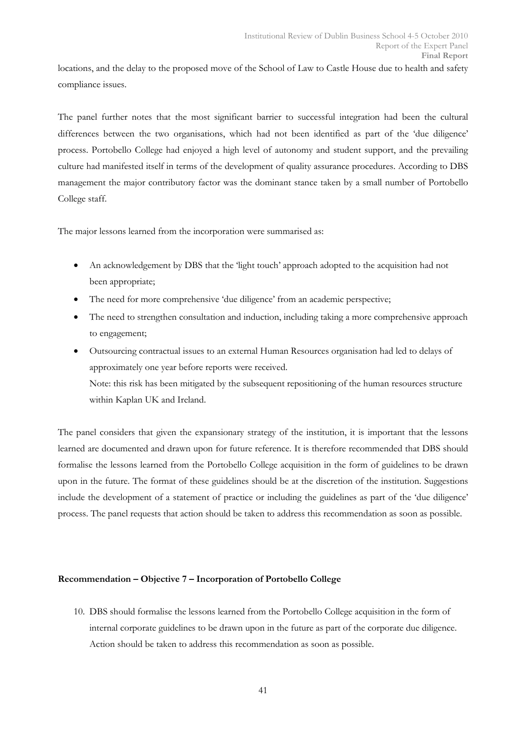locations, and the delay to the proposed move of the School of Law to Castle House due to health and safety compliance issues.

The panel further notes that the most significant barrier to successful integration had been the cultural differences between the two organisations, which had not been identified as part of the 'due diligence' process. Portobello College had enjoyed a high level of autonomy and student support, and the prevailing culture had manifested itself in terms of the development of quality assurance procedures. According to DBS management the major contributory factor was the dominant stance taken by a small number of Portobello College staff.

The major lessons learned from the incorporation were summarised as:

- An acknowledgement by DBS that the 'light touch' approach adopted to the acquisition had not been appropriate;
- The need for more comprehensive 'due diligence' from an academic perspective;
- The need to strengthen consultation and induction, including taking a more comprehensive approach to engagement;
- Outsourcing contractual issues to an external Human Resources organisation had led to delays of approximately one year before reports were received.
  Note: this risk has been mitigated by the subsequent repositioning of the human resources structure within Kaplan UK and Ireland.

The panel considers that given the expansionary strategy of the institution, it is important that the lessons learned are documented and drawn upon for future reference. It is therefore recommended that DBS should formalise the lessons learned from the Portobello College acquisition in the form of guidelines to be drawn upon in the future. The format of these guidelines should be at the discretion of the institution. Suggestions include the development of a statement of practice or including the guidelines as part of the 'due diligence' process. The panel requests that action should be taken to address this recommendation as soon as possible.

**Recommendation – Objective 7 – Incorporation of Portobello College**

10. DBS should formalise the lessons learned from the Portobello College acquisition in the form of internal corporate guidelines to be drawn upon in the future as part of the corporate due diligence. Action should be taken to address this recommendation as soon as possible.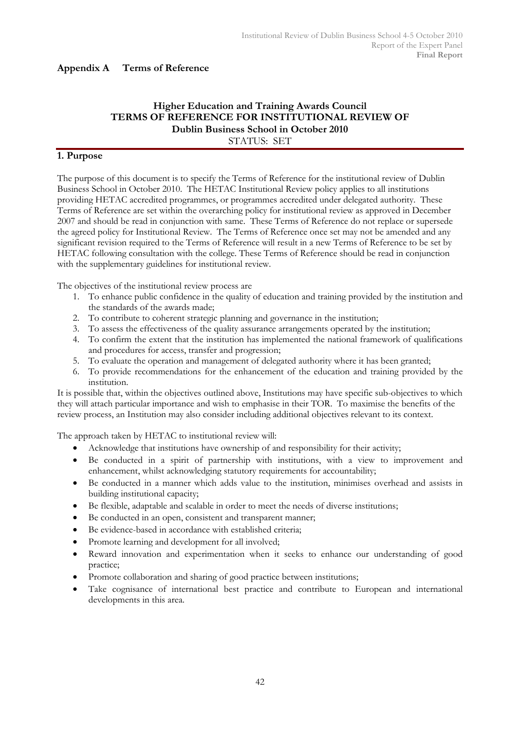## Appendix A Terms of Reference

### Higher Education and Training Awards Council
### TERMS OF REFERENCE FOR INSTITUTIONAL REVIEW OF
### Dublin Business School in October 2010

STATUS: SET

### 1. Purpose

The purpose of this document is to specify the Terms of Reference for the institutional review of Dublin Business School in October 2010. The HETAC Institutional Review policy applies to all institutions providing HETAC accredited programmes, or programmes accredited under delegated authority. These Terms of Reference are set within the overarching policy for institutional review as approved in December 2007 and should be read in conjunction with same. These Terms of Reference do not replace or supersede the agreed policy for Institutional Review. The Terms of Reference once set may not be amended and any significant revision required to the Terms of Reference will result in a new Terms of Reference to be set by HETAC following consultation with the college. These Terms of Reference should be read in conjunction with the supplementary guidelines for institutional review.

The objectives of the institutional review process are

1. To enhance public confidence in the quality of education and training provided by the institution and the standards of the awards made;
2. To contribute to coherent strategic planning and governance in the institution;
3. To assess the effectiveness of the quality assurance arrangements operated by the institution;
4. To confirm the extent that the institution has implemented the national framework of qualifications and procedures for access, transfer and progression;
5. To evaluate the operation and management of delegated authority where it has been granted;
6. To provide recommendations for the enhancement of the education and training provided by the institution.

It is possible that, within the objectives outlined above, Institutions may have specific sub-objectives to which they will attach particular importance and wish to emphasise in their TOR. To maximise the benefits of the review process, an Institution may also consider including additional objectives relevant to its context.

The approach taken by HETAC to institutional review will:

- Acknowledge that institutions have ownership of and responsibility for their activity;
- Be conducted in a spirit of partnership with institutions, with a view to improvement and enhancement, whilst acknowledging statutory requirements for accountability;
- Be conducted in a manner which adds value to the institution, minimises overhead and assists in building institutional capacity;
- Be flexible, adaptable and scalable in order to meet the needs of diverse institutions;
- Be conducted in an open, consistent and transparent manner;
- Be evidence-based in accordance with established criteria;
- Promote learning and development for all involved;
- Reward innovation and experimentation when it seeks to enhance our understanding of good practice;
- Promote collaboration and sharing of good practice between institutions;
- Take cognisance of international best practice and contribute to European and international developments in this area.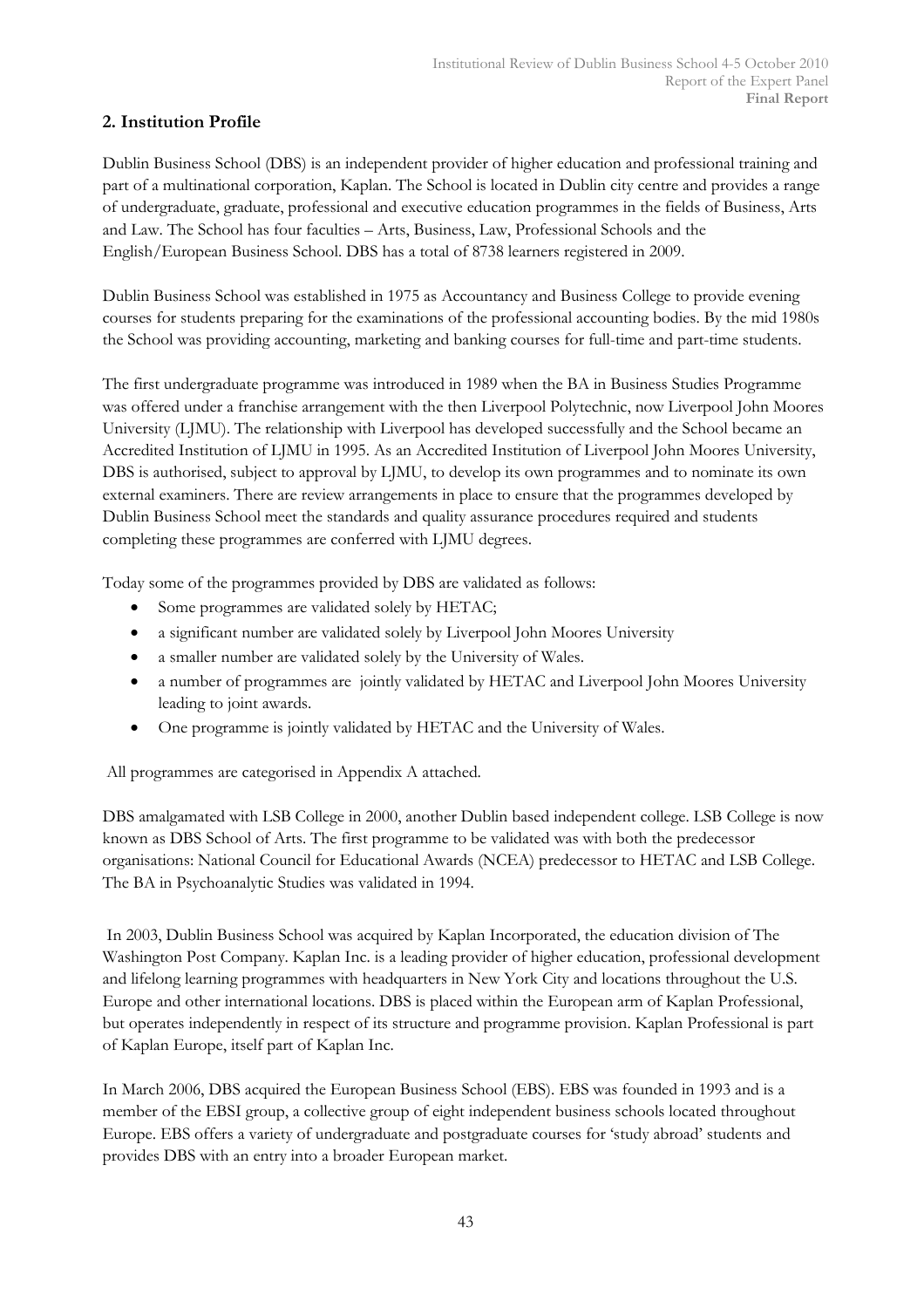## 2. Institution Profile

Dublin Business School (DBS) is an independent provider of higher education and professional training and part of a multinational corporation, Kaplan. The School is located in Dublin city centre and provides a range of undergraduate, graduate, professional and executive education programmes in the fields of Business, Arts and Law. The School has four faculties – Arts, Business, Law, Professional Schools and the English/European Business School. DBS has a total of 8738 learners registered in 2009.

Dublin Business School was established in 1975 as Accountancy and Business College to provide evening courses for students preparing for the examinations of the professional accounting bodies. By the mid 1980s the School was providing accounting, marketing and banking courses for full-time and part-time students.

The first undergraduate programme was introduced in 1989 when the BA in Business Studies Programme was offered under a franchise arrangement with the then Liverpool Polytechnic, now Liverpool John Moores University (LJMU). The relationship with Liverpool has developed successfully and the School became an Accredited Institution of LJMU in 1995. As an Accredited Institution of Liverpool John Moores University, DBS is authorised, subject to approval by LJMU, to develop its own programmes and to nominate its own external examiners. There are review arrangements in place to ensure that the programmes developed by Dublin Business School meet the standards and quality assurance procedures required and students completing these programmes are conferred with LJMU degrees.

Today some of the programmes provided by DBS are validated as follows:

- Some programmes are validated solely by HETAC;
- a significant number are validated solely by Liverpool John Moores University
- a smaller number are validated solely by the University of Wales.
- a number of programmes are jointly validated by HETAC and Liverpool John Moores University leading to joint awards.
- One programme is jointly validated by HETAC and the University of Wales.

All programmes are categorised in Appendix A attached.

DBS amalgamated with LSB College in 2000, another Dublin based independent college. LSB College is now known as DBS School of Arts. The first programme to be validated was with both the predecessor organisations: National Council for Educational Awards (NCEA) predecessor to HETAC and LSB College. The BA in Psychoanalytic Studies was validated in 1994.

In 2003, Dublin Business School was acquired by Kaplan Incorporated, the education division of The Washington Post Company. Kaplan Inc. is a leading provider of higher education, professional development and lifelong learning programmes with headquarters in New York City and locations throughout the U.S. Europe and other international locations. DBS is placed within the European arm of Kaplan Professional, but operates independently in respect of its structure and programme provision. Kaplan Professional is part of Kaplan Europe, itself part of Kaplan Inc.

In March 2006, DBS acquired the European Business School (EBS). EBS was founded in 1993 and is a member of the EBSI group, a collective group of eight independent business schools located throughout Europe. EBS offers a variety of undergraduate and postgraduate courses for 'study abroad' students and provides DBS with an entry into a broader European market.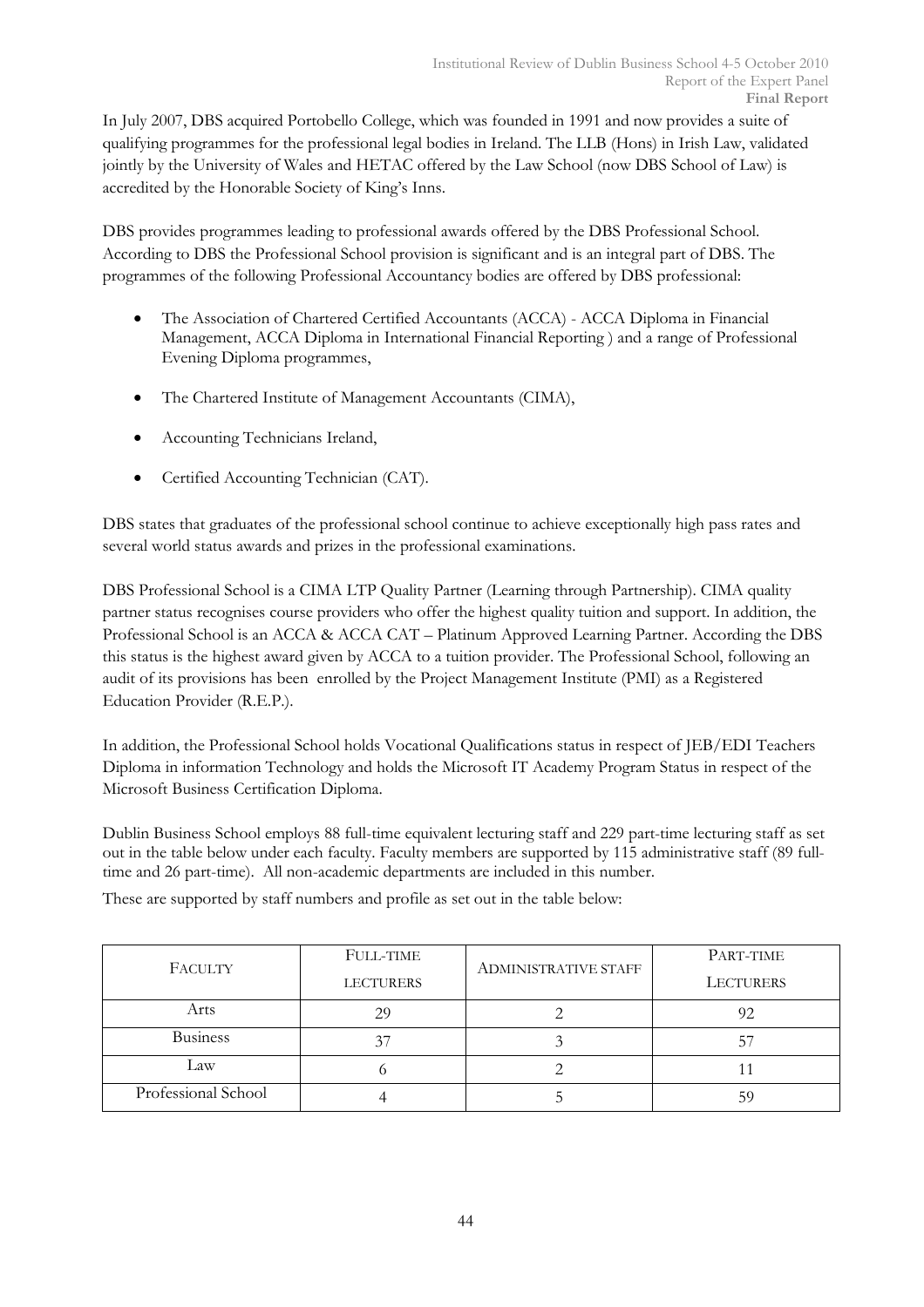In July 2007, DBS acquired Portobello College, which was founded in 1991 and now provides a suite of qualifying programmes for the professional legal bodies in Ireland. The LLB (Hons) in Irish Law, validated jointly by the University of Wales and HETAC offered by the Law School (now DBS School of Law) is accredited by the Honorable Society of King's Inns.

DBS provides programmes leading to professional awards offered by the DBS Professional School. According to DBS the Professional School provision is significant and is an integral part of DBS. The programmes of the following Professional Accountancy bodies are offered by DBS professional:

- The Association of Chartered Certified Accountants (ACCA) - ACCA Diploma in Financial Management, ACCA Diploma in International Financial Reporting ) and a range of Professional Evening Diploma programmes,
- The Chartered Institute of Management Accountants (CIMA),
- Accounting Technicians Ireland,
- Certified Accounting Technician (CAT).

DBS states that graduates of the professional school continue to achieve exceptionally high pass rates and several world status awards and prizes in the professional examinations.

DBS Professional School is a CIMA LTP Quality Partner (Learning through Partnership). CIMA quality partner status recognises course providers who offer the highest quality tuition and support. In addition, the Professional School is an ACCA & ACCA CAT – Platinum Approved Learning Partner. According the DBS this status is the highest award given by ACCA to a tuition provider. The Professional School, following an audit of its provisions has been enrolled by the Project Management Institute (PMI) as a Registered Education Provider (R.E.P.).

In addition, the Professional School holds Vocational Qualifications status in respect of JEB/EDI Teachers Diploma in information Technology and holds the Microsoft IT Academy Program Status in respect of the Microsoft Business Certification Diploma.

Dublin Business School employs 88 full-time equivalent lecturing staff and 229 part-time lecturing staff as set out in the table below under each faculty. Faculty members are supported by 115 administrative staff (89 full-time and 26 part-time). All non-academic departments are included in this number.

These are supported by staff numbers and profile as set out in the table below:

| Faculty | Full-time Lecturers | Administrative staff | Part-time Lecturers |
|---|---|---|---|
| Arts | 29 | 2 | 92 |
| Business | 37 | 3 | 57 |
| Law | 6 | 2 | 11 |
| Professional School | 4 | 5 | 59 |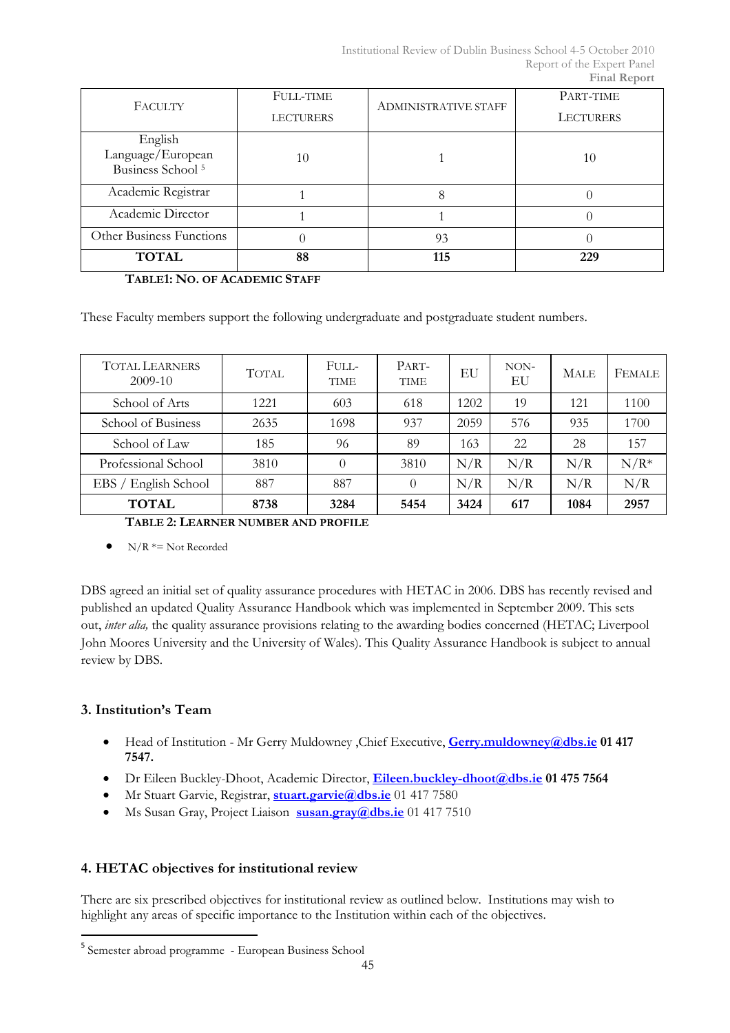| FACULTY | FULL-TIME LECTURERS | ADMINISTRATIVE STAFF | PART-TIME LECTURERS |
|---|---|---|---|
| English Language/European Business School [5] | 10 | 1 | 10 |
| Academic Registrar | 1 | 8 | 0 |
| Academic Director | 1 | 1 | 0 |
| Other Business Functions | 0 | 93 | 0 |
| **TOTAL** | **88** | **115** | **229** |

**TABLE1: NO. OF ACADEMIC STAFF**

These Faculty members support the following undergraduate and postgraduate student numbers.

| TOTAL LEARNERS 2009-10 | TOTAL | FULL-TIME | PART-TIME | EU | NON-EU | MALE | FEMALE |
|---|---|---|---|---|---|---|---|
| School of Arts | 1221 | 603 | 618 | 1202 | 19 | 121 | 1100 |
| School of Business | 2635 | 1698 | 937 | 2059 | 576 | 935 | 1700 |
| School of Law | 185 | 96 | 89 | 163 | 22 | 28 | 157 |
| Professional School | 3810 | 0 | 3810 | N/R | N/R | N/R | N/R* |
| EBS / English School | 887 | 887 | 0 | N/R | N/R | N/R | N/R |
| **TOTAL** | **8738** | **3284** | **5454** | **3424** | **617** | **1084** | **2957** |

**TABLE 2: LEARNER NUMBER AND PROFILE**

- N/R *= Not Recorded

DBS agreed an initial set of quality assurance procedures with HETAC in 2006. DBS has recently revised and published an updated Quality Assurance Handbook which was implemented in September 2009. This sets out, *inter alia,* the quality assurance provisions relating to the awarding bodies concerned (HETAC; Liverpool John Moores University and the University of Wales). This Quality Assurance Handbook is subject to annual review by DBS.

## 3. Institution's Team

- Head of Institution - Mr Gerry Muldowney ,Chief Executive, **Gerry.muldowney@dbs.ie** **01 417 7547.**
- Dr Eileen Buckley-Dhoot, Academic Director, **Eileen.buckley-dhoot@dbs.ie** **01 475 7564**
- Mr Stuart Garvie, Registrar, **stuart.garvie@dbs.ie** 01 417 7580
- Ms Susan Gray, Project Liaison **susan.gray@dbs.ie** 01 417 7510

## 4. HETAC objectives for institutional review

There are six prescribed objectives for institutional review as outlined below. Institutions may wish to highlight any areas of specific importance to the Institution within each of the objectives.

[5] Semester abroad programme - European Business School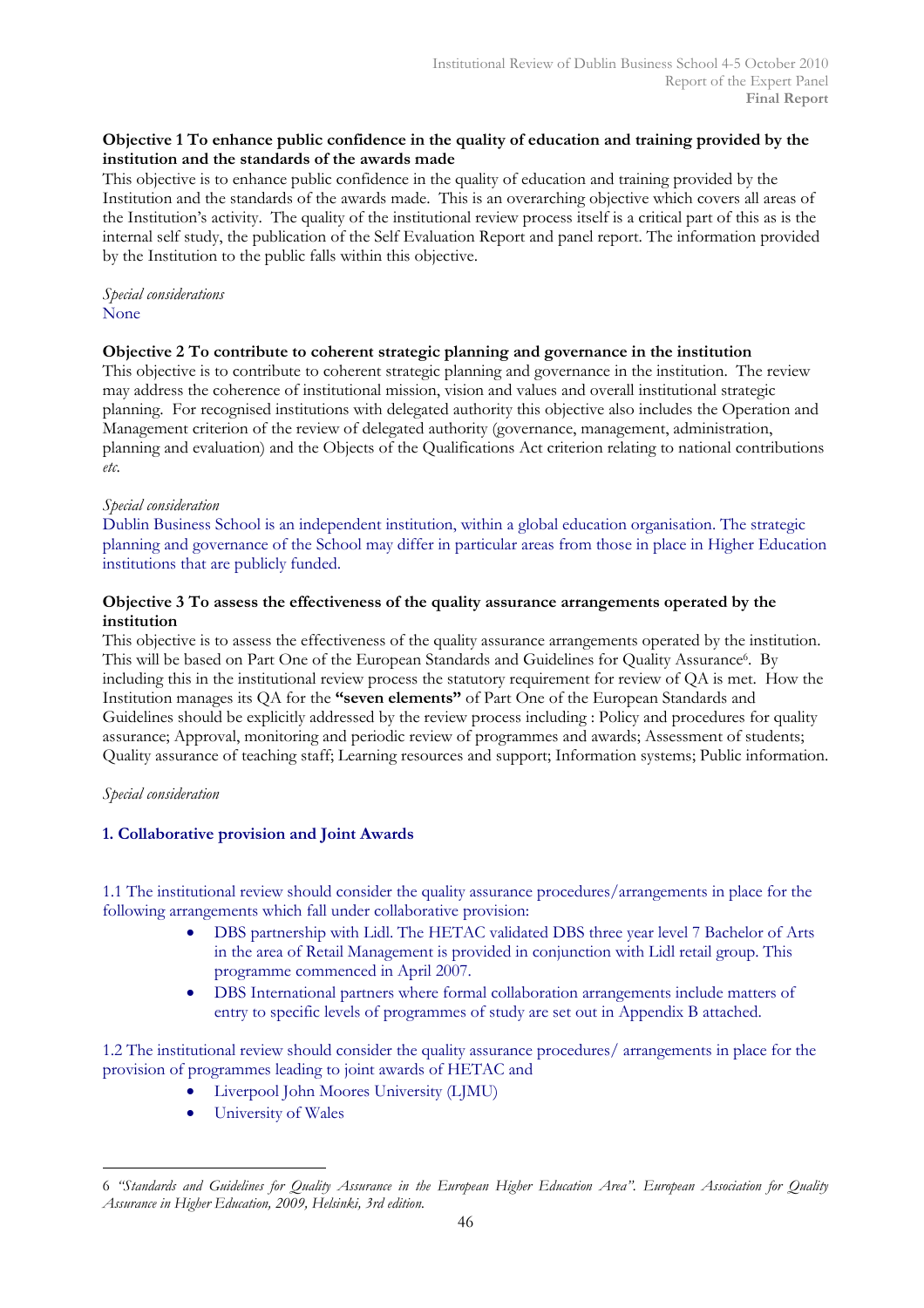**Objective 1 To enhance public confidence in the quality of education and training provided by the institution and the standards of the awards made**

This objective is to enhance public confidence in the quality of education and training provided by the Institution and the standards of the awards made. This is an overarching objective which covers all areas of the Institution's activity. The quality of the institutional review process itself is a critical part of this as is the internal self study, the publication of the Self Evaluation Report and panel report. The information provided by the Institution to the public falls within this objective.

*Special considerations*

None

**Objective 2 To contribute to coherent strategic planning and governance in the institution**

This objective is to contribute to coherent strategic planning and governance in the institution. The review may address the coherence of institutional mission, vision and values and overall institutional strategic planning. For recognised institutions with delegated authority this objective also includes the Operation and Management criterion of the review of delegated authority (governance, management, administration, planning and evaluation) and the Objects of the Qualifications Act criterion relating to national contributions *etc.*

*Special consideration*

Dublin Business School is an independent institution, within a global education organisation. The strategic planning and governance of the School may differ in particular areas from those in place in Higher Education institutions that are publicly funded.

**Objective 3 To assess the effectiveness of the quality assurance arrangements operated by the institution**

This objective is to assess the effectiveness of the quality assurance arrangements operated by the institution. This will be based on Part One of the European Standards and Guidelines for Quality Assurance[6]. By including this in the institutional review process the statutory requirement for review of QA is met. How the Institution manages its QA for the **"seven elements"** of Part One of the European Standards and Guidelines should be explicitly addressed by the review process including : Policy and procedures for quality assurance; Approval, monitoring and periodic review of programmes and awards; Assessment of students; Quality assurance of teaching staff; Learning resources and support; Information systems; Public information.

*Special consideration*

**1. Collaborative provision and Joint Awards**

1.1 The institutional review should consider the quality assurance procedures/arrangements in place for the following arrangements which fall under collaborative provision:

- DBS partnership with Lidl. The HETAC validated DBS three year level 7 Bachelor of Arts in the area of Retail Management is provided in conjunction with Lidl retail group. This programme commenced in April 2007.
- DBS International partners where formal collaboration arrangements include matters of entry to specific levels of programmes of study are set out in Appendix B attached.

1.2 The institutional review should consider the quality assurance procedures/ arrangements in place for the provision of programmes leading to joint awards of HETAC and

- Liverpool John Moores University (LJMU)
- University of Wales

6 *"Standards and Guidelines for Quality Assurance in the European Higher Education Area". European Association for Quality Assurance in Higher Education, 2009, Helsinki, 3rd edition.*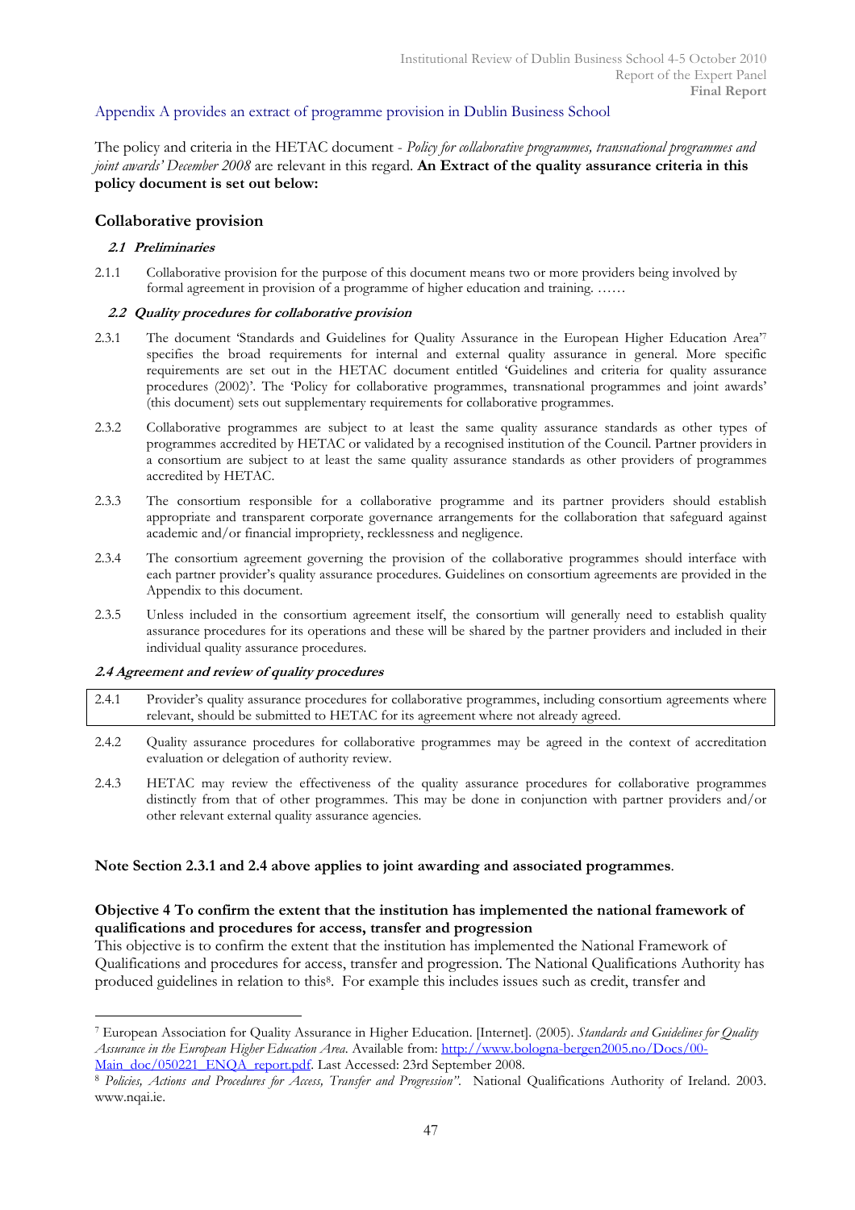Appendix A provides an extract of programme provision in Dublin Business School

The policy and criteria in the HETAC document - *Policy for collaborative programmes, transnational programmes and joint awards' December 2008* are relevant in this regard. **An Extract of the quality assurance criteria in this policy document is set out below:**

## Collaborative provision

### *2.1 Preliminaries*

2.1.1 Collaborative provision for the purpose of this document means two or more providers being involved by formal agreement in provision of a programme of higher education and training. ……

### *2.2 Quality procedures for collaborative provision*

2.3.1 The document 'Standards and Guidelines for Quality Assurance in the European Higher Education Area'[7] specifies the broad requirements for internal and external quality assurance in general. More specific requirements are set out in the HETAC document entitled 'Guidelines and criteria for quality assurance procedures (2002)'. The 'Policy for collaborative programmes, transnational programmes and joint awards' (this document) sets out supplementary requirements for collaborative programmes.

2.3.2 Collaborative programmes are subject to at least the same quality assurance standards as other types of programmes accredited by HETAC or validated by a recognised institution of the Council. Partner providers in a consortium are subject to at least the same quality assurance standards as other providers of programmes accredited by HETAC.

2.3.3 The consortium responsible for a collaborative programme and its partner providers should establish appropriate and transparent corporate governance arrangements for the collaboration that safeguard against academic and/or financial impropriety, recklessness and negligence.

2.3.4 The consortium agreement governing the provision of the collaborative programmes should interface with each partner provider's quality assurance procedures. Guidelines on consortium agreements are provided in the Appendix to this document.

2.3.5 Unless included in the consortium agreement itself, the consortium will generally need to establish quality assurance procedures for its operations and these will be shared by the partner providers and included in their individual quality assurance procedures.

### *2.4 Agreement and review of quality procedures*

2.4.1 Provider's quality assurance procedures for collaborative programmes, including consortium agreements where relevant, should be submitted to HETAC for its agreement where not already agreed.

2.4.2 Quality assurance procedures for collaborative programmes may be agreed in the context of accreditation evaluation or delegation of authority review.

2.4.3 HETAC may review the effectiveness of the quality assurance procedures for collaborative programmes distinctly from that of other programmes. This may be done in conjunction with partner providers and/or other relevant external quality assurance agencies.

**Note Section 2.3.1 and 2.4 above applies to joint awarding and associated programmes**.

**Objective 4 To confirm the extent that the institution has implemented the national framework of qualifications and procedures for access, transfer and progression**

This objective is to confirm the extent that the institution has implemented the National Framework of Qualifications and procedures for access, transfer and progression. The National Qualifications Authority has produced guidelines in relation to this[8]. For example this includes issues such as credit, transfer and

---

[7] European Association for Quality Assurance in Higher Education. [Internet]. (2005). *Standards and Guidelines for Quality Assurance in the European Higher Education Area.* Available from: http://www.bologna-bergen2005.no/Docs/00-Main_doc/050221_ENQA_report.pdf. Last Accessed: 23rd September 2008.

[8] *Policies, Actions and Procedures for Access, Transfer and Progression".* National Qualifications Authority of Ireland. 2003. www.nqai.ie.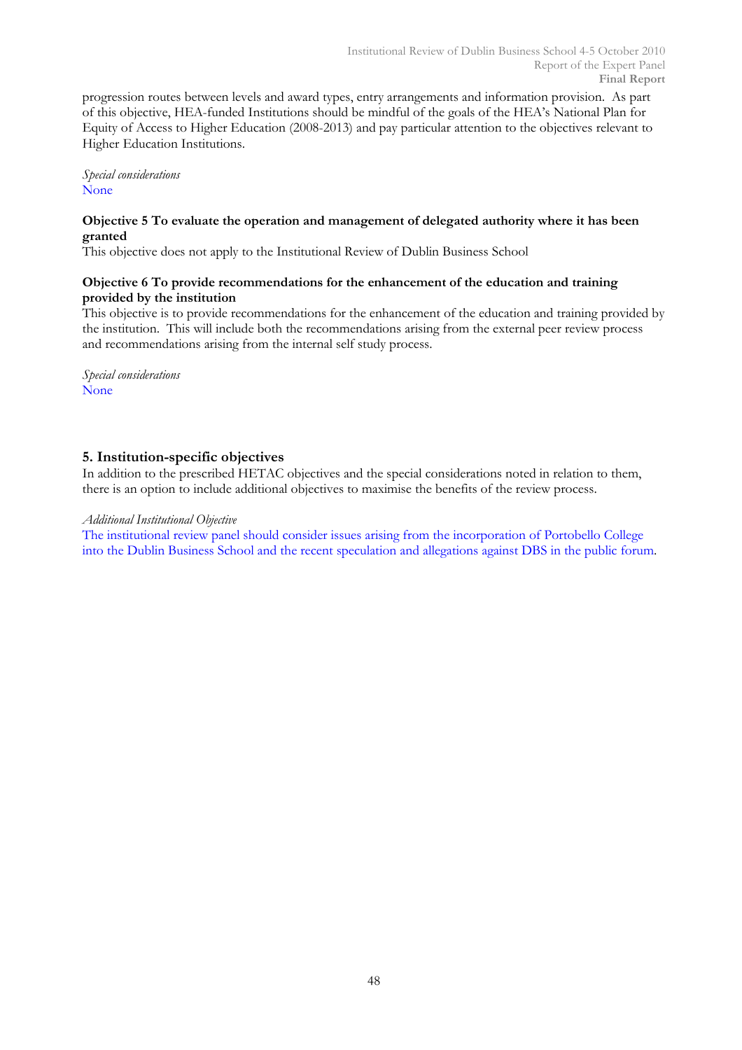progression routes between levels and award types, entry arrangements and information provision. As part of this objective, HEA-funded Institutions should be mindful of the goals of the HEA's National Plan for Equity of Access to Higher Education (2008-2013) and pay particular attention to the objectives relevant to Higher Education Institutions.

*Special considerations*
None

**Objective 5 To evaluate the operation and management of delegated authority where it has been granted**
This objective does not apply to the Institutional Review of Dublin Business School

**Objective 6 To provide recommendations for the enhancement of the education and training provided by the institution**
This objective is to provide recommendations for the enhancement of the education and training provided by the institution. This will include both the recommendations arising from the external peer review process and recommendations arising from the internal self study process.

*Special considerations*
None

## 5. Institution-specific objectives

In addition to the prescribed HETAC objectives and the special considerations noted in relation to them, there is an option to include additional objectives to maximise the benefits of the review process.

*Additional Institutional Objective*
The institutional review panel should consider issues arising from the incorporation of Portobello College into the Dublin Business School and the recent speculation and allegations against DBS in the public forum.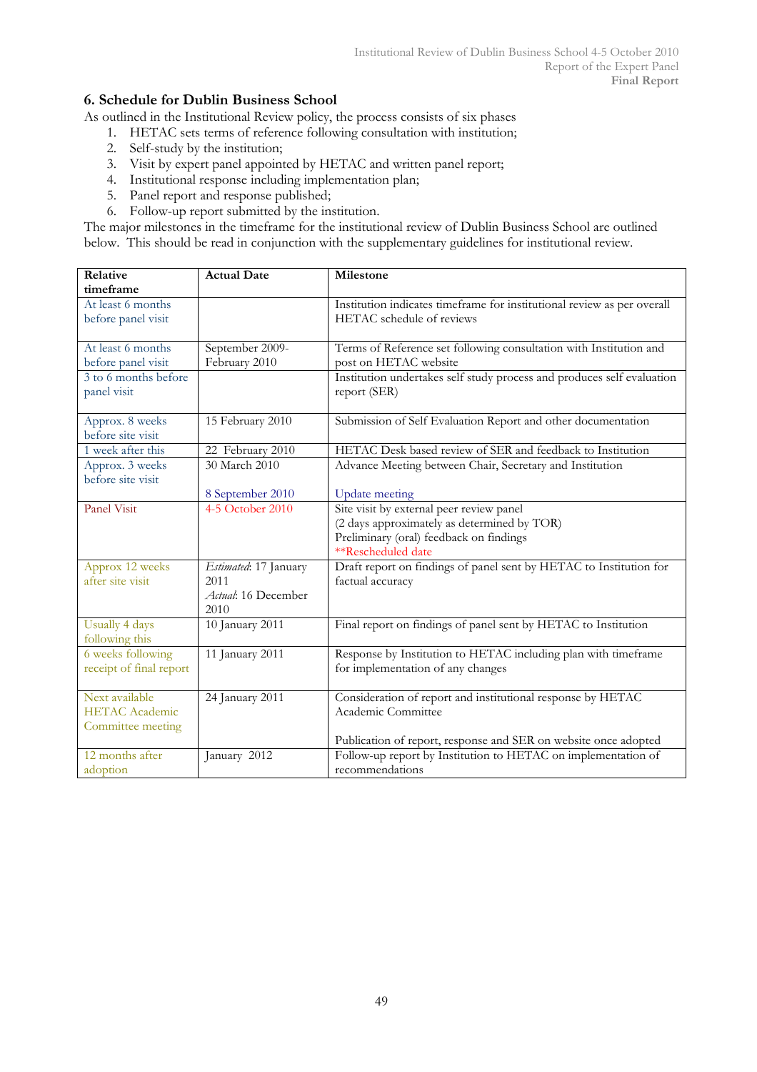## 6. Schedule for Dublin Business School

As outlined in the Institutional Review policy, the process consists of six phases

1. HETAC sets terms of reference following consultation with institution;
2. Self-study by the institution;
3. Visit by expert panel appointed by HETAC and written panel report;
4. Institutional response including implementation plan;
5. Panel report and response published;
6. Follow-up report submitted by the institution.

The major milestones in the timeframe for the institutional review of Dublin Business School are outlined below. This should be read in conjunction with the supplementary guidelines for institutional review.

| Relative timeframe | Actual Date | Milestone |
|---|---|---|
| At least 6 months before panel visit | | Institution indicates timeframe for institutional review as per overall HETAC schedule of reviews |
| At least 6 months before panel visit | September 2009-February 2010 | Terms of Reference set following consultation with Institution and post on HETAC website |
| 3 to 6 months before panel visit | | Institution undertakes self study process and produces self evaluation report (SER) |
| Approx. 8 weeks before site visit | 15 February 2010 | Submission of Self Evaluation Report and other documentation |
| 1 week after this | 22 February 2010 | HETAC Desk based review of SER and feedback to Institution |
| Approx. 3 weeks before site visit | 30 March 2010<br><br>8 September 2010 | Advance Meeting between Chair, Secretary and Institution<br><br>Update meeting |
| Panel Visit | 4-5 October 2010 | Site visit by external peer review panel<br>(2 days approximately as determined by TOR)<br>Preliminary (oral) feedback on findings<br>**Rescheduled date |
| Approx 12 weeks after site visit | *Estimated*: 17 January 2011<br>*Actual*: 16 December 2010 | Draft report on findings of panel sent by HETAC to Institution for factual accuracy |
| Usually 4 days following this | 10 January 2011 | Final report on findings of panel sent by HETAC to Institution |
| 6 weeks following receipt of final report | 11 January 2011 | Response by Institution to HETAC including plan with timeframe for implementation of any changes |
| Next available HETAC Academic Committee meeting | 24 January 2011 | Consideration of report and institutional response by HETAC Academic Committee<br><br>Publication of report, response and SER on website once adopted |
| 12 months after adoption | January 2012 | Follow-up report by Institution to HETAC on implementation of recommendations |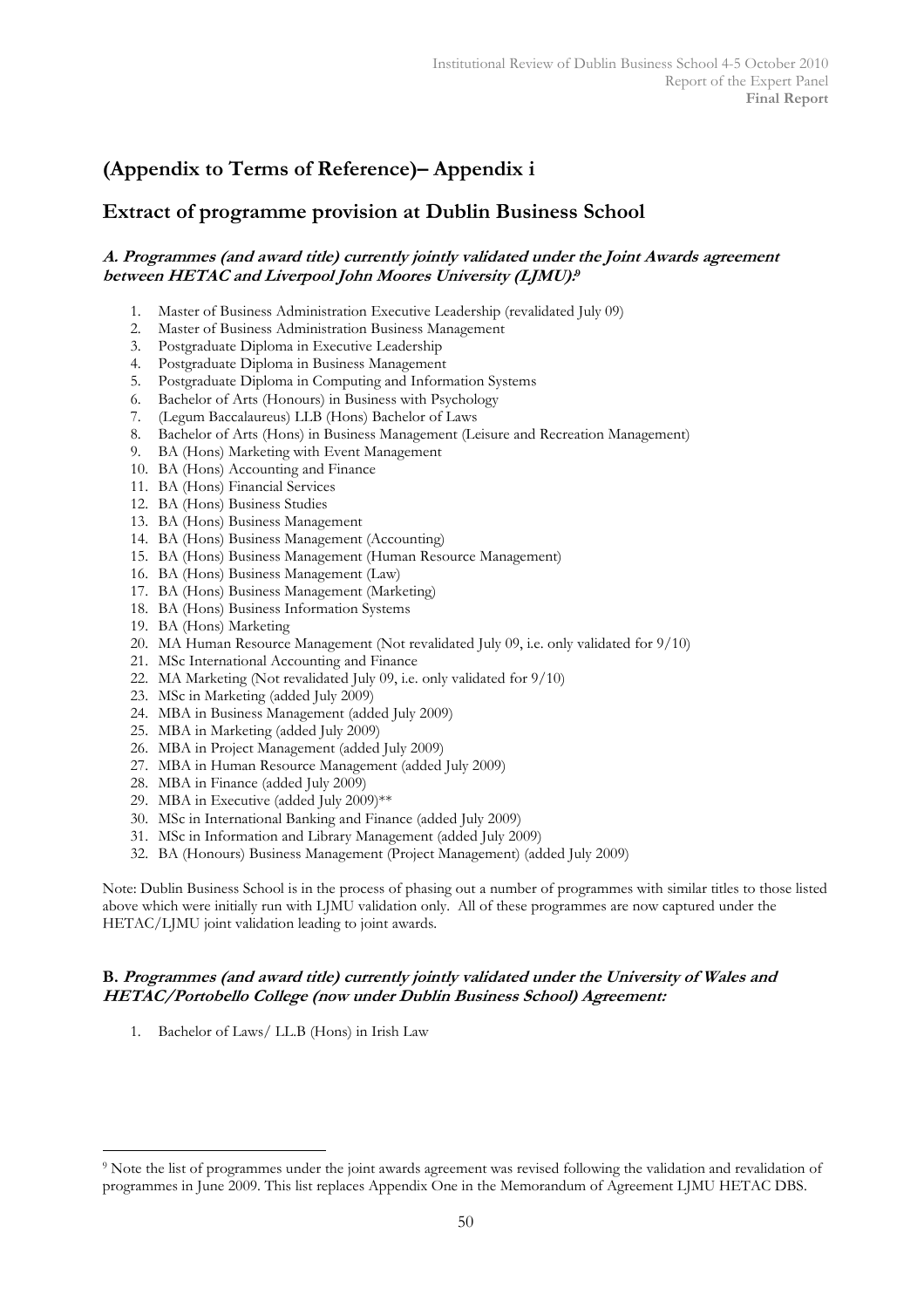# (Appendix to Terms of Reference)– Appendix i

## Extract of programme provision at Dublin Business School

### *A. Programmes (and award title) currently jointly validated under the Joint Awards agreement between HETAC and Liverpool John Moores University (LJMU).*[9]

1. Master of Business Administration Executive Leadership (revalidated July 09)
2. Master of Business Administration Business Management
3. Postgraduate Diploma in Executive Leadership
4. Postgraduate Diploma in Business Management
5. Postgraduate Diploma in Computing and Information Systems
6. Bachelor of Arts (Honours) in Business with Psychology
7. (Legum Baccalaureus) LLB (Hons) Bachelor of Laws
8. Bachelor of Arts (Hons) in Business Management (Leisure and Recreation Management)
9. BA (Hons) Marketing with Event Management
10. BA (Hons) Accounting and Finance
11. BA (Hons) Financial Services
12. BA (Hons) Business Studies
13. BA (Hons) Business Management
14. BA (Hons) Business Management (Accounting)
15. BA (Hons) Business Management (Human Resource Management)
16. BA (Hons) Business Management (Law)
17. BA (Hons) Business Management (Marketing)
18. BA (Hons) Business Information Systems
19. BA (Hons) Marketing
20. MA Human Resource Management (Not revalidated July 09, i.e. only validated for 9/10)
21. MSc International Accounting and Finance
22. MA Marketing (Not revalidated July 09, i.e. only validated for 9/10)
23. MSc in Marketing (added July 2009)
24. MBA in Business Management (added July 2009)
25. MBA in Marketing (added July 2009)
26. MBA in Project Management (added July 2009)
27. MBA in Human Resource Management (added July 2009)
28. MBA in Finance (added July 2009)
29. MBA in Executive (added July 2009)**
30. MSc in International Banking and Finance (added July 2009)
31. MSc in Information and Library Management (added July 2009)
32. BA (Honours) Business Management (Project Management) (added July 2009)

Note: Dublin Business School is in the process of phasing out a number of programmes with similar titles to those listed above which were initially run with LJMU validation only. All of these programmes are now captured under the HETAC/LJMU joint validation leading to joint awards.

### B. *Programmes (and award title) currently jointly validated under the University of Wales and HETAC/Portobello College (now under Dublin Business School) Agreement:*

1. Bachelor of Laws/ LL.B (Hons) in Irish Law

---

[9] Note the list of programmes under the joint awards agreement was revised following the validation and revalidation of programmes in June 2009. This list replaces Appendix One in the Memorandum of Agreement LJMU HETAC DBS.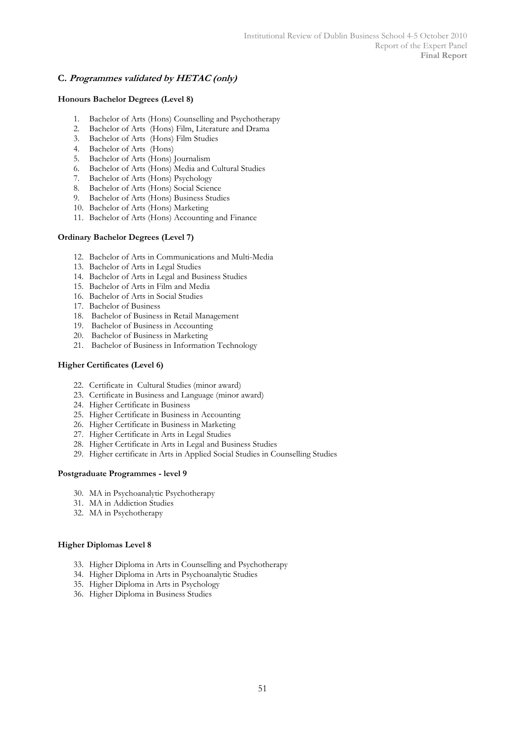## C. *Programmes validated by HETAC (only)*

**Honours Bachelor Degrees (Level 8)**

1. Bachelor of Arts (Hons) Counselling and Psychotherapy
2. Bachelor of Arts (Hons) Film, Literature and Drama
3. Bachelor of Arts (Hons) Film Studies
4. Bachelor of Arts (Hons)
5. Bachelor of Arts (Hons) Journalism
6. Bachelor of Arts (Hons) Media and Cultural Studies
7. Bachelor of Arts (Hons) Psychology
8. Bachelor of Arts (Hons) Social Science
9. Bachelor of Arts (Hons) Business Studies
10. Bachelor of Arts (Hons) Marketing
11. Bachelor of Arts (Hons) Accounting and Finance

**Ordinary Bachelor Degrees (Level 7)**

12. Bachelor of Arts in Communications and Multi-Media
13. Bachelor of Arts in Legal Studies
14. Bachelor of Arts in Legal and Business Studies
15. Bachelor of Arts in Film and Media
16. Bachelor of Arts in Social Studies
17. Bachelor of Business
18. Bachelor of Business in Retail Management
19. Bachelor of Business in Accounting
20. Bachelor of Business in Marketing
21. Bachelor of Business in Information Technology

**Higher Certificates (Level 6)**

22. Certificate in Cultural Studies (minor award)
23. Certificate in Business and Language (minor award)
24. Higher Certificate in Business
25. Higher Certificate in Business in Accounting
26. Higher Certificate in Business in Marketing
27. Higher Certificate in Arts in Legal Studies
28. Higher Certificate in Arts in Legal and Business Studies
29. Higher certificate in Arts in Applied Social Studies in Counselling Studies

**Postgraduate Programmes - level 9**

30. MA in Psychoanalytic Psychotherapy
31. MA in Addiction Studies
32. MA in Psychotherapy

**Higher Diplomas Level 8**

33. Higher Diploma in Arts in Counselling and Psychotherapy
34. Higher Diploma in Arts in Psychoanalytic Studies
35. Higher Diploma in Arts in Psychology
36. Higher Diploma in Business Studies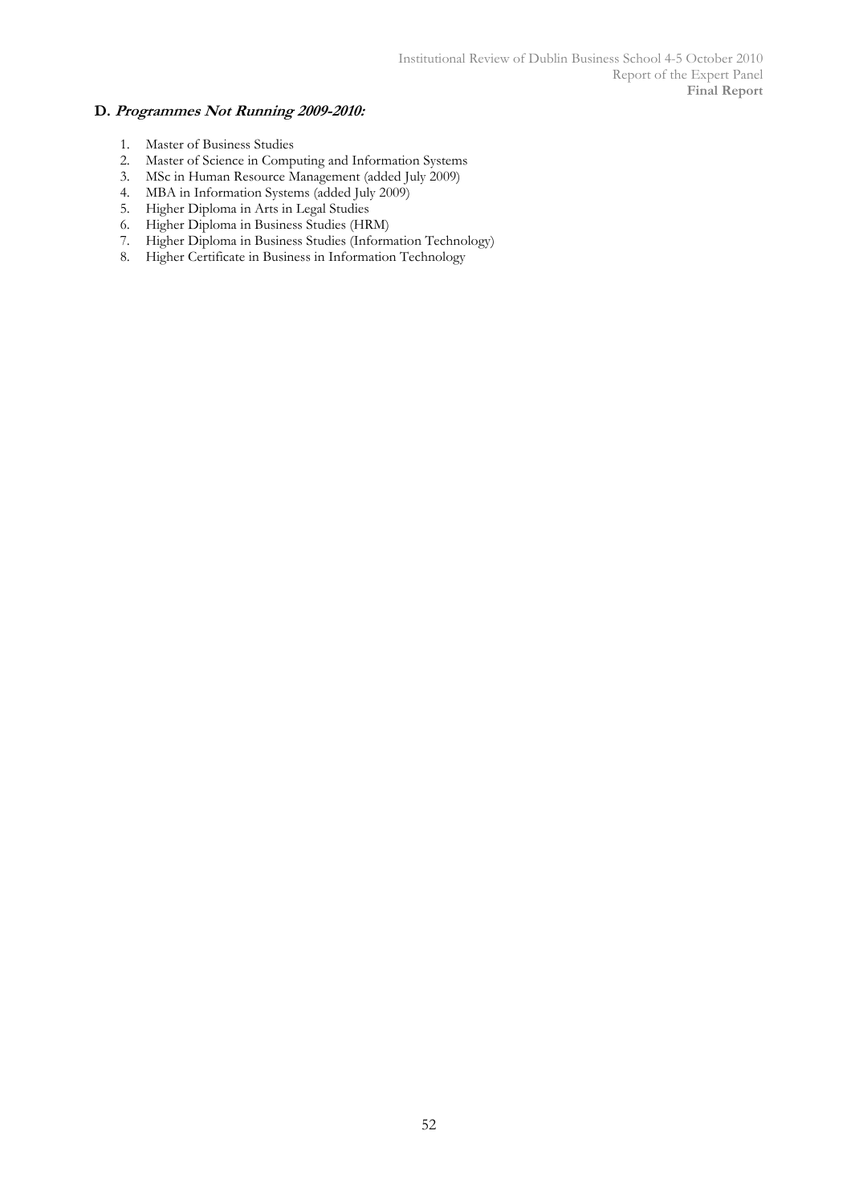### D. ***Programmes Not Running 2009-2010:***

1. Master of Business Studies
2. Master of Science in Computing and Information Systems
3. MSc in Human Resource Management (added July 2009)
4. MBA in Information Systems (added July 2009)
5. Higher Diploma in Arts in Legal Studies
6. Higher Diploma in Business Studies (HRM)
7. Higher Diploma in Business Studies (Information Technology)
8. Higher Certificate in Business in Information Technology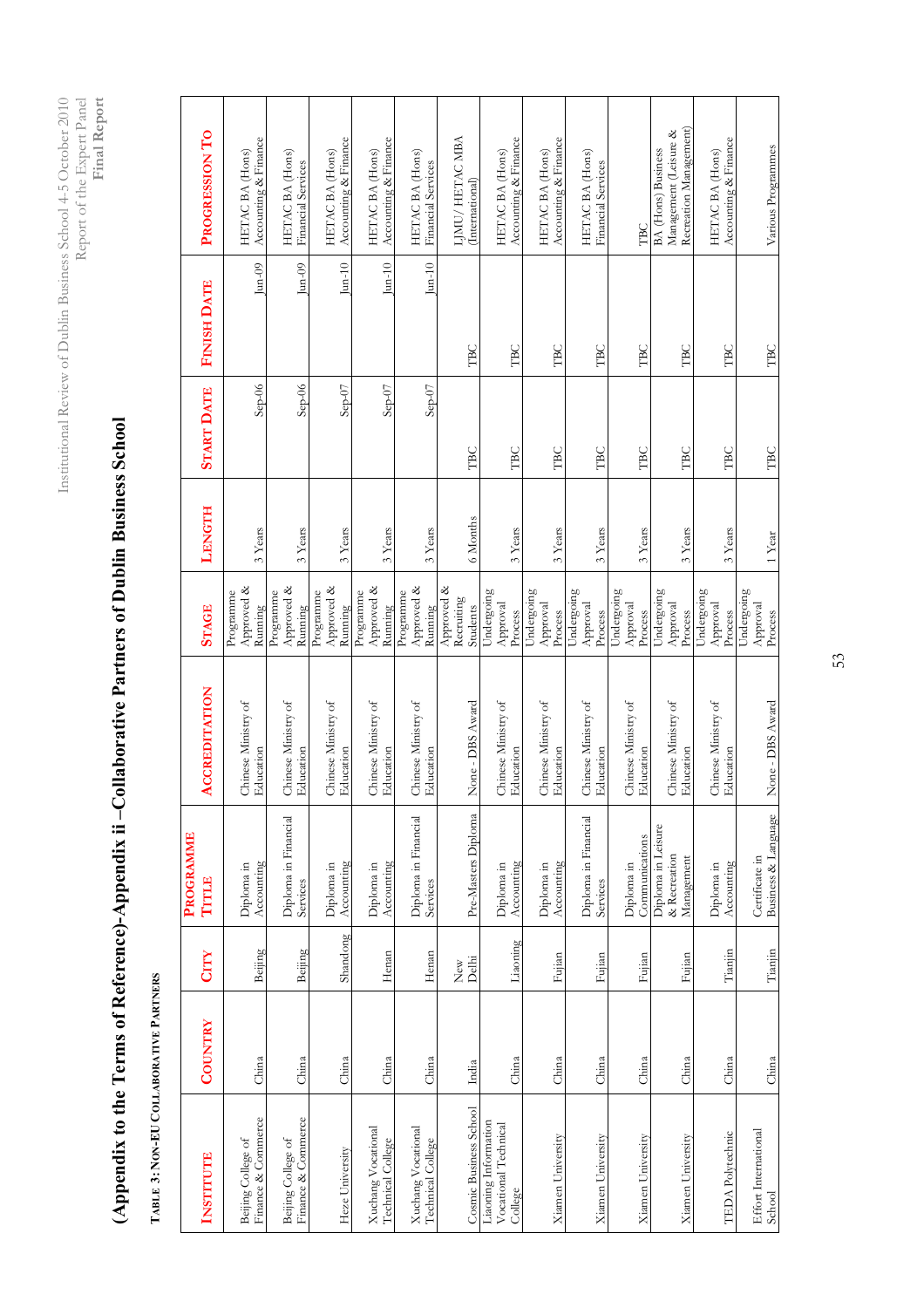# (Appendix to the Terms of Reference)-Appendix ii –Collaborative Partners of Dublin Business School

**TABLE 3: NON-EU COLLABORATIVE PARTNERS**

| INSTITUTE | COUNTRY | CITY | PROGRAMME TITLE | ACCREDITATION | STAGE | LENGTH | START DATE | FINISH DATE | PROGRESSION TO |
|---|---|---|---|---|---|---|---|---|---|
| Beijing College of Finance & Commerce | China | Beijing | Diploma in Accounting | Chinese Ministry of Education | Programme Approved & Running | 3 Years | Sep-06 | Jun-09 | HETAC BA (Hons) Accounting & Finance |
| Beijing College of Finance & Commerce | China | Beijing | Diploma in Financial Services | Chinese Ministry of Education | Programme Approved & Running | 3 Years | Sep-06 | Jun-09 | HETAC BA (Hons) Financial Services |
| Heze University | China | Shandong | Diploma in Accounting | Chinese Ministry of Education | Programme Approved & Running | 3 Years | Sep-07 | Jun-10 | HETAC BA (Hons) Accounting & Finance |
| Xuchang Vocational Technical College | China | Henan | Diploma in Accounting | Chinese Ministry of Education | Programme Approved & Running | 3 Years | Sep-07 | Jun-10 | HETAC BA (Hons) Accounting & Finance |
| Xuchang Vocational Technical College | China | Henan | Diploma in Financial Services | Chinese Ministry of Education | Programme Approved & Running | 3 Years | Sep-07 | Jun-10 | HETAC BA (Hons) Financial Services |
| Cosmic Business School | India | New Delhi | Pre-Masters Diploma | None - DBS Award | Approved & Recruiting Students | 6 Months | TBC | TBC | LJMU/ HETAC MBA (International) |
| Liaoning Information Vocational Technical College | China | Liaoning | Diploma in Accounting | Chinese Ministry of Education | Undergoing Approval Process | 3 Years | TBC | TBC | HETAC BA (Hons) Accounting & Finance |
| Xiamen University | China | Fujian | Diploma in Accounting | Chinese Ministry of Education | Undergoing Approval Process | 3 Years | TBC | TBC | HETAC BA (Hons) Accounting & Finance |
| Xiamen University | China | Fujian | Diploma in Financial Services | Chinese Ministry of Education | Undergoing Approval Process | 3 Years | TBC | TBC | HETAC BA (Hons) Financial Services |
| Xiamen University | China | Fujian | Diploma in Communications | Chinese Ministry of Education | Undergoing Approval Process | 3 Years | TBC | TBC | TBC |
| Xiamen University | China | Fujian | Diploma in Leisure & Recreation Management | Chinese Ministry of Education | Undergoing Approval Process | 3 Years | TBC | TBC | BA (Hons) Business Management (Leisure & Recreation Management) |
| TEDA Polytechnic | China | Tianjin | Diploma in Accounting | Chinese Ministry of Education | Undergoing Approval Process | 3 Years | TBC | TBC | HETAC BA (Hons) Accounting & Finance |
| Effort International School | China | Tianjin | Certificate in Business & Language | None - DBS Award | Undergoing Approval Process | 1 Year | TBC | TBC | Various Programmes |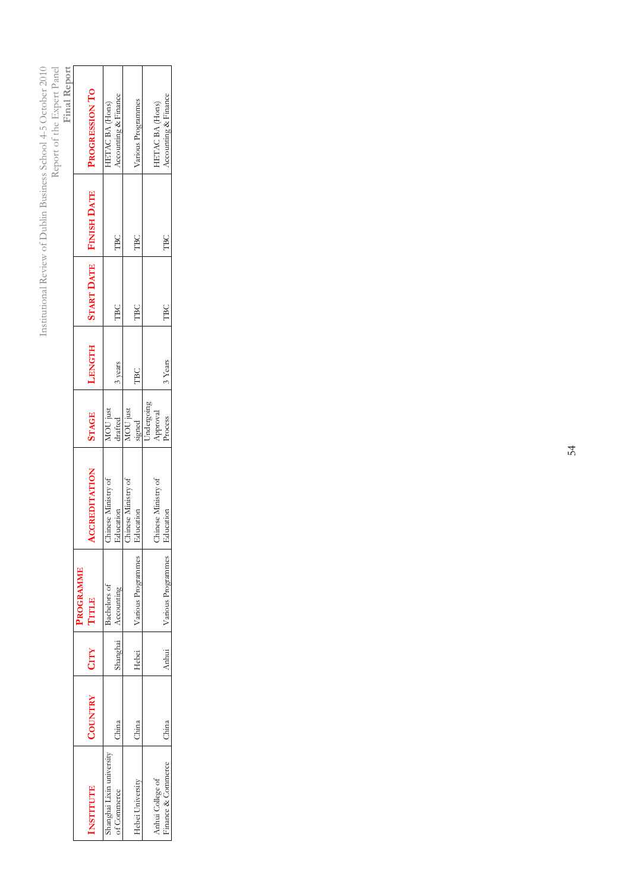| INSTITUTE | COUNTRY | CITY | PROGRAMME TITLE | ACCREDITATION | STAGE | LENGTH | START DATE | FINISH DATE | PROGRESSION TO |
|---|---|---|---|---|---|---|---|---|---|
| Shanghai Lixin university of Commerce | China | Shanghai | Bachelors of Accounting | Chinese Ministry of Education | MOU just drafted | 3 years | TBC | TBC | HETAC BA (Hons) Accounting & Finance |
| Hebei University | China | Hebei | Various Programmes | Chinese Ministry of Education | MOU just signed | TBC | TBC | TBC | Various Programmes |
| Anhui College of Finance & Commerce | China | Anhui | Various Programmes | Chinese Ministry of Education | Undergoing Approval Process | 3 Years | TBC | TBC | HETAC BA (Hons) Accounting & Finance |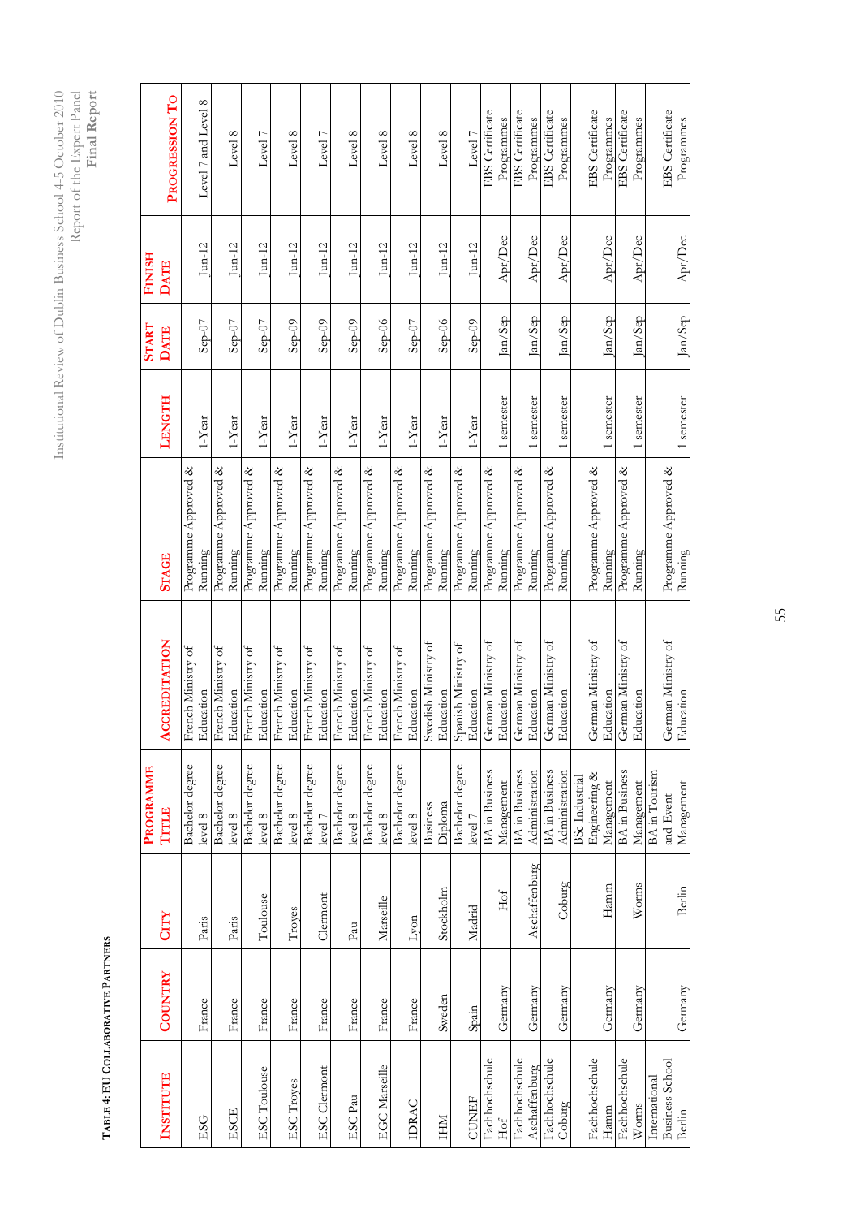**Table 4: EU Collaborative Partners**

| Institute | Country | City | Programme Title | Accreditation | Stage | Length | Start Date | Finish Date | Progression To |
|---|---|---|---|---|---|---|---|---|---|
| ESG | France | Paris | Bachelor degree level 8 | French Ministry of Education | Programme Approved & Running | 1-Year | Sep-07 | Jun-12 | Level 7 and Level 8 |
| ESCE | France | Paris | Bachelor degree level 8 | French Ministry of Education | Programme Approved & Running | 1-Year | Sep-07 | Jun-12 | Level 8 |
| ESC Toulouse | France | Toulouse | Bachelor degree level 8 | French Ministry of Education | Programme Approved & Running | 1-Year | Sep-07 | Jun-12 | Level 7 |
| ESC Troyes | France | Troyes | Bachelor degree level 8 | French Ministry of Education | Programme Approved & Running | 1-Year | Sep-09 | Jun-12 | Level 8 |
| ESC Clermont | France | Clermont | Bachelor degree level 7 | French Ministry of Education | Programme Approved & Running | 1-Year | Sep-09 | Jun-12 | Level 7 |
| ESC Pau | France | Pau | Bachelor degree level 8 | French Ministry of Education | Programme Approved & Running | 1-Year | Sep-09 | Jun-12 | Level 8 |
| EGC Marseille | France | Marseille | Bachelor degree level 8 | French Ministry of Education | Programme Approved & Running | 1-Year | Sep-06 | Jun-12 | Level 8 |
| IDRAC | France | Lyon | Bachelor degree level 8 | French Ministry of Education | Programme Approved & Running | 1-Year | Sep-07 | Jun-12 | Level 8 |
| IHM | Sweden | Stockholm | Business Diploma | Swedish Ministry of Education | Programme Approved & Running | 1-Year | Sep-06 | Jun-12 | Level 8 |
| CUNEF | Spain | Madrid | Bachelor degree level 7 | Spanish Ministry of Education | Programme Approved & Running | 1-Year | Sep-09 | Jun-12 | Level 7 |
| Fachhochschule Hof | Germany | Hof | BA in Business Management | German Ministry of Education | Programme Approved & Running | 1 semester | Jan/Sep | Apr/Dec | EBS Certificate Programmes |
| Fachhochschule Aschaffenburg | Germany | Aschaffenburg | BA in Business Administration | German Ministry of Education | Programme Approved & Running | 1 semester | Jan/Sep | Apr/Dec | EBS Certificate Programmes |
| Fachhochschule Coburg | Germany | Coburg | BA in Business Administration | German Ministry of Education | Programme Approved & Running | 1 semester | Jan/Sep | Apr/Dec | EBS Certificate Programmes |
| Fachhochschule Hamm | Germany | Hamm | BSc Industrial Engineering & Management | German Ministry of Education | Programme Approved & Running | 1 semester | Jan/Sep | Apr/Dec | EBS Certificate Programmes |
| Fachhochschule Worms | Germany | Worms | BA in Business Management | German Ministry of Education | Programme Approved & Running | 1 semester | Jan/Sep | Apr/Dec | EBS Certificate Programmes |
| International Business School Berlin | Germany | Berlin | BA in Tourism and Event Management | German Ministry of Education | Programme Approved & Running | 1 semester | Jan/Sep | Apr/Dec | EBS Certificate Programmes |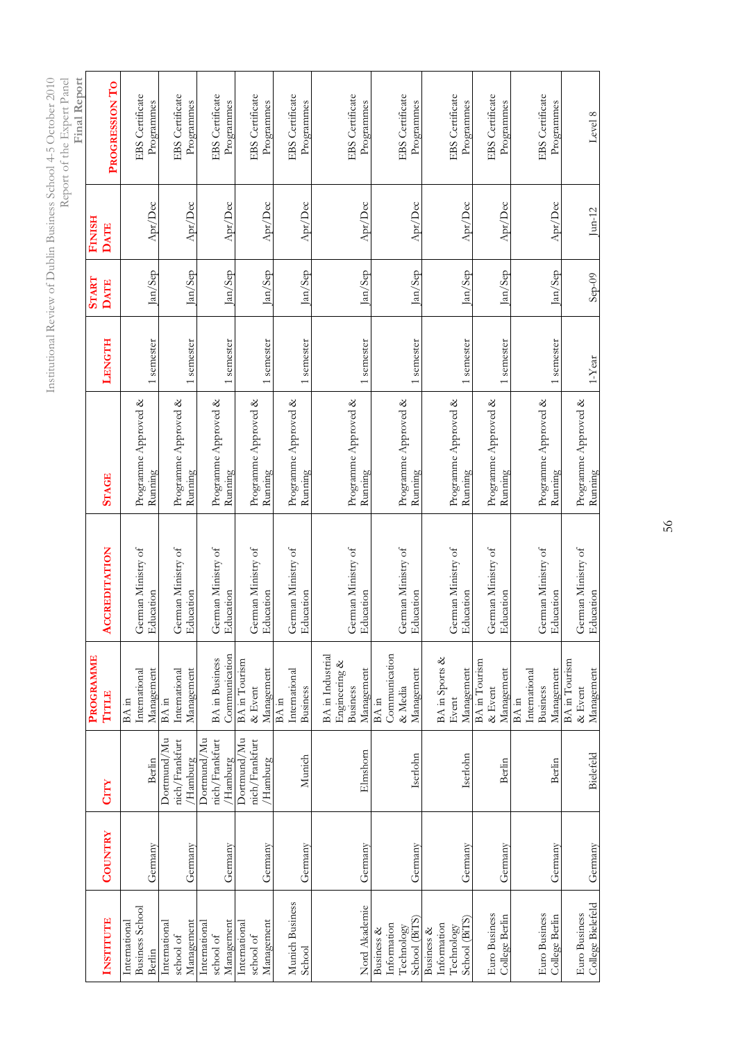| Institute | Country | City | Programme Title | Accreditation | Stage | Length | Start Date | Finish Date | Progression To |
|---|---|---|---|---|---|---|---|---|---|
| International Business School Berlin | Germany | Berlin | BA in International Management | German Ministry of Education | Programme Approved & Running | 1 semester | Jan/Sep | Apr/Dec | EBS Certificate Programmes |
| International school of Management | Germany | Dortmund/Munich/Frankfurt/Hamburg | BA in International Management | German Ministry of Education | Programme Approved & Running | 1 semester | Jan/Sep | Apr/Dec | EBS Certificate Programmes |
| International school of Management | Germany | Dortmund/Munich/Frankfurt/Hamburg | BA in Business Communication | German Ministry of Education | Programme Approved & Running | 1 semester | Jan/Sep | Apr/Dec | EBS Certificate Programmes |
| International school of Management | Germany | Dortmund/Munich/Frankfurt/Hamburg | BA in Tourism & Event Management | German Ministry of Education | Programme Approved & Running | 1 semester | Jan/Sep | Apr/Dec | EBS Certificate Programmes |
| Munich Business School | Germany | Munich | BA in International Business | German Ministry of Education | Programme Approved & Running | 1 semester | Jan/Sep | Apr/Dec | EBS Certificate Programmes |
| Nord Akademie | Germany | Elmshorn | BA in Industrial Engineering & Business Management | German Ministry of Education | Programme Approved & Running | 1 semester | Jan/Sep | Apr/Dec | EBS Certificate Programmes |
| Business & Information Technology School (BiTS) | Germany | Iserlohn | BA in Communication & Media Management | German Ministry of Education | Programme Approved & Running | 1 semester | Jan/Sep | Apr/Dec | EBS Certificate Programmes |
| Business & Information Technology School (BiTS) | Germany | Iserlohn | BA in Sports & Event Management | German Ministry of Education | Programme Approved & Running | 1 semester | Jan/Sep | Apr/Dec | EBS Certificate Programmes |
| Euro Business College Berlin | Germany | Berlin | BA in Tourism & Event Management | German Ministry of Education | Programme Approved & Running | 1 semester | Jan/Sep | Apr/Dec | EBS Certificate Programmes |
| Euro Business College Berlin | Germany | Berlin | BA in International Business Management | German Ministry of Education | Programme Approved & Running | 1 semester | Jan/Sep | Apr/Dec | EBS Certificate Programmes |
| Euro Business College Bielefeld | Germany | Bielefeld | BA in Tourism & Event Management | German Ministry of Education | Programme Approved & Running | 1-Year | Sep-09 | Jun-12 | Level 8 |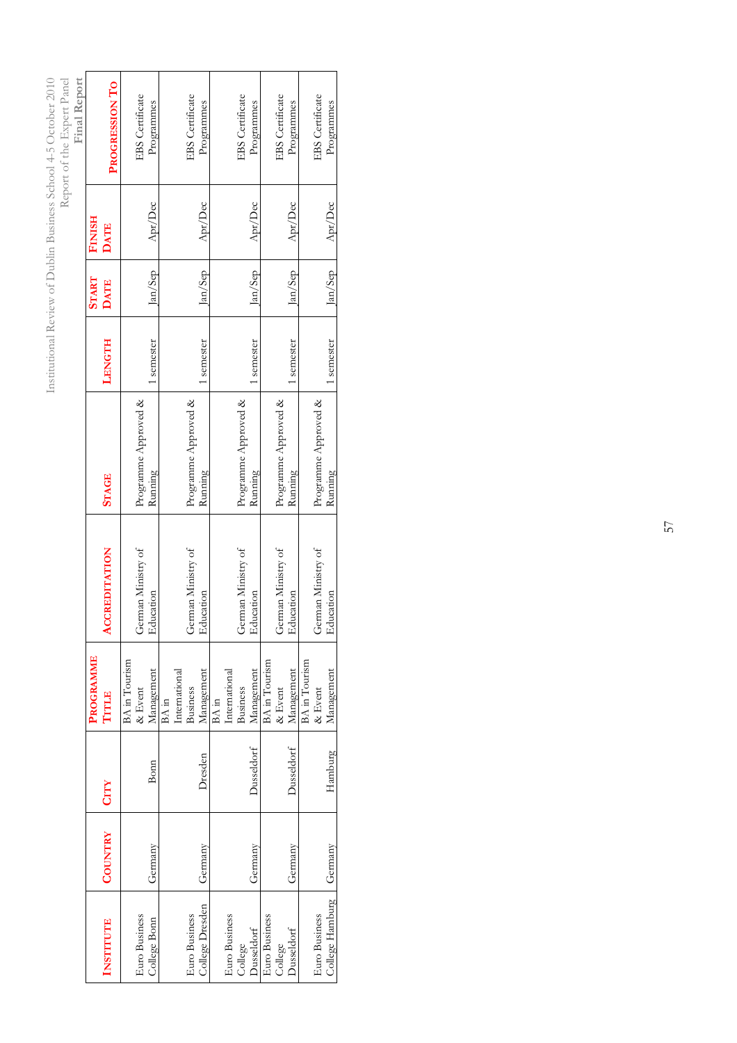| INSTITUTE | COUNTRY | CITY | PROGRAMME TITLE | ACCREDITATION | STAGE | LENGTH | START DATE | FINISH DATE | PROGRESSION TO |
|---|---|---|---|---|---|---|---|---|---|
| Euro Business College Bonn | Germany | Bonn | BA in Tourism & Event Management | German Ministry of Education | Programme Approved & Running | 1 semester | Jan/Sep | Apr/Dec | EBS Certificate Programmes |
| Euro Business College Dresden | Germany | Dresden | BA in International Business Management | German Ministry of Education | Programme Approved & Running | 1 semester | Jan/Sep | Apr/Dec | EBS Certificate Programmes |
| Euro Business College Dusseldorf | Germany | Dusseldorf | BA in International Business Management | German Ministry of Education | Programme Approved & Running | 1 semester | Jan/Sep | Apr/Dec | EBS Certificate Programmes |
| Euro Business College Dusseldorf | Germany | Dusseldorf | BA in Tourism & Event Management | German Ministry of Education | Programme Approved & Running | 1 semester | Jan/Sep | Apr/Dec | EBS Certificate Programmes |
| Euro Business College Hamburg | Germany | Hamburg | BA in Tourism & Event Management | German Ministry of Education | Programme Approved & Running | 1 semester | Jan/Sep | Apr/Dec | EBS Certificate Programmes |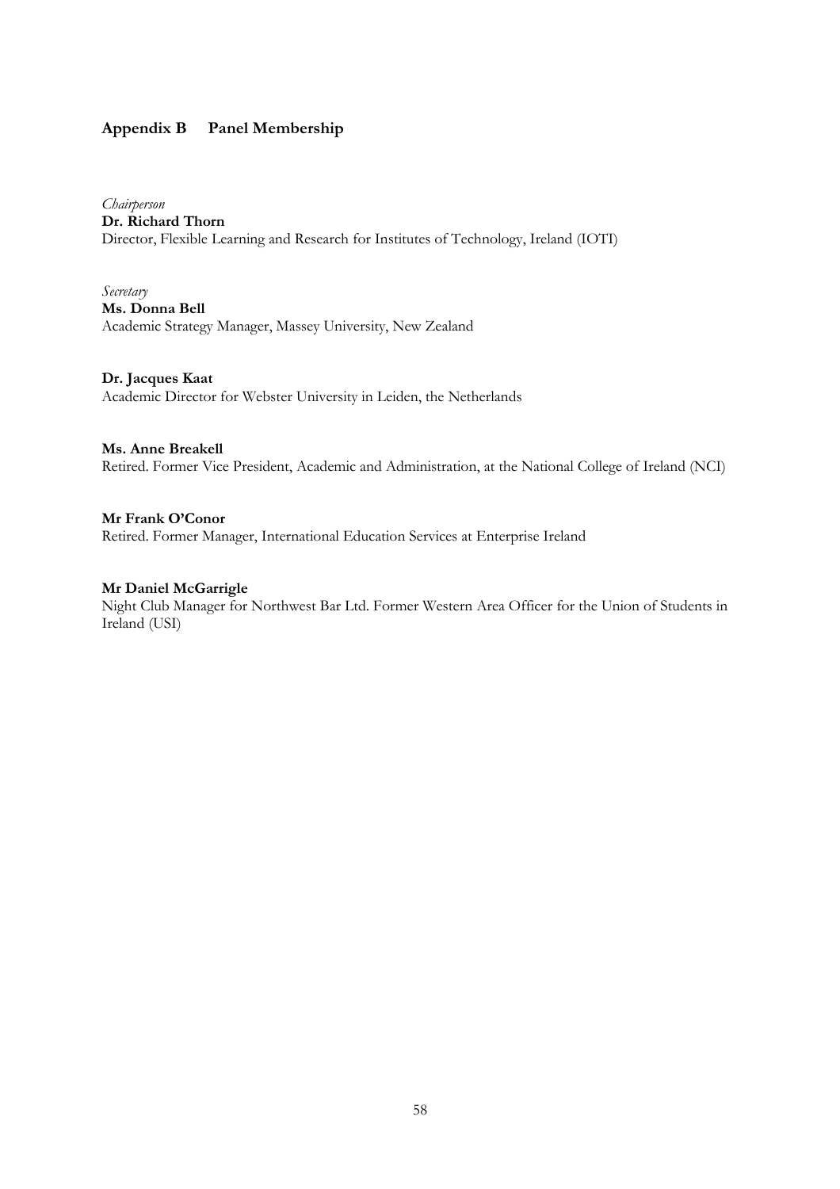## Appendix B Panel Membership

*Chairperson*
**Dr. Richard Thorn**
Director, Flexible Learning and Research for Institutes of Technology, Ireland (IOTI)

*Secretary*
**Ms. Donna Bell**
Academic Strategy Manager, Massey University, New Zealand

**Dr. Jacques Kaat**
Academic Director for Webster University in Leiden, the Netherlands

**Ms. Anne Breakell**
Retired. Former Vice President, Academic and Administration, at the National College of Ireland (NCI)

**Mr Frank O'Conor**
Retired. Former Manager, International Education Services at Enterprise Ireland

**Mr Daniel McGarrigle**
Night Club Manager for Northwest Bar Ltd. Former Western Area Officer for the Union of Students in Ireland (USI)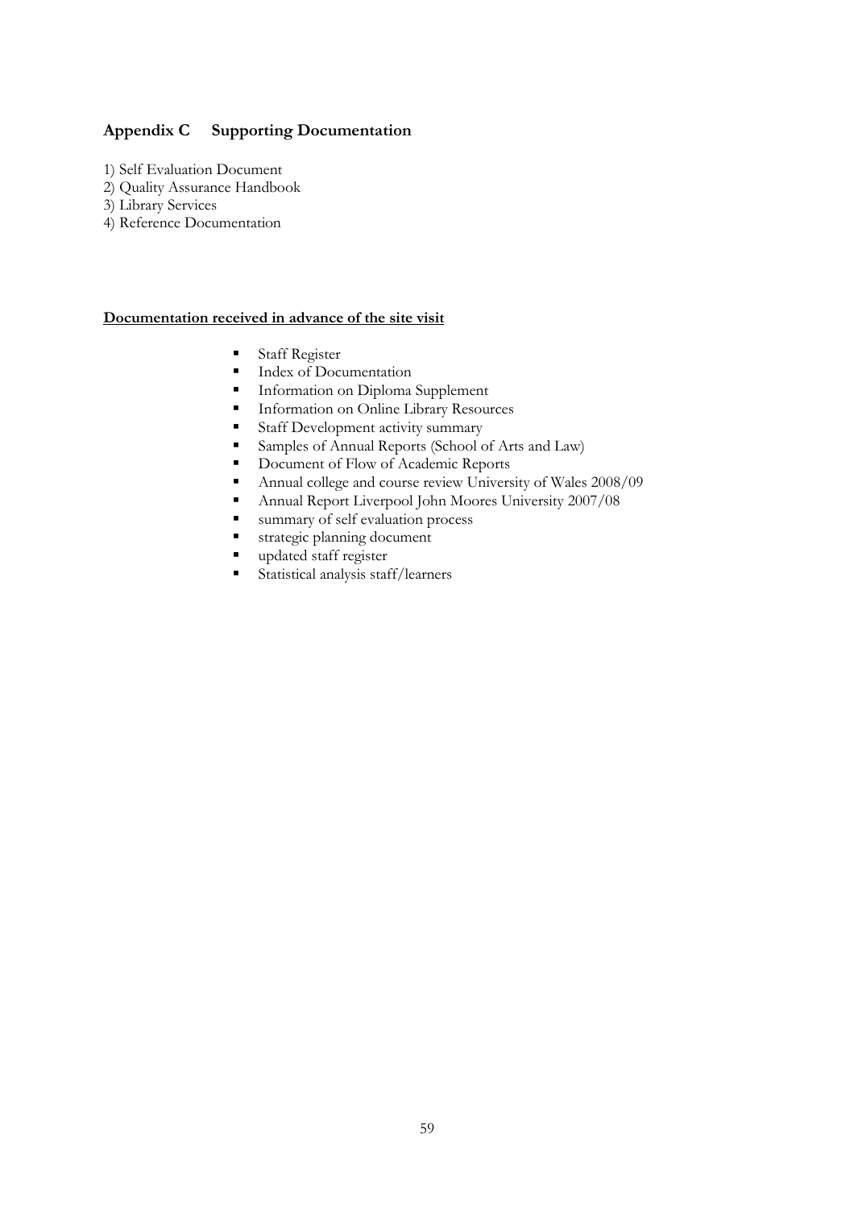## Appendix C Supporting Documentation

1) Self Evaluation Document
2) Quality Assurance Handbook
3) Library Services
4) Reference Documentation

**Documentation received in advance of the site visit**

- Staff Register
- Index of Documentation
- Information on Diploma Supplement
- Information on Online Library Resources
- Staff Development activity summary
- Samples of Annual Reports (School of Arts and Law)
- Document of Flow of Academic Reports
- Annual college and course review University of Wales 2008/09
- Annual Report Liverpool John Moores University 2007/08
- summary of self evaluation process
- strategic planning document
- updated staff register
- Statistical analysis staff/learners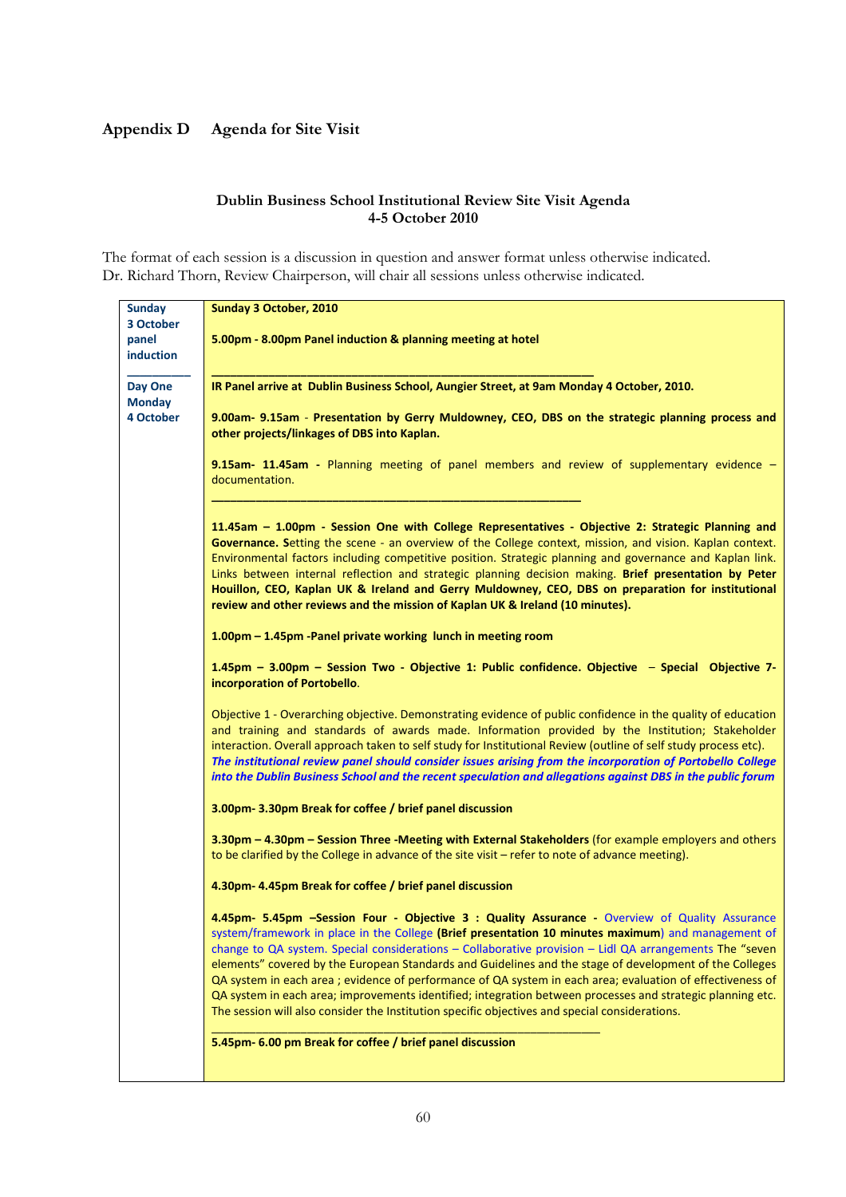## Appendix D Agenda for Site Visit

**Dublin Business School Institutional Review Site Visit Agenda**
**4-5 October 2010**

The format of each session is a discussion in question and answer format unless otherwise indicated.
Dr. Richard Thorn, Review Chairperson, will chair all sessions unless otherwise indicated.

| | |
|---|---|
| **Sunday 3 October panel induction** | **Sunday 3 October, 2010**<br><br>**5.00pm - 8.00pm Panel induction & planning meeting at hotel** |
| **Day One Monday 4 October** | **IR Panel arrive at Dublin Business School, Aungier Street, at 9am Monday 4 October, 2010.**<br><br>**9.00am- 9.15am - Presentation by Gerry Muldowney, CEO, DBS on the strategic planning process and other projects/linkages of DBS into Kaplan.**<br><br>**9.15am- 11.45am -** Planning meeting of panel members and review of supplementary evidence – documentation.<br><br>**11.45am – 1.00pm - Session One with College Representatives - Objective 2: Strategic Planning and Governance. S**etting the scene - an overview of the College context, mission, and vision. Kaplan context. Environmental factors including competitive position. Strategic planning and governance and Kaplan link. Links between internal reflection and strategic planning decision making. **Brief presentation by Peter Houillon, CEO, Kaplan UK & Ireland and Gerry Muldowney, CEO, DBS on preparation for institutional review and other reviews and the mission of Kaplan UK & Ireland (10 minutes).**<br><br>**1.00pm – 1.45pm -Panel private working lunch in meeting room**<br><br>**1.45pm – 3.00pm – Session Two - Objective 1: Public confidence. Objective – Special Objective 7- incorporation of Portobello**.<br><br>Objective 1 - Overarching objective. Demonstrating evidence of public confidence in the quality of education and training and standards of awards made. Information provided by the Institution; Stakeholder interaction. Overall approach taken to self study for Institutional Review (outline of self study process etc). ***The institutional review panel should consider issues arising from the incorporation of Portobello College into the Dublin Business School and the recent speculation and allegations against DBS in the public forum***<br><br>**3.00pm- 3.30pm Break for coffee / brief panel discussion**<br><br>**3.30pm – 4.30pm – Session Three -Meeting with External Stakeholders** (for example employers and others to be clarified by the College in advance of the site visit – refer to note of advance meeting).<br><br>**4.30pm- 4.45pm Break for coffee / brief panel discussion**<br><br>**4.45pm- 5.45pm –Session Four - Objective 3 : Quality Assurance -** Overview of Quality Assurance system/framework in place in the College **(Brief presentation 10 minutes maximum**) and management of change to QA system. Special considerations – Collaborative provision – Lidl QA arrangements The "seven elements" covered by the European Standards and Guidelines and the stage of development of the Colleges QA system in each area ; evidence of performance of QA system in each area; evaluation of effectiveness of QA system in each area; improvements identified; integration between processes and strategic planning etc. The session will also consider the Institution specific objectives and special considerations.<br><br>**5.45pm- 6.00 pm Break for coffee / brief panel discussion** |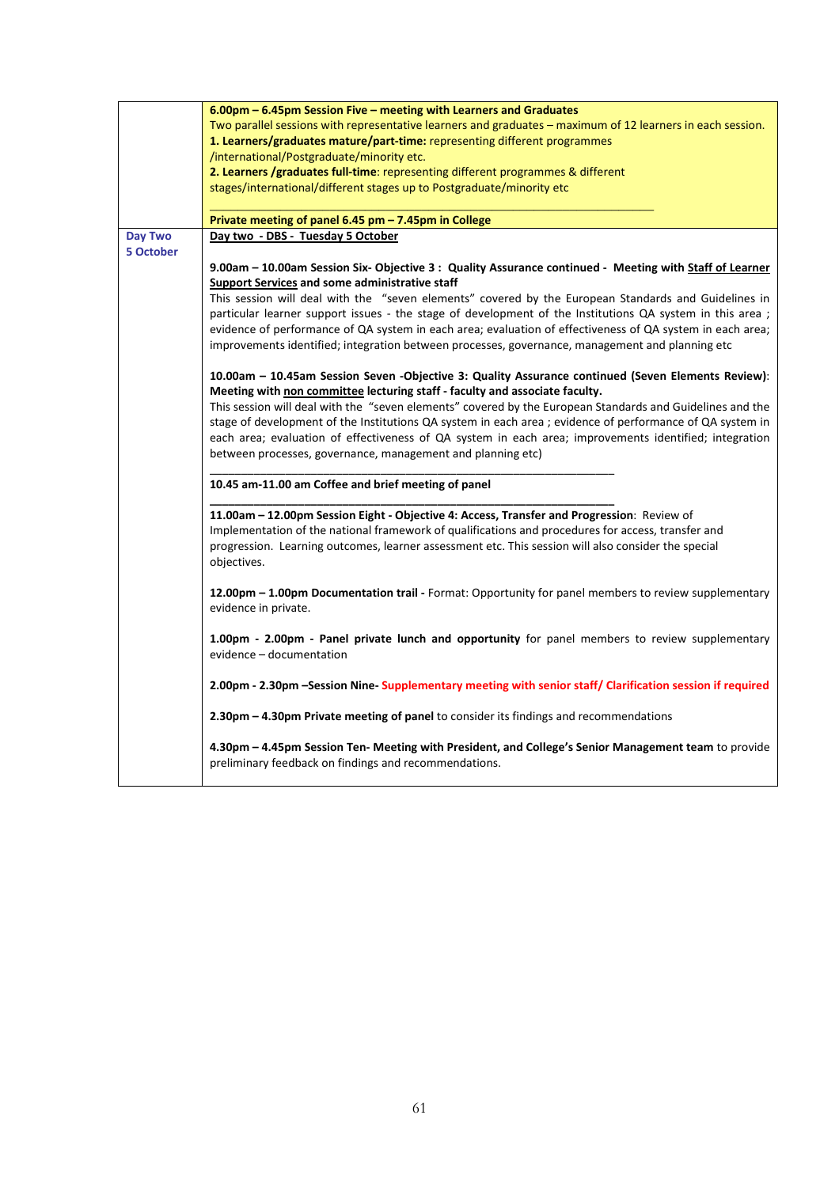| | |
|---|---|
| | **6.00pm – 6.45pm Session Five – meeting with Learners and Graduates**<br>Two parallel sessions with representative learners and graduates – maximum of 12 learners in each session.<br>**1. Learners/graduates mature/part-time:** representing different programmes /international/Postgraduate/minority etc.<br>**2. Learners /graduates full-time**: representing different programmes & different stages/international/different stages up to Postgraduate/minority etc<br><br>**Private meeting of panel 6.45 pm – 7.45pm in College** |
| **Day Two**<br>**5 October** | **Day two - DBS - Tuesday 5 October**<br><br>**9.00am – 10.00am Session Six- Objective 3 : Quality Assurance continued - Meeting with Staff of Learner Support Services and some administrative staff**<br>This session will deal with the "seven elements" covered by the European Standards and Guidelines in particular learner support issues - the stage of development of the Institutions QA system in this area ; evidence of performance of QA system in each area; evaluation of effectiveness of QA system in each area; improvements identified; integration between processes, governance, management and planning etc<br><br>**10.00am – 10.45am Session Seven -Objective 3: Quality Assurance continued (Seven Elements Review): Meeting with non committee lecturing staff - faculty and associate faculty.**<br>This session will deal with the "seven elements" covered by the European Standards and Guidelines and the stage of development of the Institutions QA system in each area ; evidence of performance of QA system in each area; evaluation of effectiveness of QA system in each area; improvements identified; integration between processes, governance, management and planning etc)<br><br>**10.45 am-11.00 am Coffee and brief meeting of panel**<br><br>**11.00am – 12.00pm Session Eight - Objective 4: Access, Transfer and Progression**: Review of Implementation of the national framework of qualifications and procedures for access, transfer and progression. Learning outcomes, learner assessment etc. This session will also consider the special objectives.<br><br>**12.00pm – 1.00pm Documentation trail -** Format: Opportunity for panel members to review supplementary evidence in private.<br><br>**1.00pm - 2.00pm - Panel private lunch and opportunity** for panel members to review supplementary evidence – documentation<br><br>**2.00pm - 2.30pm –Session Nine- Supplementary meeting with senior staff/ Clarification session if required**<br><br>**2.30pm – 4.30pm Private meeting of panel** to consider its findings and recommendations<br><br>**4.30pm – 4.45pm Session Ten- Meeting with President, and College's Senior Management team** to provide preliminary feedback on findings and recommendations. |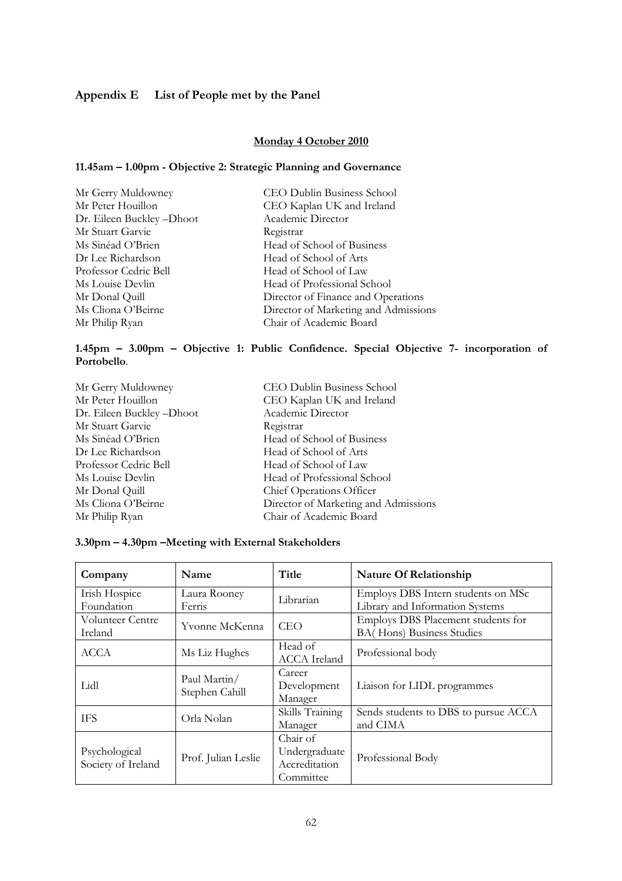## Appendix E List of People met by the Panel

**Monday 4 October 2010**

**11.45am – 1.00pm - Objective 2: Strategic Planning and Governance**

| | |
|---|---|
| Mr Gerry Muldowney | CEO Dublin Business School |
| Mr Peter Houillon | CEO Kaplan UK and Ireland |
| Dr. Eileen Buckley –Dhoot | Academic Director |
| Mr Stuart Garvie | Registrar |
| Ms Sinéad O'Brien | Head of School of Business |
| Dr Lee Richardson | Head of School of Arts |
| Professor Cedric Bell | Head of School of Law |
| Ms Louise Devlin | Head of Professional School |
| Mr Donal Quill | Director of Finance and Operations |
| Ms Cliona O'Beirne | Director of Marketing and Admissions |
| Mr Philip Ryan | Chair of Academic Board |

**1.45pm – 3.00pm – Objective 1: Public Confidence. Special Objective 7- incorporation of Portobello**.

| | |
|---|---|
| Mr Gerry Muldowney | CEO Dublin Business School |
| Mr Peter Houillon | CEO Kaplan UK and Ireland |
| Dr. Eileen Buckley –Dhoot | Academic Director |
| Mr Stuart Garvie | Registrar |
| Ms Sinéad O'Brien | Head of School of Business |
| Dr Lee Richardson | Head of School of Arts |
| Professor Cedric Bell | Head of School of Law |
| Ms Louise Devlin | Head of Professional School |
| Mr Donal Quill | Chief Operations Officer |
| Ms Cliona O'Beirne | Director of Marketing and Admissions |
| Mr Philip Ryan | Chair of Academic Board |

**3.30pm – 4.30pm –Meeting with External Stakeholders**

| Company | Name | Title | Nature Of Relationship |
|---|---|---|---|
| Irish Hospice Foundation | Laura Rooney Ferris | Librarian | Employs DBS Intern students on MSc Library and Information Systems |
| Volunteer Centre Ireland | Yvonne McKenna | CEO | Employs DBS Placement students for BA( Hons) Business Studies |
| ACCA | Ms Liz Hughes | Head of ACCA Ireland | Professional body |
| Lidl | Paul Martin/ Stephen Cahill | Career Development Manager | Liaison for LIDL programmes |
| IFS | Orla Nolan | Skills Training Manager | Sends students to DBS to pursue ACCA and CIMA |
| Psychological Society of Ireland | Prof. Julian Leslie | Chair of Undergraduate Accreditation Committee | Professional Body |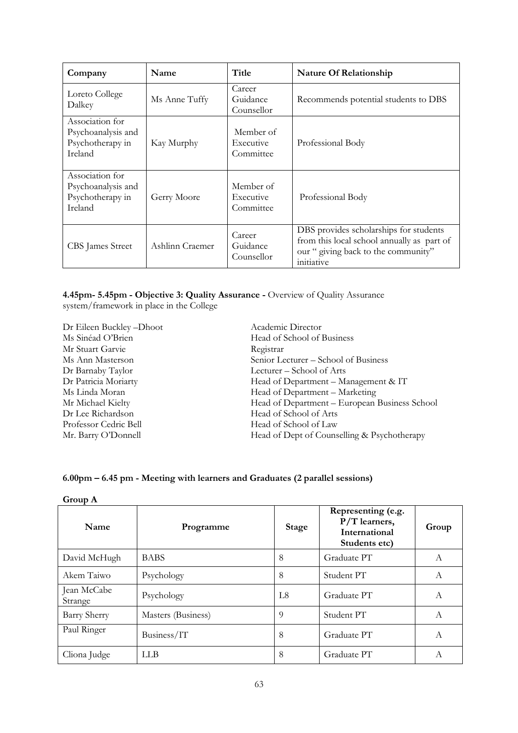| Company | Name | Title | Nature Of Relationship |
|---|---|---|---|
| Loreto College Dalkey | Ms Anne Tuffy | Career Guidance Counsellor | Recommends potential students to DBS |
| Association for Psychoanalysis and Psychotherapy in Ireland | Kay Murphy | Member of Executive Committee | Professional Body |
| Association for Psychoanalysis and Psychotherapy in Ireland | Gerry Moore | Member of Executive Committee | Professional Body |
| CBS James Street | Ashlinn Craemer | Career Guidance Counsellor | DBS provides scholarships for students from this local school annually as part of our " giving back to the community" initiative |

**4.45pm- 5.45pm - Objective 3: Quality Assurance -** Overview of Quality Assurance system/framework in place in the College

| | |
|---|---|
| Dr Eileen Buckley –Dhoot | Academic Director |
| Ms Sinéad O'Brien | Head of School of Business |
| Mr Stuart Garvie | Registrar |
| Ms Ann Masterson | Senior Lecturer – School of Business |
| Dr Barnaby Taylor | Lecturer – School of Arts |
| Dr Patricia Moriarty | Head of Department – Management & IT |
| Ms Linda Moran | Head of Department – Marketing |
| Mr Michael Kielty | Head of Department – European Business School |
| Dr Lee Richardson | Head of School of Arts |
| Professor Cedric Bell | Head of School of Law |
| Mr. Barry O'Donnell | Head of Dept of Counselling & Psychotherapy |

**6.00pm – 6.45 pm - Meeting with learners and Graduates (2 parallel sessions)**

**Group A**

| Name | Programme | Stage | Representing (e.g. P/T learners, International Students etc) | Group |
|---|---|---|---|---|
| David McHugh | BABS | 8 | Graduate PT | A |
| Akem Taiwo | Psychology | 8 | Student PT | A |
| Jean McCabe Strange | Psychology | L8 | Graduate PT | A |
| Barry Sherry | Masters (Business) | 9 | Student PT | A |
| Paul Ringer | Business/IT | 8 | Graduate PT | A |
| Cliona Judge | LLB | 8 | Graduate PT | A |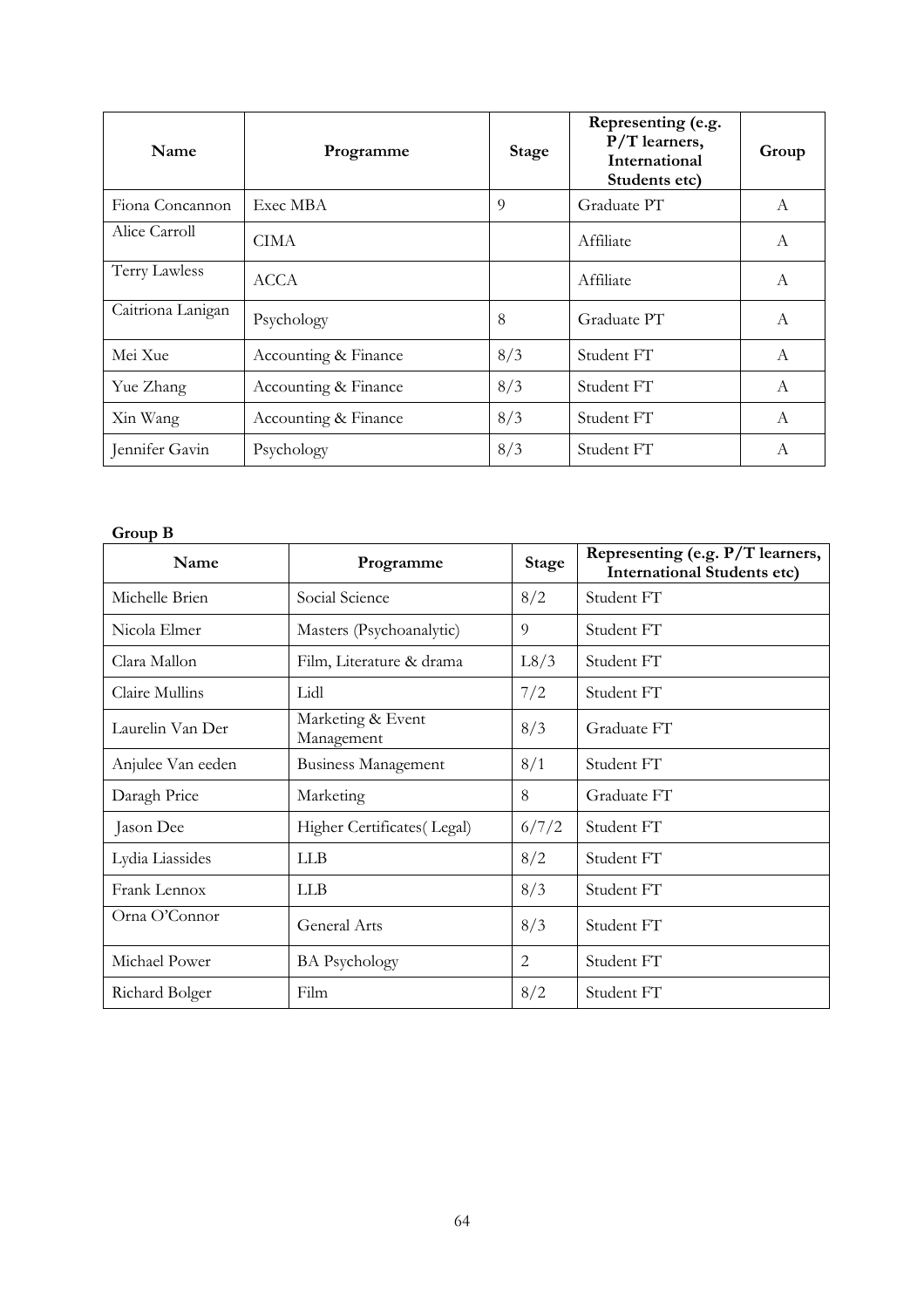| Name | Programme | Stage | Representing (e.g. P/T learners, International Students etc) | Group |
|---|---|---|---|---|
| Fiona Concannon | Exec MBA | 9 | Graduate PT | A |
| Alice Carroll | CIMA | | Affiliate | A |
| Terry Lawless | ACCA | | Affiliate | A |
| Caitriona Lanigan | Psychology | 8 | Graduate PT | A |
| Mei Xue | Accounting & Finance | 8/3 | Student FT | A |
| Yue Zhang | Accounting & Finance | 8/3 | Student FT | A |
| Xin Wang | Accounting & Finance | 8/3 | Student FT | A |
| Jennifer Gavin | Psychology | 8/3 | Student FT | A |

**Group B**

| Name | Programme | Stage | Representing (e.g. P/T learners, International Students etc) |
|---|---|---|---|
| Michelle Brien | Social Science | 8/2 | Student FT |
| Nicola Elmer | Masters (Psychoanalytic) | 9 | Student FT |
| Clara Mallon | Film, Literature & drama | L8/3 | Student FT |
| Claire Mullins | Lidl | 7/2 | Student FT |
| Laurelin Van Der | Marketing & Event Management | 8/3 | Graduate FT |
| Anjulee Van eeden | Business Management | 8/1 | Student FT |
| Daragh Price | Marketing | 8 | Graduate FT |
| Jason Dee | Higher Certificates( Legal) | 6/7/2 | Student FT |
| Lydia Liassides | LLB | 8/2 | Student FT |
| Frank Lennox | LLB | 8/3 | Student FT |
| Orna O'Connor | General Arts | 8/3 | Student FT |
| Michael Power | BA Psychology | 2 | Student FT |
| Richard Bolger | Film | 8/2 | Student FT |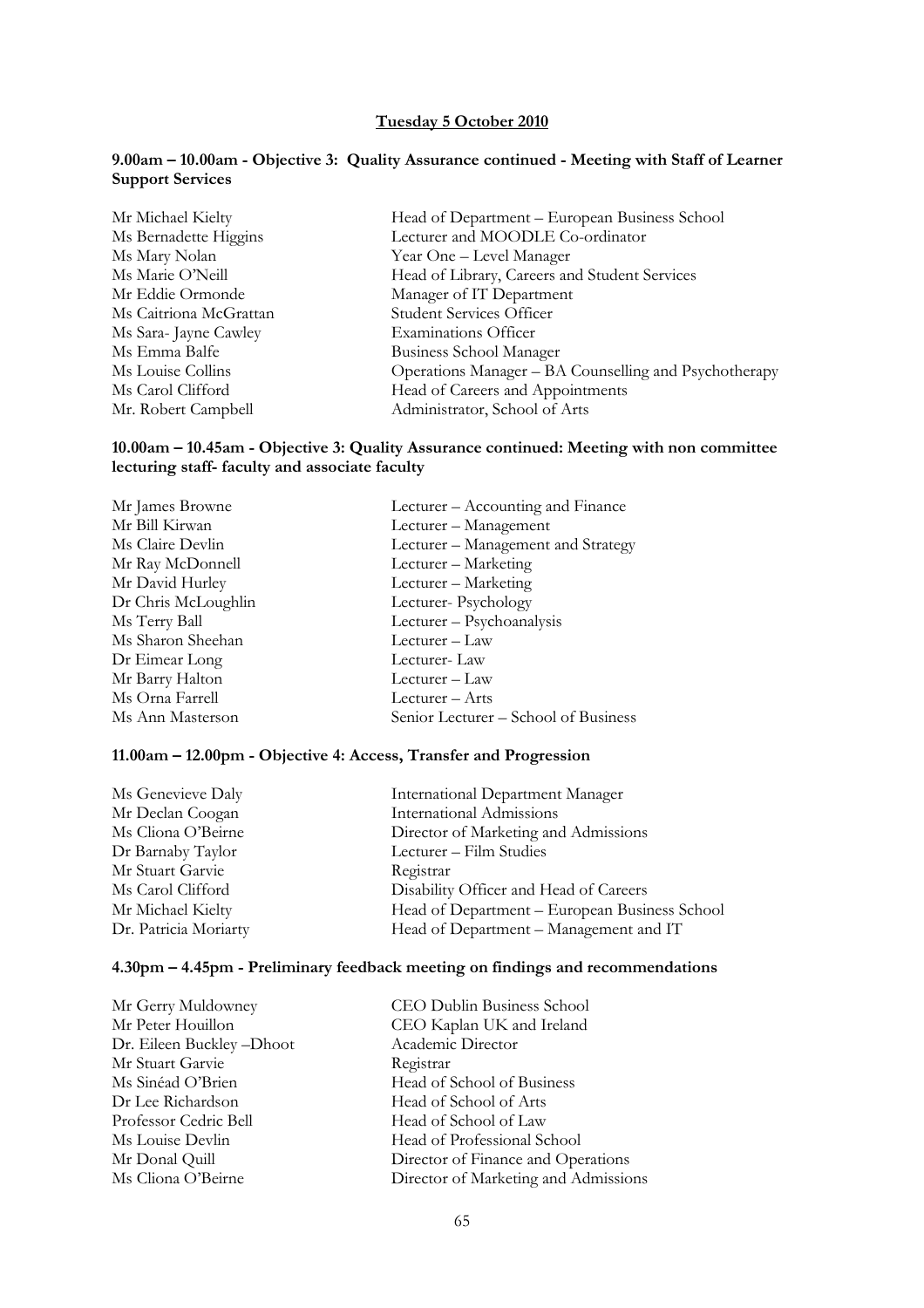## Tuesday 5 October 2010

**9.00am – 10.00am - Objective 3: Quality Assurance continued - Meeting with Staff of Learner Support Services**

| | |
|---|---|
| Mr Michael Kielty | Head of Department – European Business School |
| Ms Bernadette Higgins | Lecturer and MOODLE Co-ordinator |
| Ms Mary Nolan | Year One – Level Manager |
| Ms Marie O'Neill | Head of Library, Careers and Student Services |
| Mr Eddie Ormonde | Manager of IT Department |
| Ms Caitriona McGrattan | Student Services Officer |
| Ms Sara- Jayne Cawley | Examinations Officer |
| Ms Emma Balfe | Business School Manager |
| Ms Louise Collins | Operations Manager – BA Counselling and Psychotherapy |
| Ms Carol Clifford | Head of Careers and Appointments |
| Mr. Robert Campbell | Administrator, School of Arts |

**10.00am – 10.45am - Objective 3: Quality Assurance continued: Meeting with non committee lecturing staff- faculty and associate faculty**

| | |
|---|---|
| Mr James Browne | Lecturer – Accounting and Finance |
| Mr Bill Kirwan | Lecturer – Management |
| Ms Claire Devlin | Lecturer – Management and Strategy |
| Mr Ray McDonnell | Lecturer – Marketing |
| Mr David Hurley | Lecturer – Marketing |
| Dr Chris McLoughlin | Lecturer- Psychology |
| Ms Terry Ball | Lecturer – Psychoanalysis |
| Ms Sharon Sheehan | Lecturer – Law |
| Dr Eimear Long | Lecturer- Law |
| Mr Barry Halton | Lecturer – Law |
| Ms Orna Farrell | Lecturer – Arts |
| Ms Ann Masterson | Senior Lecturer – School of Business |

**11.00am – 12.00pm - Objective 4: Access, Transfer and Progression**

| | |
|---|---|
| Ms Genevieve Daly | International Department Manager |
| Mr Declan Coogan | International Admissions |
| Ms Cliona O'Beirne | Director of Marketing and Admissions |
| Dr Barnaby Taylor | Lecturer – Film Studies |
| Mr Stuart Garvie | Registrar |
| Ms Carol Clifford | Disability Officer and Head of Careers |
| Mr Michael Kielty | Head of Department – European Business School |
| Dr. Patricia Moriarty | Head of Department – Management and IT |

**4.30pm – 4.45pm - Preliminary feedback meeting on findings and recommendations**

| | |
|---|---|
| Mr Gerry Muldowney | CEO Dublin Business School |
| Mr Peter Houillon | CEO Kaplan UK and Ireland |
| Dr. Eileen Buckley –Dhoot | Academic Director |
| Mr Stuart Garvie | Registrar |
| Ms Sinéad O'Brien | Head of School of Business |
| Dr Lee Richardson | Head of School of Arts |
| Professor Cedric Bell | Head of School of Law |
| Ms Louise Devlin | Head of Professional School |
| Mr Donal Quill | Director of Finance and Operations |
| Ms Cliona O'Beirne | Director of Marketing and Admissions |